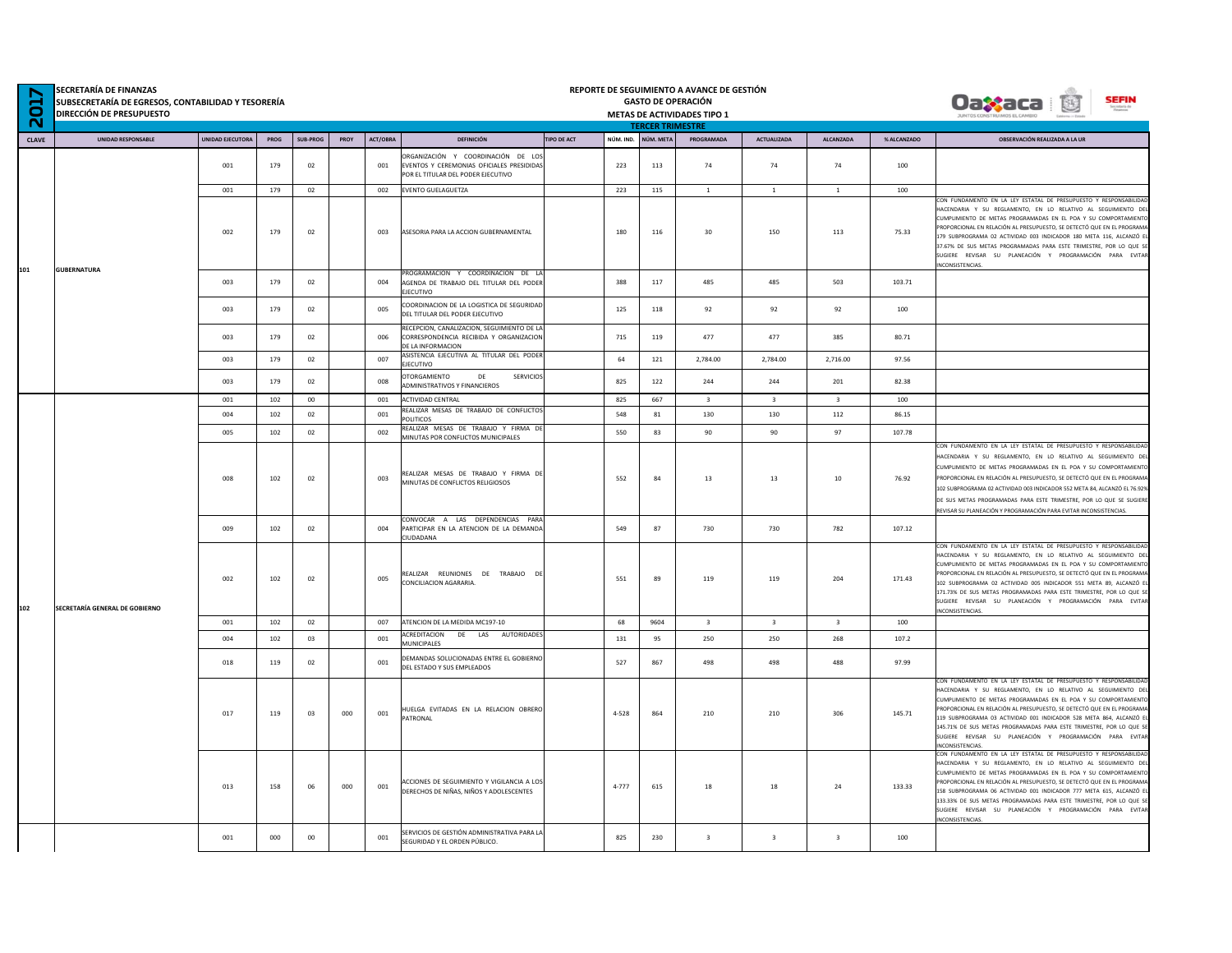**2017**

**SECRETARÍA DE FINANZAS**
**SUBSECRETARÍA DE EGRESOS, CONTABILIDAD Y TESORERÍA**
**DIRECCIÓN DE PRESUPUESTO**

**REPORTE DE SEGUIMIENTO A AVANCE DE GESTIÓN**
**GASTO DE OPERACIÓN**
**METAS DE ACTIVIDADES TIPO 1**
**TERCER TRIMESTRE**

| CLAVE | UNIDAD RESPONSABLE | UNIDAD EJECUTORA | PROG | SUB-PROG | PROY | ACT/OBRA | DEFINICIÓN | TIPO DE ACT | NÚM. IND. | NÚM. META | PROGRAMADA | ACTUALIZADA | ALCANZADA | % ALCANZADO | OBSERVACIÓN REALIZADA A LA UR |
|---|---|---|---|---|---|---|---|---|---|---|---|---|---|---|---|
| 101 | GUBERNATURA | 001 | 179 | 02 | | 001 | ORGANIZACIÓN Y COORDINACIÓN DE LOS EVENTOS Y CEREMONIAS OFICIALES PRESIDIDAS POR EL TITULAR DEL PODER EJECUTIVO | | 223 | 113 | 74 | 74 | 74 | 100 | |
| | | 001 | 179 | 02 | | 002 | EVENTO GUELAGUETZA | | 223 | 115 | 1 | 1 | 1 | 100 | |
| | | 002 | 179 | 02 | | 003 | ASESORIA PARA LA ACCION GUBERNAMENTAL | | 180 | 116 | 30 | 150 | 113 | 75.33 | CON FUNDAMENTO EN LA LEY ESTATAL DE PRESUPUESTO Y RESPONSABILIDAD HACENDARIA Y SU REGLAMENTO, EN LO RELATIVO AL SEGUIMIENTO DEL CUMPLIMIENTO DE METAS PROGRAMADAS EN EL POA Y SU COMPORTAMIENTO PROPORCIONAL EN RELACIÓN AL PRESUPUESTO, SE DETECTÓ QUE EN EL PROGRAMA 179 SUBPROGRAMA 02 ACTIVIDAD 003 INDICADOR 180 META 116, ALCANZÓ EL 37.67% DE SUS METAS PROGRAMADAS PARA ESTE TRIMESTRE, POR LO QUE SE SUGIERE REVISAR SU PLANEACIÓN Y PROGRAMACIÓN PARA EVITAR INCONSISTENCIAS. |
| | | 003 | 179 | 02 | | 004 | PROGRAMACION Y COORDINACION DE LA AGENDA DE TRABAJO DEL TITULAR DEL PODER EJECUTIVO | | 388 | 117 | 485 | 485 | 503 | 103.71 | |
| | | 003 | 179 | 02 | | 005 | COORDINACION DE LA LOGISTICA DE SEGURIDAD DEL TITULAR DEL PODER EJECUTIVO | | 125 | 118 | 92 | 92 | 92 | 100 | |
| | | 003 | 179 | 02 | | 006 | RECEPCION, CANALIZACION, SEGUIMIENTO DE LA CORRESPONDENCIA RECIBIDA Y ORGANIZACION DE LA INFORMACION | | 715 | 119 | 477 | 477 | 385 | 80.71 | |
| | | 003 | 179 | 02 | | 007 | ASISTENCIA EJECUTIVA AL TITULAR DEL PODER EJECUTIVO | | 64 | 121 | 2,784.00 | 2,784.00 | 2,716.00 | 97.56 | |
| | | 003 | 179 | 02 | | 008 | OTORGAMIENTO DE SERVICIOS ADMINISTRATIVOS Y FINANCIEROS | | 825 | 122 | 244 | 244 | 201 | 82.38 | |
| 102 | SECRETARÍA GENERAL DE GOBIERNO | 001 | 102 | 00 | | 001 | ACTIVIDAD CENTRAL | | 825 | 667 | 3 | 3 | 3 | 100 | |
| | | 004 | 102 | 02 | | 001 | REALIZAR MESAS DE TRABAJO DE CONFLICTOS POLITICOS | | 548 | 81 | 130 | 130 | 112 | 86.15 | |
| | | 005 | 102 | 02 | | 002 | REALIZAR MESAS DE TRABAJO Y FIRMA DE MINUTAS POR CONFLICTOS MUNICIPALES | | 550 | 83 | 90 | 90 | 97 | 107.78 | |
| | | 008 | 102 | 02 | | 003 | REALIZAR MESAS DE TRABAJO Y FIRMA DE MINUTAS DE CONFLICTOS RELIGIOSOS | | 552 | 84 | 13 | 13 | 10 | 76.92 | CON FUNDAMENTO EN LA LEY ESTATAL DE PRESUPUESTO Y RESPONSABILIDAD HACENDARIA Y SU REGLAMENTO, EN LO RELATIVO AL SEGUIMIENTO DEL CUMPLIMIENTO DE METAS PROGRAMADAS EN EL POA Y SU COMPORTAMIENTO PROPORCIONAL EN RELACIÓN AL PRESUPUESTO, SE DETECTÓ QUE EN EL PROGRAMA 102 SUBPROGRAMA 02 ACTIVIDAD 003 INDICADOR 552 META 84, ALCANZÓ EL 76.92% DE SUS METAS PROGRAMADAS PARA ESTE TRIMESTRE, POR LO QUE SE SUGIERE REVISAR SU PLANEACIÓN Y PROGRAMACIÓN PARA EVITAR INCONSISTENCIAS. |
| | | 009 | 102 | 02 | | 004 | CONVOCAR A LAS DEPENDENCIAS PARA PARTICIPAR EN LA ATENCION DE LA DEMANDA CIUDADANA | | 549 | 87 | 730 | 730 | 782 | 107.12 | |
| | | 002 | 102 | 02 | | 005 | REALIZAR REUNIONES DE TRABAJO DE CONCILIACION AGARARIA. | | 551 | 89 | 119 | 119 | 204 | 171.43 | CON FUNDAMENTO EN LA LEY ESTATAL DE PRESUPUESTO Y RESPONSABILIDAD HACENDARIA Y SU REGLAMENTO, EN LO RELATIVO AL SEGUIMIENTO DEL CUMPLIMIENTO DE METAS PROGRAMADAS EN EL POA Y SU COMPORTAMIENTO PROPORCIONAL EN RELACIÓN AL PRESUPUESTO, SE DETECTÓ QUE EN EL PROGRAMA 102 SUBPROGRAMA 02 ACTIVIDAD 005 INDICADOR 551 META 89, ALCANZÓ EL 171.73% DE SUS METAS PROGRAMADAS PARA ESTE TRIMESTRE, POR LO QUE SE SUGIERE REVISAR SU PLANEACIÓN Y PROGRAMACIÓN PARA EVITAR INCONSISTENCIAS. |
| | | 001 | 102 | 02 | | 007 | ATENCION DE LA MEDIDA MC197-10 | | 68 | 9604 | 3 | 3 | 3 | 100 | |
| | | 004 | 102 | 03 | | 001 | ACREDITACION DE LAS AUTORIDADES MUNICIPALES | | 131 | 95 | 250 | 250 | 268 | 107.2 | |
| | | 018 | 119 | 02 | | 001 | DEMANDAS SOLUCIONADAS ENTRE EL GOBIERNO DEL ESTADO Y SUS EMPLEADOS | | 527 | 867 | 498 | 498 | 488 | 97.99 | |
| | | 017 | 119 | 03 | 000 | 001 | HUELGA EVITADAS EN LA RELACION OBRERO PATRONAL | | 4-528 | 864 | 210 | 210 | 306 | 145.71 | CON FUNDAMENTO EN LA LEY ESTATAL DE PRESUPUESTO Y RESPONSABILIDAD HACENDARIA Y SU REGLAMENTO, EN LO RELATIVO AL SEGUIMIENTO DEL CUMPLIMIENTO DE METAS PROGRAMADAS EN EL POA Y SU COMPORTAMIENTO PROPORCIONAL EN RELACIÓN AL PRESUPUESTO, SE DETECTÓ QUE EN EL PROGRAMA 119 SUBPROGRAMA 03 ACTIVIDAD 001 INDICADOR 528 META 864, ALCANZÓ EL 145.71% DE SUS METAS PROGRAMADAS PARA ESTE TRIMESTRE, POR LO QUE SE SUGIERE REVISAR SU PLANEACIÓN Y PROGRAMACIÓN PARA EVITAR INCONSISTENCIAS. |
| | | 013 | 158 | 06 | 000 | 001 | ACCIONES DE SEGUIMIENTO Y VIGILANCIA A LOS DERECHOS DE NIÑAS, NIÑOS Y ADOLESCENTES | | 4-777 | 615 | 18 | 18 | 24 | 133.33 | CON FUNDAMENTO EN LA LEY ESTATAL DE PRESUPUESTO Y RESPONSABILIDAD HACENDARIA Y SU REGLAMENTO, EN LO RELATIVO AL SEGUIMIENTO DEL CUMPLIMIENTO DE METAS PROGRAMADAS EN EL POA Y SU COMPORTAMIENTO PROPORCIONAL EN RELACIÓN AL PRESUPUESTO, SE DETECTÓ QUE EN EL PROGRAMA 158 SUBPROGRAMA 06 ACTIVIDAD 001 INDICADOR 777 META 615, ALCANZÓ EL 133.33% DE SUS METAS PROGRAMADAS PARA ESTE TRIMESTRE, POR LO QUE SE SUGIERE REVISAR SU PLANEACIÓN Y PROGRAMACIÓN PARA EVITAR INCONSISTENCIAS. |
| | | 001 | 000 | 00 | | 001 | SERVICIOS DE GESTIÓN ADMINISTRATIVA PARA LA SEGURIDAD Y EL ORDEN PÚBLICO. | | 825 | 230 | 3 | 3 | 3 | 100 | |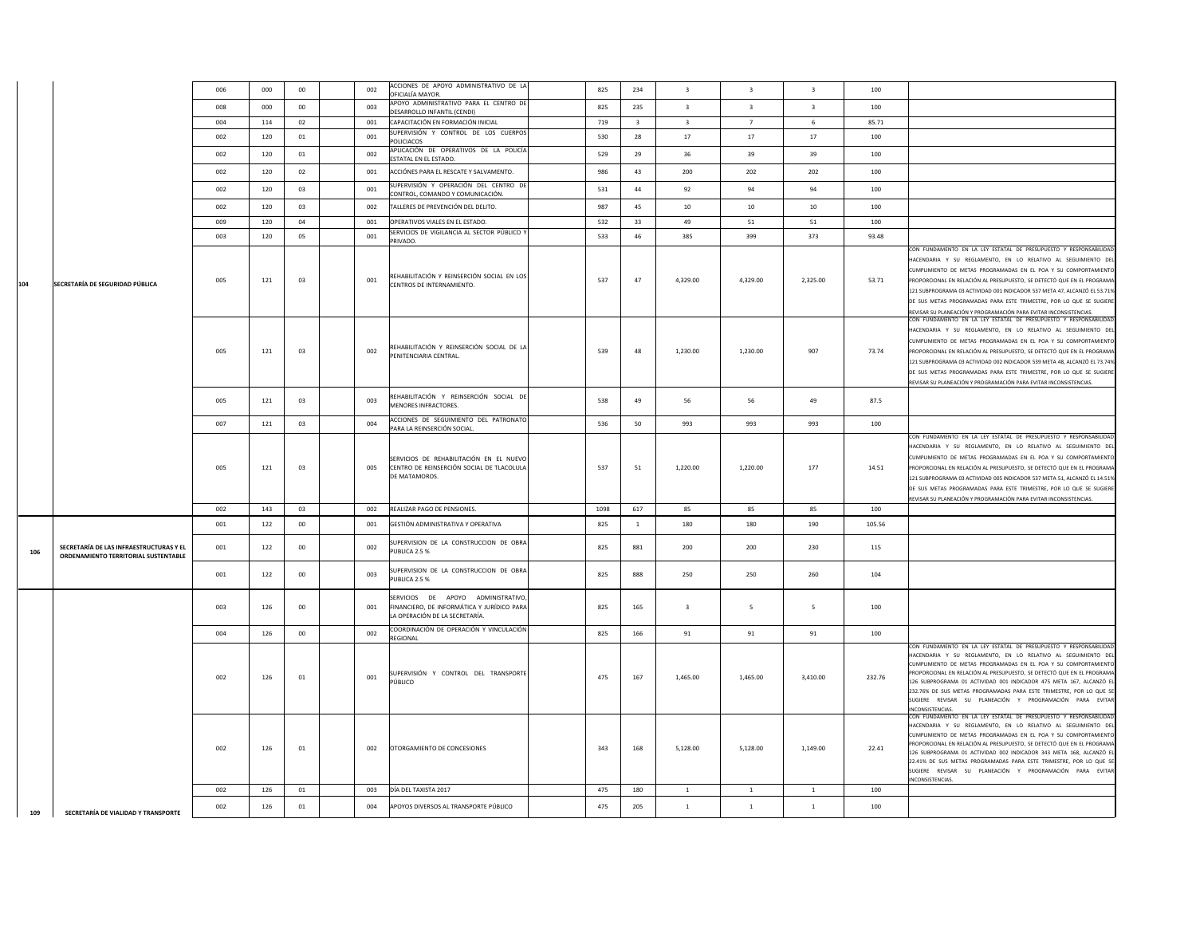| | | | | | | | | | | | | | | |
|---|---|---|---|---|---|---|---|---|---|---|---|---|---|---|
| 104 | SECRETARÍA DE SEGURIDAD PÚBLICA | 006 | 000 | 00 | | 002 | ACCIONES DE APOYO ADMINISTRATIVO DE LA OFICIALÍA MAYOR. | 825 | 234 | 3 | 3 | 3 | 100 | |
| | | 008 | 000 | 00 | | 003 | APOYO ADMINISTRATIVO PARA EL CENTRO DE DESARROLLO INFANTIL (CENDI) | 825 | 235 | 3 | 3 | 3 | 100 | |
| | | 004 | 114 | 02 | | 001 | CAPACITACIÓN EN FORMACIÓN INICIAL | 719 | 3 | 3 | 7 | 6 | 85.71 | |
| | | 002 | 120 | 01 | | 001 | SUPERVISIÓN Y CONTROL DE LOS CUERPOS POLICIACOS | 530 | 28 | 17 | 17 | 17 | 100 | |
| | | 002 | 120 | 01 | | 002 | APLICACIÓN DE OPERATIVOS DE LA POLICÍA ESTATAL EN EL ESTADO. | 529 | 29 | 36 | 39 | 39 | 100 | |
| | | 002 | 120 | 02 | | 001 | ACCIÓNES PARA EL RESCATE Y SALVAMENTO. | 986 | 43 | 200 | 202 | 202 | 100 | |
| | | 002 | 120 | 03 | | 001 | SUPERVISIÓN Y OPERACIÓN DEL CENTRO DE CONTROL, COMANDO Y COMUNICACIÓN. | 531 | 44 | 92 | 94 | 94 | 100 | |
| | | 002 | 120 | 03 | | 002 | TALLERES DE PREVENCIÓN DEL DELITO. | 987 | 45 | 10 | 10 | 10 | 100 | |
| | | 009 | 120 | 04 | | 001 | OPERATIVOS VIALES EN EL ESTADO. | 532 | 33 | 49 | 51 | 51 | 100 | |
| | | 003 | 120 | 05 | | 001 | SERVICIOS DE VIGILANCIA AL SECTOR PÚBLICO Y PRIVADO. | 533 | 46 | 385 | 399 | 373 | 93.48 | |
| | | 005 | 121 | 03 | | 001 | REHABILITACIÓN Y REINSERCIÓN SOCIAL EN LOS CENTROS DE INTERNAMIENTO. | 537 | 47 | 4,329.00 | 4,329.00 | 2,325.00 | 53.71 | CON FUNDAMENTO EN LA LEY ESTATAL DE PRESUPUESTO Y RESPONSABILIDAD HACENDARIA Y SU REGLAMENTO, EN LO RELATIVO AL SEGUIMIENTO DEL CUMPLIMIENTO DE METAS PROGRAMADAS EN EL POA Y SU COMPORTAMIENTO PROPORCIONAL EN RELACIÓN AL PRESUPUESTO, SE DETECTÓ QUE EN EL PROGRAMA 121 SUBPROGRAMA 03 ACTIVIDAD 001 INDICADOR 537 META 47, ALCANZÓ EL 53.71% DE SUS METAS PROGRAMADAS PARA ESTE TRIMESTRE, POR LO QUE SE SUGIERE REVISAR SU PLANEACIÓN Y PROGRAMACIÓN PARA EVITAR INCONSISTENCIAS. |
| | | 005 | 121 | 03 | | 002 | REHABILITACIÓN Y REINSERCIÓN SOCIAL DE LA PENITENCIARIA CENTRAL. | 539 | 48 | 1,230.00 | 1,230.00 | 907 | 73.74 | CON FUNDAMENTO EN LA LEY ESTATAL DE PRESUPUESTO Y RESPONSABILIDAD HACENDARIA Y SU REGLAMENTO, EN LO RELATIVO AL SEGUIMIENTO DEL CUMPLIMIENTO DE METAS PROGRAMADAS EN EL POA Y SU COMPORTAMIENTO PROPORCIONAL EN RELACIÓN AL PRESUPUESTO, SE DETECTÓ QUE EN EL PROGRAMA 121 SUBPROGRAMA 03 ACTIVIDAD 002 INDICADOR 539 META 48, ALCANZÓ EL 73.74% DE SUS METAS PROGRAMADAS PARA ESTE TRIMESTRE, POR LO QUE SE SUGIERE REVISAR SU PLANEACIÓN Y PROGRAMACIÓN PARA EVITAR INCONSISTENCIAS. |
| | | 005 | 121 | 03 | | 003 | REHABILITACIÓN Y REINSERCIÓN SOCIAL DE MENORES INFRACTORES. | 538 | 49 | 56 | 56 | 49 | 87.5 | |
| | | 007 | 121 | 03 | | 004 | ACCIONES DE SEGUIMIENTO DEL PATRONATO PARA LA REINSERCIÓN SOCIAL. | 536 | 50 | 993 | 993 | 993 | 100 | |
| | | 005 | 121 | 03 | | 005 | SERVICIOS DE REHABILITACIÓN EN EL NUEVO CENTRO DE REINSERCIÓN SOCIAL DE TLACOLULA DE MATAMOROS. | 537 | 51 | 1,220.00 | 1,220.00 | 177 | 14.51 | CON FUNDAMENTO EN LA LEY ESTATAL DE PRESUPUESTO Y RESPONSABILIDAD HACENDARIA Y SU REGLAMENTO, EN LO RELATIVO AL SEGUIMIENTO DEL CUMPLIMIENTO DE METAS PROGRAMADAS EN EL POA Y SU COMPORTAMIENTO PROPORCIONAL EN RELACIÓN AL PRESUPUESTO, SE DETECTÓ QUE EN EL PROGRAMA 121 SUBPROGRAMA 03 ACTIVIDAD 005 INDICADOR 537 META 51, ALCANZÓ EL 14.51% DE SUS METAS PROGRAMADAS PARA ESTE TRIMESTRE, POR LO QUE SE SUGIERE REVISAR SU PLANEACIÓN Y PROGRAMACIÓN PARA EVITAR INCONSISTENCIAS. |
| | | 002 | 143 | 03 | | 002 | REALIZAR PAGO DE PENSIONES. | 1098 | 617 | 85 | 85 | 85 | 100 | |
| 106 | SECRETARÍA DE LAS INFRAESTRUCTURAS Y EL ORDENAMIENTO TERRITORIAL SUSTENTABLE | 001 | 122 | 00 | | 001 | GESTIÓN ADMINISTRATIVA Y OPERATIVA | 825 | 1 | 180 | 180 | 190 | 105.56 | |
| | | 001 | 122 | 00 | | 002 | SUPERVISION DE LA CONSTRUCCION DE OBRA PUBLICA 2.5 % | 825 | 881 | 200 | 200 | 230 | 115 | |
| | | 001 | 122 | 00 | | 003 | SUPERVISION DE LA CONSTRUCCION DE OBRA PUBLICA 2.5 % | 825 | 888 | 250 | 250 | 260 | 104 | |
| 109 | SECRETARÍA DE VIALIDAD Y TRANSPORTE | 003 | 126 | 00 | | 001 | SERVICIOS DE APOYO ADMINISTRATIVO, FINANCIERO, DE INFORMÁTICA Y JURÍDICO PARA LA OPERACIÓN DE LA SECRETARÍA. | 825 | 165 | 3 | 5 | 5 | 100 | |
| | | 004 | 126 | 00 | | 002 | COORDINACIÓN DE OPERACIÓN Y VINCULACIÓN REGIONAL | 825 | 166 | 91 | 91 | 91 | 100 | |
| | | 002 | 126 | 01 | | 001 | SUPERVISIÓN Y CONTROL DEL TRANSPORTE PÚBLICO | 475 | 167 | 1,465.00 | 1,465.00 | 3,410.00 | 232.76 | CON FUNDAMENTO EN LA LEY ESTATAL DE PRESUPUESTO Y RESPONSABILIDAD HACENDARIA Y SU REGLAMENTO, EN LO RELATIVO AL SEGUIMIENTO DEL CUMPLIMIENTO DE METAS PROGRAMADAS EN EL POA Y SU COMPORTAMIENTO PROPORCIONAL EN RELACIÓN AL PRESUPUESTO, SE DETECTÓ QUE EN EL PROGRAMA 126 SUBPROGRAMA 01 ACTIVIDAD 001 INDICADOR 475 META 167, ALCANZÓ EL 232.76% DE SUS METAS PROGRAMADAS PARA ESTE TRIMESTRE, POR LO QUE SE SUGIERE REVISAR SU PLANEACIÓN Y PROGRAMACIÓN PARA EVITAR INCONSISTENCIAS. |
| | | 002 | 126 | 01 | | 002 | OTORGAMIENTO DE CONCESIONES | 343 | 168 | 5,128.00 | 5,128.00 | 1,149.00 | 22.41 | CON FUNDAMENTO EN LA LEY ESTATAL DE PRESUPUESTO Y RESPONSABILIDAD HACENDARIA Y SU REGLAMENTO, EN LO RELATIVO AL SEGUIMIENTO DEL CUMPLIMIENTO DE METAS PROGRAMADAS EN EL POA Y SU COMPORTAMIENTO PROPORCIONAL EN RELACIÓN AL PRESUPUESTO, SE DETECTÓ QUE EN EL PROGRAMA 126 SUBPROGRAMA 01 ACTIVIDAD 002 INDICADOR 343 META 168, ALCANZÓ EL 22.41% DE SUS METAS PROGRAMADAS PARA ESTE TRIMESTRE, POR LO QUE SE SUGIERE REVISAR SU PLANEACIÓN Y PROGRAMACIÓN PARA EVITAR INCONSISTENCIAS. |
| | | 002 | 126 | 01 | | 003 | DÍA DEL TAXISTA 2017 | 475 | 180 | 1 | 1 | 1 | 100 | |
| | | 002 | 126 | 01 | | 004 | APOYOS DIVERSOS AL TRANSPORTE PÚBLICO | 475 | 205 | 1 | 1 | 1 | 100 | |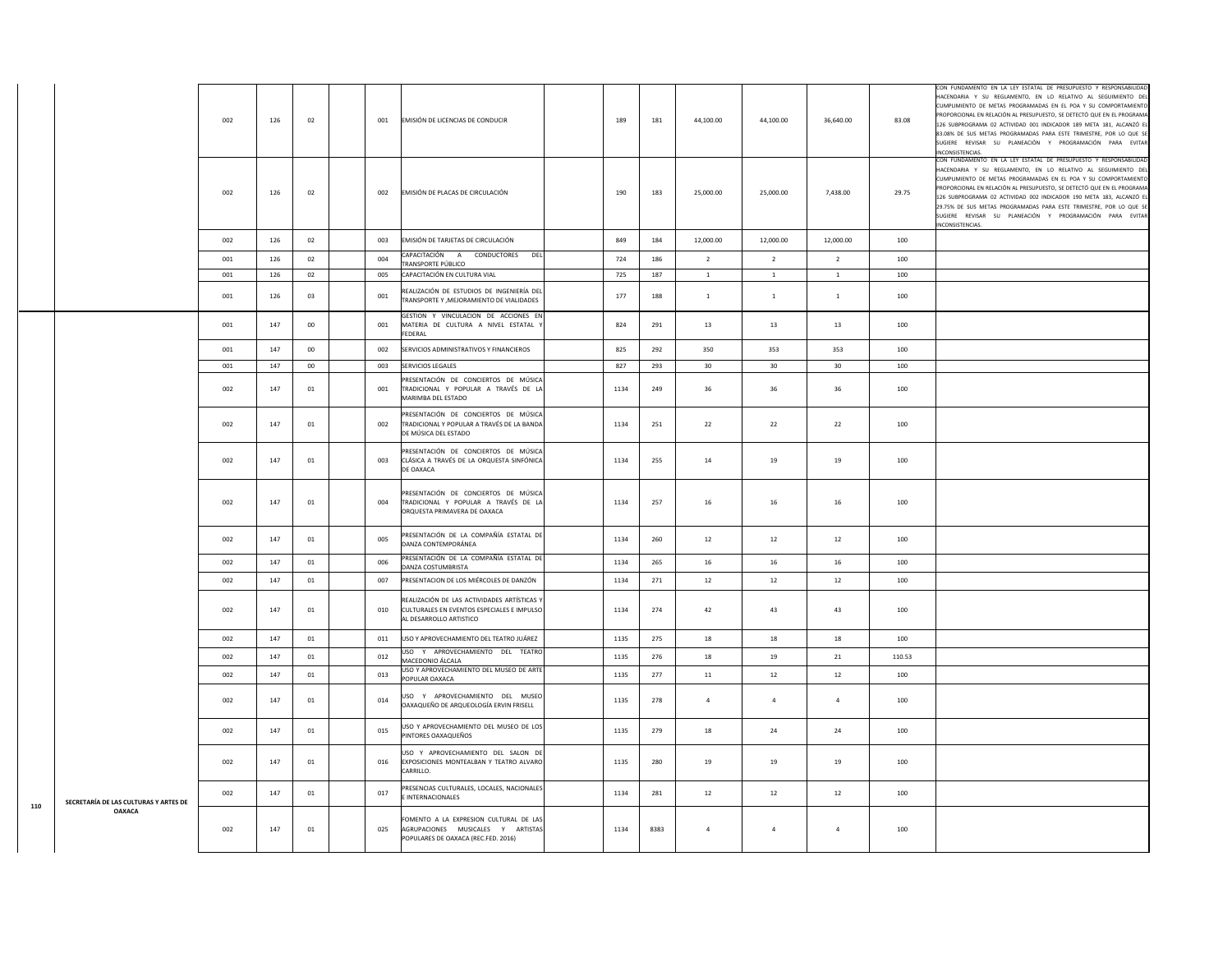| | | | | | | | | | | | | | | |
|---|---|---|---|---|---|---|---|---|---|---|---|---|---|---|
| | | 002 | 126 | 02 | | 001 | EMISIÓN DE LICENCIAS DE CONDUCIR | | 189 | 181 | 44,100.00 | 44,100.00 | 36,640.00 | 83.08 | CON FUNDAMENTO EN LA LEY ESTATAL DE PRESUPUESTO Y RESPONSABILIDAD HACENDARIA Y SU REGLAMENTO, EN LO RELATIVO AL SEGUIMIENTO DEL CUMPLIMIENTO DE METAS PROGRAMADAS EN EL POA Y SU COMPORTAMIENTO PROPORCIONAL EN RELACIÓN AL PRESUPUESTO, SE DETECTÓ QUE EN EL PROGRAMA 126 SUBPROGRAMA 02 ACTIVIDAD 001 INDICADOR 189 META 181, ALCANZÓ EL 83.08% DE SUS METAS PROGRAMADAS PARA ESTE TRIMESTRE, POR LO QUE SE SUGIERE REVISAR SU PLANEACIÓN Y PROGRAMACIÓN PARA EVITAR INCONSISTENCIAS. |
| | | 002 | 126 | 02 | | 002 | EMISIÓN DE PLACAS DE CIRCULACIÓN | | 190 | 183 | 25,000.00 | 25,000.00 | 7,438.00 | 29.75 | CON FUNDAMENTO EN LA LEY ESTATAL DE PRESUPUESTO Y RESPONSABILIDAD HACENDARIA Y SU REGLAMENTO, EN LO RELATIVO AL SEGUIMIENTO DEL CUMPLIMIENTO DE METAS PROGRAMADAS EN EL POA Y SU COMPORTAMIENTO PROPORCIONAL EN RELACIÓN AL PRESUPUESTO, SE DETECTÓ QUE EN EL PROGRAMA 126 SUBPROGRAMA 02 ACTIVIDAD 002 INDICADOR 190 META 183, ALCANZÓ EL 29.75% DE SUS METAS PROGRAMADAS PARA ESTE TRIMESTRE, POR LO QUE SE SUGIERE REVISAR SU PLANEACIÓN Y PROGRAMACIÓN PARA EVITAR INCONSISTENCIAS. |
| | | 002 | 126 | 02 | | 003 | EMISIÓN DE TARJETAS DE CIRCULACIÓN | | 849 | 184 | 12,000.00 | 12,000.00 | 12,000.00 | 100 | |
| | | 001 | 126 | 02 | | 004 | CAPACITACIÓN A CONDUCTORES DEL TRANSPORTE PÚBLICO | | 724 | 186 | 2 | 2 | 2 | 100 | |
| | | 001 | 126 | 02 | | 005 | CAPACITACIÓN EN CULTURA VIAL | | 725 | 187 | 1 | 1 | 1 | 100 | |
| | | 001 | 126 | 03 | | 001 | REALIZACIÓN DE ESTUDIOS DE INGENIERÍA DEL TRANSPORTE Y ,MEJORAMIENTO DE VIALIDADES | | 177 | 188 | 1 | 1 | 1 | 100 | |
| 110 | SECRETARÍA DE LAS CULTURAS Y ARTES DE OAXACA | 001 | 147 | 00 | | 001 | GESTION Y VINCULACION DE ACCIONES EN MATERIA DE CULTURA A NIVEL ESTATAL Y FEDERAL | | 824 | 291 | 13 | 13 | 13 | 100 | |
| | | 001 | 147 | 00 | | 002 | SERVICIOS ADMINISTRATIVOS Y FINANCIEROS | | 825 | 292 | 350 | 353 | 353 | 100 | |
| | | 001 | 147 | 00 | | 003 | SERVICIOS LEGALES | | 827 | 293 | 30 | 30 | 30 | 100 | |
| | | 002 | 147 | 01 | | 001 | PRESENTACIÓN DE CONCIERTOS DE MÚSICA TRADICIONAL Y POPULAR A TRAVÉS DE LA MARIMBA DEL ESTADO | | 1134 | 249 | 36 | 36 | 36 | 100 | |
| | | 002 | 147 | 01 | | 002 | PRESENTACIÓN DE CONCIERTOS DE MÚSICA TRADICIONAL Y POPULAR A TRAVÉS DE LA BANDA DE MÚSICA DEL ESTADO | | 1134 | 251 | 22 | 22 | 22 | 100 | |
| | | 002 | 147 | 01 | | 003 | PRESENTACIÓN DE CONCIERTOS DE MÚSICA CLÁSICA A TRAVÉS DE LA ORQUESTA SINFÓNICA DE OAXACA | | 1134 | 255 | 14 | 19 | 19 | 100 | |
| | | 002 | 147 | 01 | | 004 | PRESENTACIÓN DE CONCIERTOS DE MÚSICA TRADICIONAL Y POPULAR A TRAVÉS DE LA ORQUESTA PRIMAVERA DE OAXACA | | 1134 | 257 | 16 | 16 | 16 | 100 | |
| | | 002 | 147 | 01 | | 005 | PRESENTACIÓN DE LA COMPAÑÍA ESTATAL DE DANZA CONTEMPORÁNEA | | 1134 | 260 | 12 | 12 | 12 | 100 | |
| | | 002 | 147 | 01 | | 006 | PRESENTACIÓN DE LA COMPAÑÍA ESTATAL DE DANZA COSTUMBRISTA | | 1134 | 265 | 16 | 16 | 16 | 100 | |
| | | 002 | 147 | 01 | | 007 | PRESENTACION DE LOS MIÉRCOLES DE DANZÓN | | 1134 | 271 | 12 | 12 | 12 | 100 | |
| | | 002 | 147 | 01 | | 010 | REALIZACIÓN DE LAS ACTIVIDADES ARTÍSTICAS Y CULTURALES EN EVENTOS ESPECIALES E IMPULSO AL DESARROLLO ARTISTICO | | 1134 | 274 | 42 | 43 | 43 | 100 | |
| | | 002 | 147 | 01 | | 011 | USO Y APROVECHAMIENTO DEL TEATRO JUÁREZ | | 1135 | 275 | 18 | 18 | 18 | 100 | |
| | | 002 | 147 | 01 | | 012 | USO Y APROVECHAMIENTO DEL TEATRO MACEDONIO ÁLCALA | | 1135 | 276 | 18 | 19 | 21 | 110.53 | |
| | | 002 | 147 | 01 | | 013 | USO Y APROVECHAMIENTO DEL MUSEO DE ARTE POPULAR OAXACA | | 1135 | 277 | 11 | 12 | 12 | 100 | |
| | | 002 | 147 | 01 | | 014 | USO Y APROVECHAMIENTO DEL MUSEO OAXAQUEÑO DE ARQUEOLOGÍA ERVIN FRISELL | | 1135 | 278 | 4 | 4 | 4 | 100 | |
| | | 002 | 147 | 01 | | 015 | USO Y APROVECHAMIENTO DEL MUSEO DE LOS PINTORES OAXAQUEÑOS | | 1135 | 279 | 18 | 24 | 24 | 100 | |
| | | 002 | 147 | 01 | | 016 | USO Y APROVECHAMIENTO DEL SALON DE EXPOSICIONES MONTEALBAN Y TEATRO ALVARO CARRILLO. | | 1135 | 280 | 19 | 19 | 19 | 100 | |
| | | 002 | 147 | 01 | | 017 | PRESENCIAS CULTURALES, LOCALES, NACIONALES E INTERNACIONALES | | 1134 | 281 | 12 | 12 | 12 | 100 | |
| | | 002 | 147 | 01 | | 025 | FOMENTO A LA EXPRESION CULTURAL DE LAS AGRUPACIONES MUSICALES Y ARTISTAS POPULARES DE OAXACA (REC.FED. 2016) | | 1134 | 8383 | 4 | 4 | 4 | 100 | |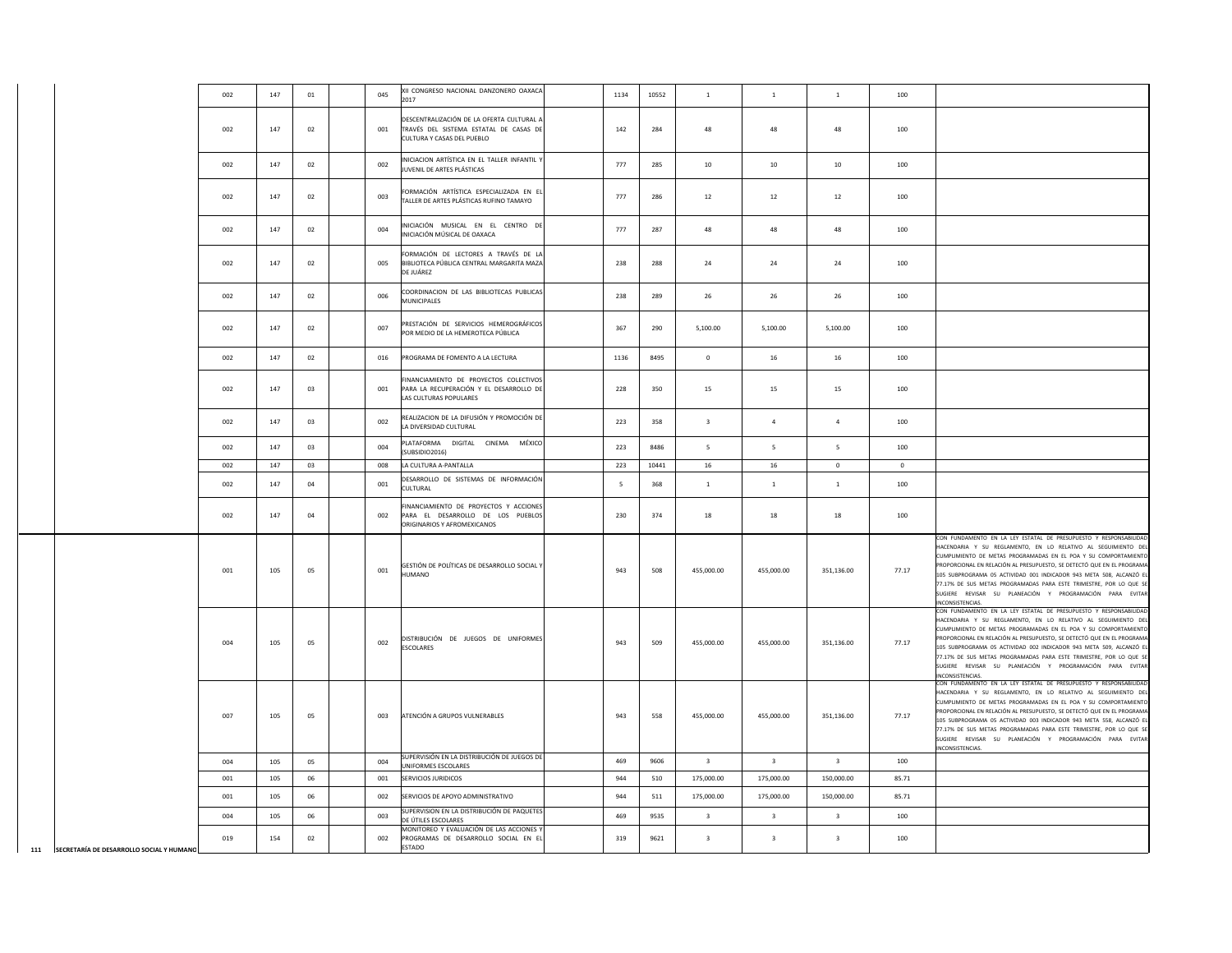| | | | | | | | | | | | | | | | |
|---|---|---|---|---|---|---|---|---|---|---|---|---|---|---|---|
| | | 002 | 147 | 01 | | 045 | XII CONGRESO NACIONAL DANZONERO OAXACA 2017 | | 1134 | 10552 | 1 | 1 | 1 | 100 | |
| | | 002 | 147 | 02 | | 001 | DESCENTRALIZACIÓN DE LA OFERTA CULTURAL A TRAVÉS DEL SISTEMA ESTATAL DE CASAS DE CULTURA Y CASAS DEL PUEBLO | | 142 | 284 | 48 | 48 | 48 | 100 | |
| | | 002 | 147 | 02 | | 002 | INICIACION ARTÍSTICA EN EL TALLER INFANTIL Y JUVENIL DE ARTES PLÁSTICAS | | 777 | 285 | 10 | 10 | 10 | 100 | |
| | | 002 | 147 | 02 | | 003 | FORMACIÓN ARTÍSTICA ESPECIALIZADA EN EL TALLER DE ARTES PLÁSTICAS RUFINO TAMAYO | | 777 | 286 | 12 | 12 | 12 | 100 | |
| | | 002 | 147 | 02 | | 004 | INICIACIÓN MUSICAL EN EL CENTRO DE INICIACIÓN MÚSICAL DE OAXACA | | 777 | 287 | 48 | 48 | 48 | 100 | |
| | | 002 | 147 | 02 | | 005 | FORMACIÓN DE LECTORES A TRAVÉS DE LA BIBLIOTECA PÚBLICA CENTRAL MARGARITA MAZA DE JUÁREZ | | 238 | 288 | 24 | 24 | 24 | 100 | |
| | | 002 | 147 | 02 | | 006 | COORDINACION DE LAS BIBLIOTECAS PUBLICAS MUNICIPALES | | 238 | 289 | 26 | 26 | 26 | 100 | |
| | | 002 | 147 | 02 | | 007 | PRESTACIÓN DE SERVICIOS HEMEROGRÁFICOS POR MEDIO DE LA HEMEROTECA PÚBLICA | | 367 | 290 | 5,100.00 | 5,100.00 | 5,100.00 | 100 | |
| | | 002 | 147 | 02 | | 016 | PROGRAMA DE FOMENTO A LA LECTURA | | 1136 | 8495 | 0 | 16 | 16 | 100 | |
| | | 002 | 147 | 03 | | 001 | FINANCIAMIENTO DE PROYECTOS COLECTIVOS PARA LA RECUPERACIÓN Y EL DESARROLLO DE LAS CULTURAS POPULARES | | 228 | 350 | 15 | 15 | 15 | 100 | |
| | | 002 | 147 | 03 | | 002 | REALIZACION DE LA DIFUSIÓN Y PROMOCIÓN DE LA DIVERSIDAD CULTURAL | | 223 | 358 | 3 | 4 | 4 | 100 | |
| | | 002 | 147 | 03 | | 004 | PLATAFORMA DIGITAL CINEMA MÉXICO (SUBSIDIO2016) | | 223 | 8486 | 5 | 5 | 5 | 100 | |
| | | 002 | 147 | 03 | | 008 | LA CULTURA A-PANTALLA | | 223 | 10441 | 16 | 16 | 0 | 0 | |
| | | 002 | 147 | 04 | | 001 | DESARROLLO DE SISTEMAS DE INFORMACIÓN CULTURAL | | 5 | 368 | 1 | 1 | 1 | 100 | |
| | | 002 | 147 | 04 | | 002 | FINANCIAMIENTO DE PROYECTOS Y ACCIONES PARA EL DESARROLLO DE LOS PUEBLOS ORIGINARIOS Y AFROMEXICANOS | | 230 | 374 | 18 | 18 | 18 | 100 | |
| 111 | SECRETARÍA DE DESARROLLO SOCIAL Y HUMANO | 001 | 105 | 05 | | 001 | GESTIÓN DE POLÍTICAS DE DESARROLLO SOCIAL Y HUMANO | | 943 | 508 | 455,000.00 | 455,000.00 | 351,136.00 | 77.17 | CON FUNDAMENTO EN LA LEY ESTATAL DE PRESUPUESTO Y RESPONSABILIDAD HACENDARIA Y SU REGLAMENTO, EN LO RELATIVO AL SEGUIMIENTO DEL CUMPLIMIENTO DE METAS PROGRAMADAS EN EL POA Y SU COMPORTAMIENTO PROPORCIONAL EN RELACIÓN AL PRESUPUESTO, SE DETECTÓ QUE EN EL PROGRAMA 105 SUBPROGRAMA 05 ACTIVIDAD 001 INDICADOR 943 META 508, ALCANZÓ EL 77.17% DE SUS METAS PROGRAMADAS PARA ESTE TRIMESTRE, POR LO QUE SE SUGIERE REVISAR SU PLANEACIÓN Y PROGRAMACIÓN PARA EVITAR INCONSISTENCIAS. |
| | | 004 | 105 | 05 | | 002 | DISTRIBUCIÓN DE JUEGOS DE UNIFORMES ESCOLARES | | 943 | 509 | 455,000.00 | 455,000.00 | 351,136.00 | 77.17 | CON FUNDAMENTO EN LA LEY ESTATAL DE PRESUPUESTO Y RESPONSABILIDAD HACENDARIA Y SU REGLAMENTO, EN LO RELATIVO AL SEGUIMIENTO DEL CUMPLIMIENTO DE METAS PROGRAMADAS EN EL POA Y SU COMPORTAMIENTO PROPORCIONAL EN RELACIÓN AL PRESUPUESTO, SE DETECTÓ QUE EN EL PROGRAMA 105 SUBPROGRAMA 05 ACTIVIDAD 002 INDICADOR 943 META 509, ALCANZÓ EL 77.17% DE SUS METAS PROGRAMADAS PARA ESTE TRIMESTRE, POR LO QUE SE SUGIERE REVISAR SU PLANEACIÓN Y PROGRAMACIÓN PARA EVITAR INCONSISTENCIAS. |
| | | 007 | 105 | 05 | | 003 | ATENCIÓN A GRUPOS VULNERABLES | | 943 | 558 | 455,000.00 | 455,000.00 | 351,136.00 | 77.17 | CON FUNDAMENTO EN LA LEY ESTATAL DE PRESUPUESTO Y RESPONSABILIDAD HACENDARIA Y SU REGLAMENTO, EN LO RELATIVO AL SEGUIMIENTO DEL CUMPLIMIENTO DE METAS PROGRAMADAS EN EL POA Y SU COMPORTAMIENTO PROPORCIONAL EN RELACIÓN AL PRESUPUESTO, SE DETECTÓ QUE EN EL PROGRAMA 105 SUBPROGRAMA 05 ACTIVIDAD 003 INDICADOR 943 META 558, ALCANZÓ EL 77.17% DE SUS METAS PROGRAMADAS PARA ESTE TRIMESTRE, POR LO QUE SE SUGIERE REVISAR SU PLANEACIÓN Y PROGRAMACIÓN PARA EVITAR INCONSISTENCIAS. |
| | | 004 | 105 | 05 | | 004 | SUPERVISIÓN EN LA DISTRIBUCIÓN DE JUEGOS DE UNIFORMES ESCOLARES | | 469 | 9606 | 3 | 3 | 3 | 100 | |
| | | 001 | 105 | 06 | | 001 | SERVICIOS JURIDICOS | | 944 | 510 | 175,000.00 | 175,000.00 | 150,000.00 | 85.71 | |
| | | 001 | 105 | 06 | | 002 | SERVICIOS DE APOYO ADMINISTRATIVO | | 944 | 511 | 175,000.00 | 175,000.00 | 150,000.00 | 85.71 | |
| | | 004 | 105 | 06 | | 003 | SUPERVISION EN LA DISTRIBUCIÓN DE PAQUETES DE ÚTILES ESCOLARES | | 469 | 9535 | 3 | 3 | 3 | 100 | |
| | | 019 | 154 | 02 | | 002 | MONITOREO Y EVALUACIÓN DE LAS ACCIONES Y PROGRAMAS DE DESARROLLO SOCIAL EN EL ESTADO | | 319 | 9621 | 3 | 3 | 3 | 100 | |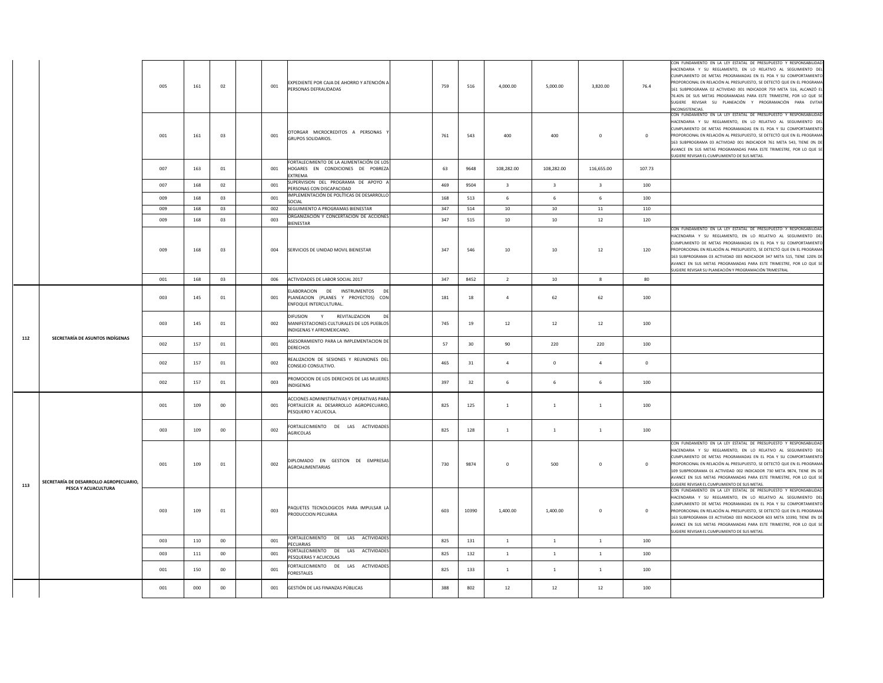| | | | | | | | | | | | | | | | |
|---|---|---|---|---|---|---|---|---|---|---|---|---|---|---|---|
| | | 005 | 161 | 02 | | 001 | EXPEDIENTE POR CAJA DE AHORRO Y ATENCIÓN A PERSONAS DEFRAUDADAS | | 759 | 516 | 4,000.00 | 5,000.00 | 3,820.00 | 76.4 | CON FUNDAMENTO EN LA LEY ESTATAL DE PRESUPUESTO Y RESPONSABILIDAD HACENDARIA Y SU REGLAMENTO, EN LO RELATIVO AL SEGUIMIENTO DEL CUMPLIMIENTO DE METAS PROGRAMADAS EN EL POA Y SU COMPORTAMIENTO PROPORCIONAL EN RELACIÓN AL PRESUPUESTO, SE DETECTÓ QUE EN EL PROGRAMA 161 SUBPROGRAMA 02 ACTIVIDAD 001 INDICADOR 759 META 516, ALCANZÓ EL 76.40% DE SUS METAS PROGRAMADAS PARA ESTE TRIMESTRE, POR LO QUE SE SUGIERE REVISAR SU PLANEACIÓN Y PROGRAMACIÓN PARA EVITAR INCONSISTENCIAS. |
| | | 001 | 161 | 03 | | 001 | OTORGAR MICROCREDITOS A PERSONAS Y GRUPOS SOLIDARIOS. | | 761 | 543 | 400 | 400 | 0 | 0 | CON FUNDAMENTO EN LA LEY ESTATAL DE PRESUPUESTO Y RESPONSABILIDAD HACENDARIA Y SU REGLAMENTO, EN LO RELATIVO AL SEGUIMIENTO DEL CUMPLIMIENTO DE METAS PROGRAMADAS EN EL POA Y SU COMPORTAMIENTO PROPORCIONAL EN RELACIÓN AL PRESUPUESTO, SE DETECTÓ QUE EN EL PROGRAMA 163 SUBPROGRAMA 03 ACTIVIDAD 001 INDICADOR 761 META 543, TIENE 0% DE AVANCE EN SUS METAS PROGRAMADAS PARA ESTE TRIMESTRE, POR LO QUE SE SUGIERE REVISAR EL CUMPLIMIENTO DE SUS METAS. |
| | | 007 | 163 | 01 | | 001 | FORTALECIMIENTO DE LA ALIMENTACIÓN DE LOS HOGARES EN CONDICIONES DE POBREZA EXTREMA | | 63 | 9648 | 108,282.00 | 108,282.00 | 116,655.00 | 107.73 | |
| | | 007 | 168 | 02 | | 001 | SUPERVISION DEL PROGRAMA DE APOYO A PERSONAS CON DISCAPACIDAD | | 469 | 9504 | 3 | 3 | 3 | 100 | |
| | | 009 | 168 | 03 | | 001 | IMPLEMENTACIÓN DE POLÍTICAS DE DESARROLLO SOCIAL | | 168 | 513 | 6 | 6 | 6 | 100 | |
| | | 009 | 168 | 03 | | 002 | SEGUIMIENTO A PROGRAMAS BIENESTAR | | 347 | 514 | 10 | 10 | 11 | 110 | |
| | | 009 | 168 | 03 | | 003 | ORGANIZACION Y CONCERTACION DE ACCIONES BIENESTAR | | 347 | 515 | 10 | 10 | 12 | 120 | |
| | | 009 | 168 | 03 | | 004 | SERVICIOS DE UNIDAD MOVIL BIENESTAR | | 347 | 546 | 10 | 10 | 12 | 120 | CON FUNDAMENTO EN LA LEY ESTATAL DE PRESUPUESTO Y RESPONSABILIDAD HACENDARIA Y SU REGLAMENTO, EN LO RELATIVO AL SEGUIMIENTO DEL CUMPLIMIENTO DE METAS PROGRAMADAS EN EL POA Y SU COMPORTAMIENTO PROPORCIONAL EN RELACIÓN AL PRESUPUESTO, SE DETECTÓ QUE EN EL PROGRAMA 163 SUBPROGRAMA 03 ACTIVIDAD 003 INDICADOR 347 META 515, TIENE 120% DE AVANCE EN SUS METAS PROGRAMADAS PARA ESTE TRIMESTRE, POR LO QUE SE SUGIERE REVISAR SU PLANEACIÓN Y PROGRAMACIÓN TRIMESTRAL |
| | | 001 | 168 | 03 | | 006 | ACTIVIDADES DE LABOR SOCIAL 2017 | | 347 | 8452 | 2 | 10 | 8 | 80 | |
| 112 | SECRETARÍA DE ASUNTOS INDÍGENAS | 003 | 145 | 01 | | 001 | ELABORACION DE INSTRUMENTOS DE PLANEACION (PLANES Y PROYECTOS) CON ENFOQUE INTERCULTURAL. | | 181 | 18 | 4 | 62 | 62 | 100 | |
| | | 003 | 145 | 01 | | 002 | DIFUSION Y REVITALIZACION DE MANIFESTACIONES CULTURALES DE LOS PUEBLOS INDIGENAS Y AFROMEXICANO. | | 745 | 19 | 12 | 12 | 12 | 100 | |
| | | 002 | 157 | 01 | | 001 | ASESORAMIENTO PARA LA IMPLEMENTACION DE DERECHOS | | 57 | 30 | 90 | 220 | 220 | 100 | |
| | | 002 | 157 | 01 | | 002 | REALIZACION DE SESIONES Y REUNIONES DEL CONSEJO CONSULTIVO. | | 465 | 31 | 4 | 0 | 4 | 0 | |
| | | 002 | 157 | 01 | | 003 | PROMOCION DE LOS DERECHOS DE LAS MUJERES INDIGENAS | | 397 | 32 | 6 | 6 | 6 | 100 | |
| 113 | SECRETARÍA DE DESARROLLO AGROPECUARIO, PESCA Y ACUACULTURA | 001 | 109 | 00 | | 001 | ACCIONES ADMINISTRATIVAS Y OPERATIVAS PARA FORTALECER AL DESARROLLO AGROPECUARIO, PESQUERO Y ACUICOLA. | | 825 | 125 | 1 | 1 | 1 | 100 | |
| | | 003 | 109 | 00 | | 002 | FORTALECIMIENTO DE LAS ACTIVIDADES AGRICOLAS | | 825 | 128 | 1 | 1 | 1 | 100 | |
| | | 001 | 109 | 01 | | 002 | DIPLOMADO EN GESTION DE EMPRESAS AGROALIMENTARIAS | | 730 | 9874 | 0 | 500 | 0 | 0 | CON FUNDAMENTO EN LA LEY ESTATAL DE PRESUPUESTO Y RESPONSABILIDAD HACENDARIA Y SU REGLAMENTO, EN LO RELATIVO AL SEGUIMIENTO DEL CUMPLIMIENTO DE METAS PROGRAMADAS EN EL POA Y SU COMPORTAMIENTO PROPORCIONAL EN RELACIÓN AL PRESUPUESTO, SE DETECTÓ QUE EN EL PROGRAMA 109 SUBPROGRAMA 01 ACTIVIDAD 002 INDICADOR 730 META 9874, TIENE 0% DE AVANCE EN SUS METAS PROGRAMADAS PARA ESTE TRIMESTRE, POR LO QUE SE SUGIERE REVISAR EL CUMPLIMIENTO DE SUS METAS. |
| | | 003 | 109 | 01 | | 003 | PAQUETES TECNOLOGICOS PARA IMPULSAR LA PRODUCCION PECUARIA | | 603 | 10390 | 1,400.00 | 1,400.00 | 0 | 0 | CON FUNDAMENTO EN LA LEY ESTATAL DE PRESUPUESTO Y RESPONSABILIDAD HACENDARIA Y SU REGLAMENTO, EN LO RELATIVO AL SEGUIMIENTO DEL CUMPLIMIENTO DE METAS PROGRAMADAS EN EL POA Y SU COMPORTAMIENTO PROPORCIONAL EN RELACIÓN AL PRESUPUESTO, SE DETECTÓ QUE EN EL PROGRAMA 163 SUBPROGRAMA 03 ACTIVIDAD 003 INDICADOR 603 META 10390, TIENE 0% DE AVANCE EN SUS METAS PROGRAMADAS PARA ESTE TRIMESTRE, POR LO QUE SE SUGIERE REVISAR EL CUMPLIMIENTO DE SUS METAS. |
| | | 003 | 110 | 00 | | 001 | FORTALECIMIENTO DE LAS ACTIVIDADES PECUARIAS | | 825 | 131 | 1 | 1 | 1 | 100 | |
| | | 003 | 111 | 00 | | 001 | FORTALECIMIENTO DE LAS ACTIVIDADES PESQUERAS Y ACUICOLAS | | 825 | 132 | 1 | 1 | 1 | 100 | |
| | | 001 | 150 | 00 | | 001 | FORTALECIMIENTO DE LAS ACTIVIDADES FORESTALES | | 825 | 133 | 1 | 1 | 1 | 100 | |
| | | 001 | 000 | 00 | | 001 | GESTIÓN DE LAS FINANZAS PÚBLICAS | | 388 | 802 | 12 | 12 | 12 | 100 | |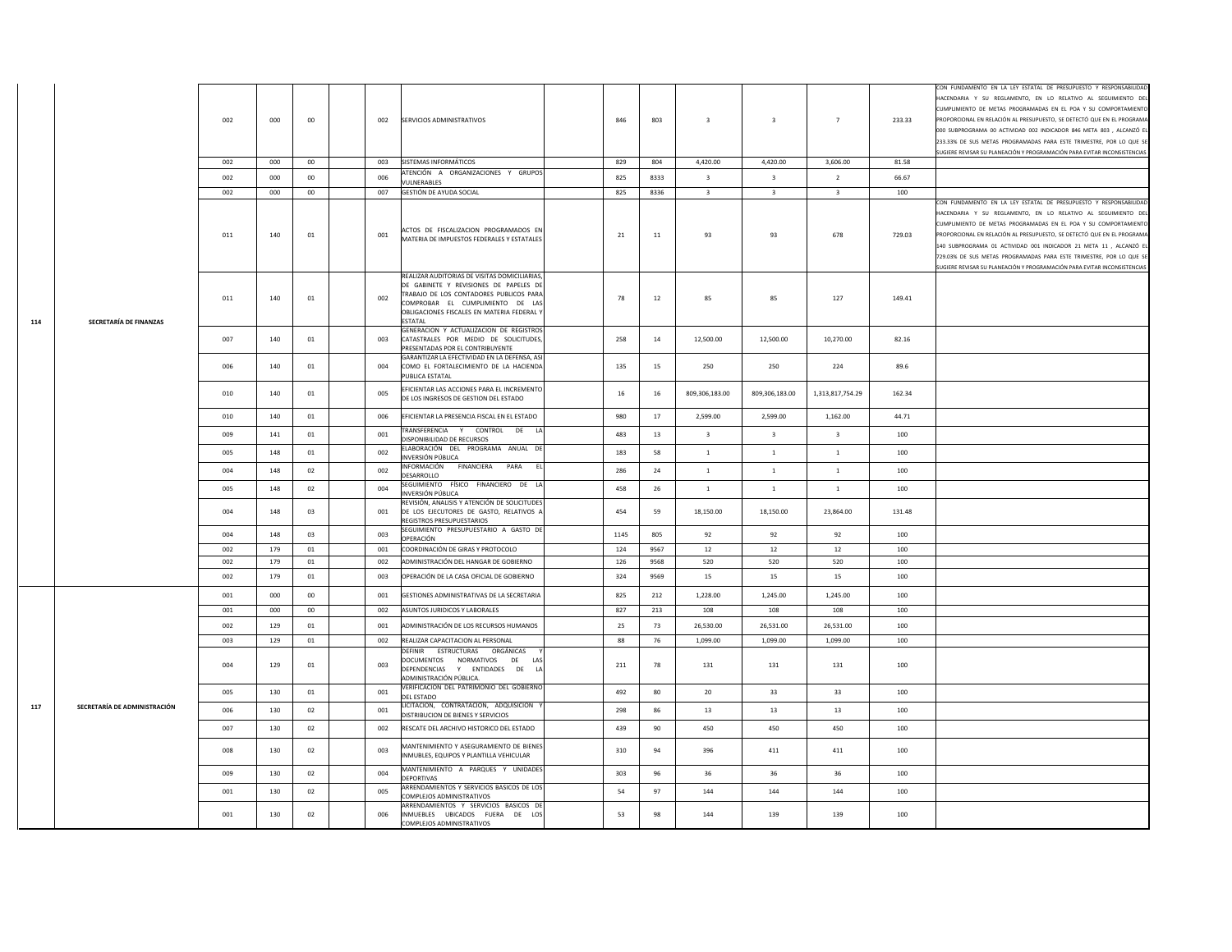| | | | | | | | | | | | | | | | |
|---|---|---|---|---|---|---|---|---|---|---|---|---|---|---|---|
| 114 | SECRETARÍA DE FINANZAS | 002 | 000 | 00 | | 002 | SERVICIOS ADMINISTRATIVOS | | 846 | 803 | 3 | 3 | 7 | 233.33 | CON FUNDAMENTO EN LA LEY ESTATAL DE PRESUPUESTO Y RESPONSABILIDAD HACENDARIA Y SU REGLAMENTO, EN LO RELATIVO AL SEGUIMIENTO DEL CUMPLIMIENTO DE METAS PROGRAMADAS EN EL POA Y SU COMPORTAMIENTO PROPORCIONAL EN RELACIÓN AL PRESUPUESTO, SE DETECTÓ QUE EN EL PROGRAMA 000 SUBPROGRAMA 00 ACTIVIDAD 002 INDICADOR 846 META 803 , ALCANZÓ EL 233.33% DE SUS METAS PROGRAMADAS PARA ESTE TRIMESTRE, POR LO QUE SE SUGIERE REVISAR SU PLANEACIÓN Y PROGRAMACIÓN PARA EVITAR INCONSISTENCIAS |
| | | 002 | 000 | 00 | | 003 | SISTEMAS INFORMÁTICOS | | 829 | 804 | 4,420.00 | 4,420.00 | 3,606.00 | 81.58 | |
| | | 002 | 000 | 00 | | 006 | ATENCIÓN A ORGANIZACIONES Y GRUPOS VULNERABLES | | 825 | 8333 | 3 | 3 | 2 | 66.67 | |
| | | 002 | 000 | 00 | | 007 | GESTIÓN DE AYUDA SOCIAL | | 825 | 8336 | 3 | 3 | 3 | 100 | |
| | | 011 | 140 | 01 | | 001 | ACTOS DE FISCALIZACION PROGRAMADOS EN MATERIA DE IMPUESTOS FEDERALES Y ESTATALES | | 21 | 11 | 93 | 93 | 678 | 729.03 | CON FUNDAMENTO EN LA LEY ESTATAL DE PRESUPUESTO Y RESPONSABILIDAD HACENDARIA Y SU REGLAMENTO, EN LO RELATIVO AL SEGUIMIENTO DEL CUMPLIMIENTO DE METAS PROGRAMADAS EN EL POA Y SU COMPORTAMIENTO PROPORCIONAL EN RELACIÓN AL PRESUPUESTO, SE DETECTÓ QUE EN EL PROGRAMA 140 SUBPROGRAMA 01 ACTIVIDAD 001 INDICADOR 21 META 11 , ALCANZÓ EL 729.03% DE SUS METAS PROGRAMADAS PARA ESTE TRIMESTRE, POR LO QUE SE SUGIERE REVISAR SU PLANEACIÓN Y PROGRAMACIÓN PARA EVITAR INCONSISTENCIAS |
| | | 011 | 140 | 01 | | 002 | REALIZAR AUDITORIAS DE VISITAS DOMICILIARIAS, DE GABINETE Y REVISIONES DE PAPELES DE TRABAJO DE LOS CONTADORES PUBLICOS PARA COMPROBAR EL CUMPLIMIENTO DE LAS OBLIGACIONES FISCALES EN MATERIA FEDERAL Y ESTATAL | | 78 | 12 | 85 | 85 | 127 | 149.41 | |
| | | 007 | 140 | 01 | | 003 | GENERACION Y ACTUALIZACION DE REGISTROS CATASTRALES POR MEDIO DE SOLICITUDES, PRESENTADAS POR EL CONTRIBUYENTE | | 258 | 14 | 12,500.00 | 12,500.00 | 10,270.00 | 82.16 | |
| | | 006 | 140 | 01 | | 004 | GARANTIZAR LA EFECTIVIDAD EN LA DEFENSA, ASI COMO EL FORTALECIMIENTO DE LA HACIENDA PUBLICA ESTATAL | | 135 | 15 | 250 | 250 | 224 | 89.6 | |
| | | 010 | 140 | 01 | | 005 | EFICIENTAR LAS ACCIONES PARA EL INCREMENTO DE LOS INGRESOS DE GESTION DEL ESTADO | | 16 | 16 | 809,306,183.00 | 809,306,183.00 | 1,313,817,754.29 | 162.34 | |
| | | 010 | 140 | 01 | | 006 | EFICIENTAR LA PRESENCIA FISCAL EN EL ESTADO | | 980 | 17 | 2,599.00 | 2,599.00 | 1,162.00 | 44.71 | |
| | | 009 | 141 | 01 | | 001 | TRANSFERENCIA Y CONTROL DE LA DISPONIBILIDAD DE RECURSOS | | 483 | 13 | 3 | 3 | 3 | 100 | |
| | | 005 | 148 | 01 | | 002 | ELABORACIÓN DEL PROGRAMA ANUAL DE INVERSIÓN PÚBLICA | | 183 | 58 | 1 | 1 | 1 | 100 | |
| | | 004 | 148 | 02 | | 002 | INFORMACIÓN FINANCIERA PARA EL DESARROLLO | | 286 | 24 | 1 | 1 | 1 | 100 | |
| | | 005 | 148 | 02 | | 004 | SEGUIMIENTO FÍSICO FINANCIERO DE LA INVERSIÓN PÚBLICA | | 458 | 26 | 1 | 1 | 1 | 100 | |
| | | 004 | 148 | 03 | | 001 | REVISIÓN, ANALISIS Y ATENCIÓN DE SOLICITUDES DE LOS EJECUTORES DE GASTO, RELATIVOS A REGISTROS PRESUPUESTARIOS | | 454 | 59 | 18,150.00 | 18,150.00 | 23,864.00 | 131.48 | |
| | | 004 | 148 | 03 | | 003 | SEGUIMIENTO PRESUPUESTARIO A GASTO DE OPERACIÓN | | 1145 | 805 | 92 | 92 | 92 | 100 | |
| | | 002 | 179 | 01 | | 001 | COORDINACIÓN DE GIRAS Y PROTOCOLO | | 124 | 9567 | 12 | 12 | 12 | 100 | |
| | | 002 | 179 | 01 | | 002 | ADMINISTRACIÓN DEL HANGAR DE GOBIERNO | | 126 | 9568 | 520 | 520 | 520 | 100 | |
| | | 002 | 179 | 01 | | 003 | OPERACIÓN DE LA CASA OFICIAL DE GOBIERNO | | 324 | 9569 | 15 | 15 | 15 | 100 | |
| 117 | SECRETARÍA DE ADMINISTRACIÓN | 001 | 000 | 00 | | 001 | GESTIONES ADMINISTRATIVAS DE LA SECRETARIA | | 825 | 212 | 1,228.00 | 1,245.00 | 1,245.00 | 100 | |
| | | 001 | 000 | 00 | | 002 | ASUNTOS JURIDICOS Y LABORALES | | 827 | 213 | 108 | 108 | 108 | 100 | |
| | | 002 | 129 | 01 | | 001 | ADMINISTRACIÓN DE LOS RECURSOS HUMANOS | | 25 | 73 | 26,530.00 | 26,531.00 | 26,531.00 | 100 | |
| | | 003 | 129 | 01 | | 002 | REALIZAR CAPACITACION AL PERSONAL | | 88 | 76 | 1,099.00 | 1,099.00 | 1,099.00 | 100 | |
| | | 004 | 129 | 01 | | 003 | DEFINIR ESTRUCTURAS ORGÁNICAS Y DOCUMENTOS NORMATIVOS DE LAS DEPENDENCIAS Y ENTIDADES DE LA ADMINISTRACIÓN PÚBLICA. | | 211 | 78 | 131 | 131 | 131 | 100 | |
| | | 005 | 130 | 01 | | 001 | VERIFICACION DEL PATRIMONIO DEL GOBIERNO DEL ESTADO | | 492 | 80 | 20 | 33 | 33 | 100 | |
| | | 006 | 130 | 02 | | 001 | LICITACION, CONTRATACION, ADQUISICION Y DISTRIBUCION DE BIENES Y SERVICIOS | | 298 | 86 | 13 | 13 | 13 | 100 | |
| | | 007 | 130 | 02 | | 002 | RESCATE DEL ARCHIVO HISTORICO DEL ESTADO | | 439 | 90 | 450 | 450 | 450 | 100 | |
| | | 008 | 130 | 02 | | 003 | MANTENIMIENTO Y ASEGURAMIENTO DE BIENES INMUBLES, EQUIPOS Y PLANTILLA VEHICULAR | | 310 | 94 | 396 | 411 | 411 | 100 | |
| | | 009 | 130 | 02 | | 004 | MANTENIMIENTO A PARQUES Y UNIDADES DEPORTIVAS | | 303 | 96 | 36 | 36 | 36 | 100 | |
| | | 001 | 130 | 02 | | 005 | ARRENDAMIENTOS Y SERVICIOS BASICOS DE LOS COMPLEJOS ADMINISTRATIVOS | | 54 | 97 | 144 | 144 | 144 | 100 | |
| | | 001 | 130 | 02 | | 006 | ARRENDAMIENTOS Y SERVICIOS BASICOS DE INMUEBLES UBICADOS FUERA DE LOS COMPLEJOS ADMINISTRATIVOS | | 53 | 98 | 144 | 139 | 139 | 100 | |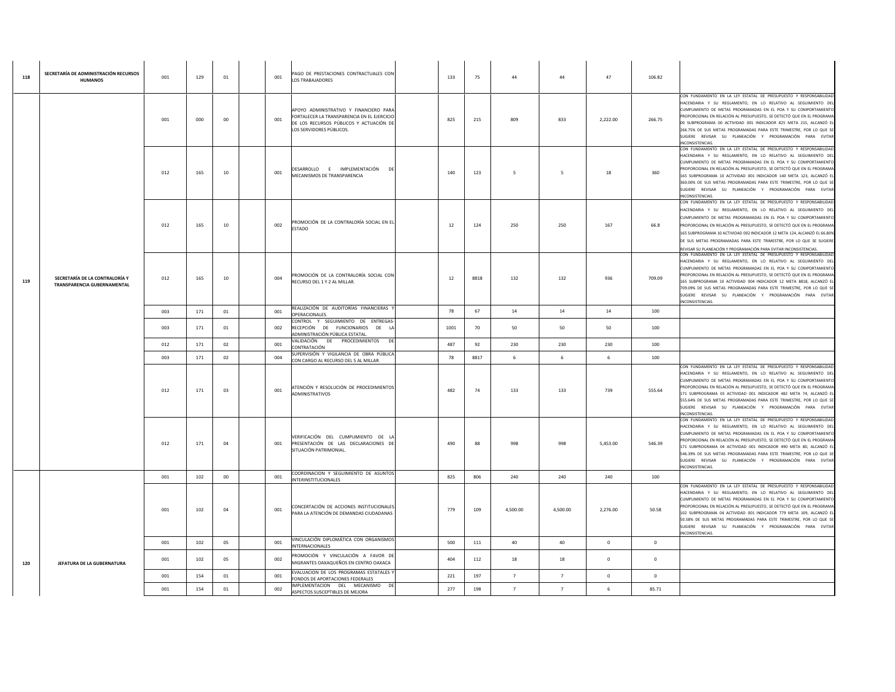| | | | | | | | | | | | | | | | |
|---|---|---|---|---|---|---|---|---|---|---|---|---|---|---|---|
| 118 | SECRETARÍA DE ADMINISTRACIÓN RECURSOS HUMANOS | 001 | 129 | 01 | | 001 | PAGO DE PRESTACIONES CONTRACTUALES CON LOS TRABAJADORES | | 133 | 75 | 44 | 44 | 47 | 106.82 | |
| 119 | SECRETARÍA DE LA CONTRALORÍA Y TRANSPARENCIA GUBERNAMENTAL | 001 | 000 | 00 | | 001 | APOYO ADMINISTRATIVO Y FINANCIERO PARA FORTALECER LA TRANSPARENCIA EN EL EJERCICIO DE LOS RECURSOS PÚBLICOS Y ACTUACIÓN DE LOS SERVIDORES PÚBLICOS. | | 825 | 215 | 809 | 833 | 2,222.00 | 266.75 | CON FUNDAMENTO EN LA LEY ESTATAL DE PRESUPUESTO Y RESPONSABILIDAD HACENDARIA Y SU REGLAMENTO, EN LO RELATIVO AL SEGUIMIENTO DEL CUMPLIMIENTO DE METAS PROGRAMADAS EN EL POA Y SU COMPORTAMIENTO PROPORCIONAL EN RELACIÓN AL PRESUPUESTO, SE DETECTÓ QUE EN EL PROGRAMA 00 SUBPROGRAMA 00 ACTIVIDAD 001 INDICADOR 825 META 215, ALCANZÓ EL 266.75% DE SUS METAS PROGRAMADAS PARA ESTE TRIMESTRE, POR LO QUE SE SUGIERE REVISAR SU PLANEACIÓN Y PROGRAMACIÓN PARA EVITAR INCONSISTENCIAS. |
| | | 012 | 165 | 10 | | 001 | DESARROLLO E IMPLEMENTACIÓN DE MECANISMOS DE TRANSPARENCIA | | 140 | 123 | 5 | 5 | 18 | 360 | CON FUNDAMENTO EN LA LEY ESTATAL DE PRESUPUESTO Y RESPONSABILIDAD HACENDARIA Y SU REGLAMENTO, EN LO RELATIVO AL SEGUIMIENTO DEL CUMPLIMIENTO DE METAS PROGRAMADAS EN EL POA Y SU COMPORTAMIENTO PROPORCIONAL EN RELACIÓN AL PRESUPUESTO, SE DETECTÓ QUE EN EL PROGRAMA 165 SUBPROGRAMA 10 ACTIVIDAD 001 INDICADOR 140 META 123, ALCANZÓ EL 360.00% DE SUS METAS PROGRAMADAS PARA ESTE TRIMESTRE, POR LO QUE SE SUGIERE REVISAR SU PLANEACIÓN Y PROGRAMACIÓN PARA EVITAR INCONSISTENCIAS. |
| | | 012 | 165 | 10 | | 002 | PROMOCIÓN DE LA CONTRALORÍA SOCIAL EN EL ESTADO | | 12 | 124 | 250 | 250 | 167 | 66.8 | CON FUNDAMENTO EN LA LEY ESTATAL DE PRESUPUESTO Y RESPONSABILIDAD HACENDARIA Y SU REGLAMENTO, EN LO RELATIVO AL SEGUIMIENTO DEL CUMPLIMIENTO DE METAS PROGRAMADAS EN EL POA Y SU COMPORTAMIENTO PROPORCIONAL EN RELACIÓN AL PRESUPUESTO, SE DETECTÓ QUE EN EL PROGRAMA 165 SUBPROGRAMA 10 ACTIVIDAD 002 INDICADOR 12 META 124, ALCANZÓ EL 66.80% DE SUS METAS PROGRAMADAS PARA ESTE TRIMESTRE, POR LO QUE SE SUGIERE REVISAR SU PLANEACIÓN Y PROGRAMACIÓN PARA EVITAR INCONSISTENCIAS. |
| | | 012 | 165 | 10 | | 004 | PROMOCIÓN DE LA CONTRALORÍA SOCIAL CON RECURSO DEL 1 Y 2 AL MILLAR. | | 12 | 8818 | 132 | 132 | 936 | 709.09 | CON FUNDAMENTO EN LA LEY ESTATAL DE PRESUPUESTO Y RESPONSABILIDAD HACENDARIA Y SU REGLAMENTO, EN LO RELATIVO AL SEGUIMIENTO DEL CUMPLIMIENTO DE METAS PROGRAMADAS EN EL POA Y SU COMPORTAMIENTO PROPORCIONAL EN RELACIÓN AL PRESUPUESTO, SE DETECTÓ QUE EN EL PROGRAMA 165 SUBPROGRAMA 10 ACTIVIDAD 004 INDICADOR 12 META 8818, ALCANZÓ EL 709.09% DE SUS METAS PROGRAMADAS PARA ESTE TRIMESTRE, POR LO QUE SE SUGIERE REVISAR SU PLANEACIÓN Y PROGRAMACIÓN PARA EVITAR INCONSISTENCIAS. |
| | | 003 | 171 | 01 | | 001 | REALIZACIÓN DE AUDITORÍAS FINANCIERAS Y OPERACIONALES. | | 78 | 67 | 14 | 14 | 14 | 100 | |
| | | 003 | 171 | 01 | | 002 | CONTROL Y SEGUIMIENTO DE ENTREGAS-RECEPCIÓN DE FUNCIONARIOS DE LA ADMINISTRACIÓN PÚBLICA ESTATAL. | | 1001 | 70 | 50 | 50 | 50 | 100 | |
| | | 012 | 171 | 02 | | 001 | VALIDACIÓN DE PROCEDIMIENTOS DE CONTRATACIÓN | | 487 | 92 | 230 | 230 | 230 | 100 | |
| | | 003 | 171 | 02 | | 004 | SUPERVISIÓN Y VIGILANCIA DE OBRA PÚBLICA CON CARGO AL RECURSO DEL 5 AL MILLAR. | | 78 | 8817 | 6 | 6 | 6 | 100 | |
| | | 012 | 171 | 03 | | 001 | ATENCIÓN Y RESOLUCIÓN DE PROCEDIMIENTOS ADMINISTRATIVOS | | 482 | 74 | 133 | 133 | 739 | 555.64 | CON FUNDAMENTO EN LA LEY ESTATAL DE PRESUPUESTO Y RESPONSABILIDAD HACENDARIA Y SU REGLAMENTO, EN LO RELATIVO AL SEGUIMIENTO DEL CUMPLIMIENTO DE METAS PROGRAMADAS EN EL POA Y SU COMPORTAMIENTO PROPORCIONAL EN RELACIÓN AL PRESUPUESTO, SE DETECTÓ QUE EN EL PROGRAMA 171 SUBPROGRAMA 03 ACTIVIDAD 001 INDICADOR 482 META 74, ALCANZÓ EL 555.64% DE SUS METAS PROGRAMADAS PARA ESTE TRIMESTRE, POR LO QUE SE SUGIERE REVISAR SU PLANEACIÓN Y PROGRAMACIÓN PARA EVITAR INCONSISTENCIAS. |
| | | 012 | 171 | 04 | | 001 | VERIFICACIÓN DEL CUMPLIMIENTO DE LA PRESENTACIÓN DE LAS DECLARACIONES DE SITUACIÓN PATRIMONIAL. | | 490 | 88 | 998 | 998 | 5,453.00 | 546.39 | CON FUNDAMENTO EN LA LEY ESTATAL DE PRESUPUESTO Y RESPONSABILIDAD HACENDARIA Y SU REGLAMENTO, EN LO RELATIVO AL SEGUIMIENTO DEL CUMPLIMIENTO DE METAS PROGRAMADAS EN EL POA Y SU COMPORTAMIENTO PROPORCIONAL EN RELACIÓN AL PRESUPUESTO, SE DETECTÓ QUE EN EL PROGRAMA 171 SUBPROGRAMA 04 ACTIVIDAD 001 INDICADOR 490 META 80, ALCANZÓ EL 546.39% DE SUS METAS PROGRAMADAS PARA ESTE TRIMESTRE, POR LO QUE SE SUGIERE REVISAR SU PLANEACIÓN Y PROGRAMACIÓN PARA EVITAR INCONSISTENCIAS. |
| 120 | JEFATURA DE LA GUBERNATURA | 001 | 102 | 00 | | 001 | COORDINACION Y SEGUIMIENTO DE ASUNTOS INTERINSTITUCIONALES | | 825 | 806 | 240 | 240 | 240 | 100 | |
| | | 001 | 102 | 04 | | 001 | CONCERTACIÓN DE ACCIONES INSTITUCIONALES PARA LA ATENCIÓN DE DEMANDAS CIUDADANAS | | 779 | 109 | 4,500.00 | 4,500.00 | 2,276.00 | 50.58 | CON FUNDAMENTO EN LA LEY ESTATAL DE PRESUPUESTO Y RESPONSABILIDAD HACENDARIA Y SU REGLAMENTO, EN LO RELATIVO AL SEGUIMIENTO DEL CUMPLIMIENTO DE METAS PROGRAMADAS EN EL POA Y SU COMPORTAMIENTO PROPORCIONAL EN RELACIÓN AL PRESUPUESTO, SE DETECTÓ QUE EN EL PROGRAMA 102 SUBPROGRAMA 04 ACTIVIDAD 001 INDICADOR 779 META 109, ALCANZÓ EL 50.58% DE SUS METAS PROGRAMADAS PARA ESTE TRIMESTRE, POR LO QUE SE SUGIERE REVISAR SU PLANEACIÓN Y PROGRAMACIÓN PARA EVITAR INCONSISTENCIAS. |
| | | 001 | 102 | 05 | | 001 | VINCULACIÓN DIPLOMÁTICA CON ORGANISMOS INTERNACIONALES | | 500 | 111 | 40 | 40 | 0 | 0 | |
| | | 001 | 102 | 05 | | 002 | PROMOCIÓN Y VINCULACIÓN A FAVOR DE MIGRANTES OAXAQUEÑOS EN CENTRO OAXACA | | 404 | 112 | 18 | 18 | 0 | 0 | |
| | | 001 | 154 | 01 | | 001 | EVALUACION DE LOS PROGRAMAS ESTATALES Y FONDOS DE APORTACIONES FEDERALES | | 221 | 197 | 7 | 7 | 0 | 0 | |
| | | 001 | 154 | 01 | | 002 | IMPLEMENTACION DEL MECANISMO DE ASPECTOS SUSCEPTIBLES DE MEJORA | | 277 | 198 | 7 | 7 | 6 | 85.71 | |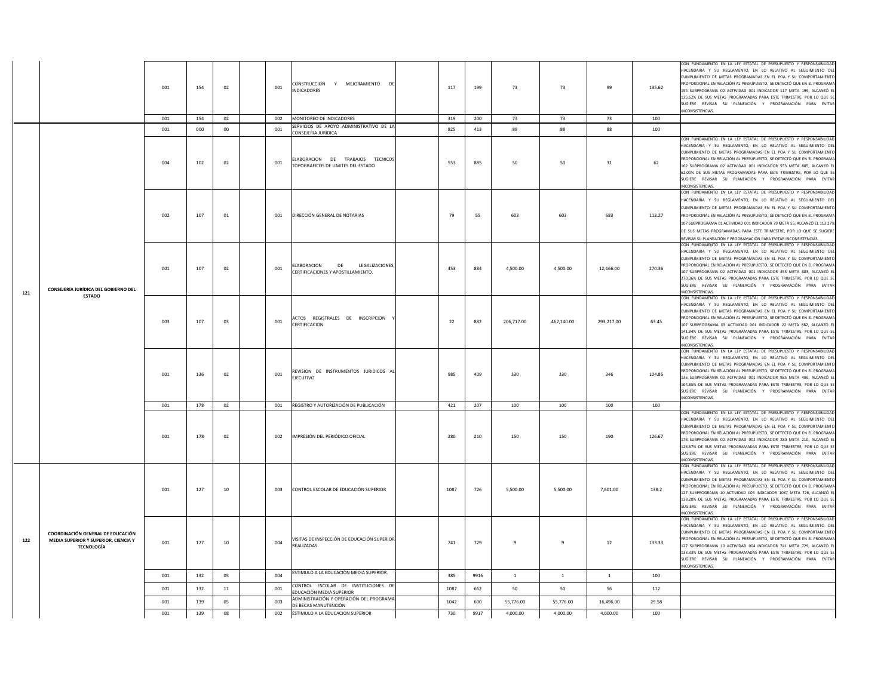| | | | | | | | | | | | | | | | | |
|---|---|---|---|---|---|---|---|---|---|---|---|---|---|---|---|---|
| | | 001 | 154 | 02 | | 001 | CONSTRUCCION Y MEJORAMIENTO DE INDICADORES | | 117 | 199 | 73 | 73 | 99 | 135.62 | CON FUNDAMENTO EN LA LEY ESTATAL DE PRESUPUESTO Y RESPONSABILIDAD HACENDARIA Y SU REGLAMENTO, EN LO RELATIVO AL SEGUIMIENTO DEL CUMPLIMIENTO DE METAS PROGRAMADAS EN EL POA Y SU COMPORTAMIENTO PROPORCIONAL EN RELACIÓN AL PRESUPUESTO, SE DETECTÓ QUE EN EL PROGRAMA 154 SUBPROGRAMA 02 ACTIVIDAD 001 INDICADOR 117 META 199, ALCANZÓ EL 135.62% DE SUS METAS PROGRAMADAS PARA ESTE TRIMESTRE, POR LO QUE SE SUGIERE REVISAR SU PLANEACIÓN Y PROGRAMACIÓN PARA EVITAR INCONSISTENCIAS. |
| | | 001 | 154 | 02 | | 002 | MONITOREO DE INDICADORES | | 319 | 200 | 73 | 73 | 73 | 100 | |
| 121 | CONSEJERÍA JURÍDICA DEL GOBIERNO DEL ESTADO | 001 | 000 | 00 | | 001 | SERVICIOS DE APOYO ADMINISTRATIVO DE LA CONSEJERIA JURIDICA | | 825 | 413 | 88 | 88 | 88 | 100 | |
| | | 004 | 102 | 02 | | 001 | ELABORACION DE TRABAJOS TECNICOS TOPOGRAFICOS DE LIMITES DEL ESTADO | | 553 | 885 | 50 | 50 | 31 | 62 | CON FUNDAMENTO EN LA LEY ESTATAL DE PRESUPUESTO Y RESPONSABILIDAD HACENDARIA Y SU REGLAMENTO, EN LO RELATIVO AL SEGUIMIENTO DEL CUMPLIMIENTO DE METAS PROGRAMADAS EN EL POA Y SU COMPORTAMIENTO PROPORCIONAL EN RELACIÓN AL PRESUPUESTO, SE DETECTÓ QUE EN EL PROGRAMA 102 SUBPROGRAMA 02 ACTIVIDAD 001 INDICADOR 553 META 885, ALCANZÓ EL 62.00% DE SUS METAS PROGRAMADAS PARA ESTE TRIMESTRE, POR LO QUE SE SUGIERE REVISAR SU PLANEACIÓN Y PROGRAMACIÓN PARA EVITAR INCONSISTENCIAS. |
| | | 002 | 107 | 01 | | 001 | DIRECCIÓN GENERAL DE NOTARIAS | | 79 | 55 | 603 | 603 | 683 | 113.27 | CON FUNDAMENTO EN LA LEY ESTATAL DE PRESUPUESTO Y RESPONSABILIDAD HACENDARIA Y SU REGLAMENTO, EN LO RELATIVO AL SEGUIMIENTO DEL CUMPLIMIENTO DE METAS PROGRAMADAS EN EL POA Y SU COMPORTAMIENTO PROPORCIONAL EN RELACIÓN AL PRESUPUESTO, SE DETECTÓ QUE EN EL PROGRAMA 107 SUBPROGRAMA 01 ACTIVIDAD 001 INDICADOR 79 META 55, ALCANZÓ EL 113.27% DE SUS METAS PROGRAMADAS PARA ESTE TRIMESTRE, POR LO QUE SE SUGIERE REVISAR SU PLANEACIÓN Y PROGRAMACIÓN PARA EVITAR INCONSISTENCIAS. |
| | | 001 | 107 | 02 | | 001 | ELABORACION DE LEGALIZACIONES, CERTIFICACIONES Y APOSTILLAMIENTO. | | 453 | 884 | 4,500.00 | 4,500.00 | 12,166.00 | 270.36 | CON FUNDAMENTO EN LA LEY ESTATAL DE PRESUPUESTO Y RESPONSABILIDAD HACENDARIA Y SU REGLAMENTO, EN LO RELATIVO AL SEGUIMIENTO DEL CUMPLIMIENTO DE METAS PROGRAMADAS EN EL POA Y SU COMPORTAMIENTO PROPORCIONAL EN RELACIÓN AL PRESUPUESTO, SE DETECTÓ QUE EN EL PROGRAMA 107 SUBPROGRAMA 02 ACTIVIDAD 001 INDICADOR 453 META 883, ALCANZÓ EL 270.36% DE SUS METAS PROGRAMADAS PARA ESTE TRIMESTRE, POR LO QUE SE SUGIERE REVISAR SU PLANEACIÓN Y PROGRAMACIÓN PARA EVITAR INCONSISTENCIAS. |
| | | 003 | 107 | 03 | | 001 | ACTOS REGISTRALES DE INSCRIPCION Y CERTIFICACION | | 22 | 882 | 206,717.00 | 462,140.00 | 293,217.00 | 63.45 | CON FUNDAMENTO EN LA LEY ESTATAL DE PRESUPUESTO Y RESPONSABILIDAD HACENDARIA Y SU REGLAMENTO, EN LO RELATIVO AL SEGUIMIENTO DEL CUMPLIMIENTO DE METAS PROGRAMADAS EN EL POA Y SU COMPORTAMIENTO PROPORCIONAL EN RELACIÓN AL PRESUPUESTO, SE DETECTÓ QUE EN EL PROGRAMA 107 SUBPROGRAMA 03 ACTIVIDAD 001 INDICADOR 22 META 882, ALCANZÓ EL 141.84% DE SUS METAS PROGRAMADAS PARA ESTE TRIMESTRE, POR LO QUE SE SUGIERE REVISAR SU PLANEACIÓN Y PROGRAMACIÓN PARA EVITAR INCONSISTENCIAS. |
| | | 001 | 136 | 02 | | 001 | REVISION DE INSTRUMENTOS JURIDICOS AL EJECUTIVO | | 985 | 409 | 330 | 330 | 346 | 104.85 | CON FUNDAMENTO EN LA LEY ESTATAL DE PRESUPUESTO Y RESPONSABILIDAD HACENDARIA Y SU REGLAMENTO, EN LO RELATIVO AL SEGUIMIENTO DEL CUMPLIMIENTO DE METAS PROGRAMADAS EN EL POA Y SU COMPORTAMIENTO PROPORCIONAL EN RELACIÓN AL PRESUPUESTO, SE DETECTÓ QUE EN EL PROGRAMA 136 SUBPROGRAMA 02 ACTIVIDAD 001 INDICADOR 985 META 409, ALCANZÓ EL 104.85% DE SUS METAS PROGRAMADAS PARA ESTE TRIMESTRE, POR LO QUE SE SUGIERE REVISAR SU PLANEACIÓN Y PROGRAMACIÓN PARA EVITAR INCONSISTENCIAS. |
| | | 001 | 178 | 02 | | 001 | REGISTRO Y AUTORIZACIÓN DE PUBLICACIÓN | | 421 | 207 | 100 | 100 | 100 | 100 | |
| | | 001 | 178 | 02 | | 002 | IMPRESIÓN DEL PERIÓDICO OFICIAL | | 280 | 210 | 150 | 150 | 190 | 126.67 | CON FUNDAMENTO EN LA LEY ESTATAL DE PRESUPUESTO Y RESPONSABILIDAD HACENDARIA Y SU REGLAMENTO, EN LO RELATIVO AL SEGUIMIENTO DEL CUMPLIMIENTO DE METAS PROGRAMADAS EN EL POA Y SU COMPORTAMIENTO PROPORCIONAL EN RELACIÓN AL PRESUPUESTO, SE DETECTÓ QUE EN EL PROGRAMA 178 SUBPROGRAMA 02 ACTIVIDAD 002 INDICADOR 280 META 210, ALCANZÓ EL 126.67% DE SUS METAS PROGRAMADAS PARA ESTE TRIMESTRE, POR LO QUE SE SUGIERE REVISAR SU PLANEACIÓN Y PROGRAMACIÓN PARA EVITAR INCONSISTENCIAS. |
| 122 | COORDINACIÓN GENERAL DE EDUCACIÓN MEDIA SUPERIOR Y SUPERIOR, CIENCIA Y TECNOLOGÍA | 001 | 127 | 10 | | 003 | CONTROL ESCOLAR DE EDUCACIÓN SUPERIOR | | 1087 | 726 | 5,500.00 | 5,500.00 | 7,601.00 | 138.2 | CON FUNDAMENTO EN LA LEY ESTATAL DE PRESUPUESTO Y RESPONSABILIDAD HACENDARIA Y SU REGLAMENTO, EN LO RELATIVO AL SEGUIMIENTO DEL CUMPLIMIENTO DE METAS PROGRAMADAS EN EL POA Y SU COMPORTAMIENTO PROPORCIONAL EN RELACIÓN AL PRESUPUESTO, SE DETECTÓ QUE EN EL PROGRAMA 127 SUBPROGRAMA 10 ACTIVIDAD 003 INDICADOR 1087 META 726, ALCANZÓ EL 138.20% DE SUS METAS PROGRAMADAS PARA ESTE TRIMESTRE, POR LO QUE SE SUGIERE REVISAR SU PLANEACIÓN Y PROGRAMACIÓN PARA EVITAR INCONSISTENCIAS. |
| | | 001 | 127 | 10 | | 004 | VISITAS DE INSPECCIÓN DE EDUCACIÓN SUPERIOR REALIZADAS | | 741 | 729 | 9 | 9 | 12 | 133.33 | CON FUNDAMENTO EN LA LEY ESTATAL DE PRESUPUESTO Y RESPONSABILIDAD HACENDARIA Y SU REGLAMENTO, EN LO RELATIVO AL SEGUIMIENTO DEL CUMPLIMIENTO DE METAS PROGRAMADAS EN EL POA Y SU COMPORTAMIENTO PROPORCIONAL EN RELACIÓN AL PRESUPUESTO, SE DETECTÓ QUE EN EL PROGRAMA 127 SUBPROGRAMA 10 ACTIVIDAD 004 INDICADOR 741 META 729, ALCANZÓ EL 133.33% DE SUS METAS PROGRAMADAS PARA ESTE TRIMESTRE, POR LO QUE SE SUGIERE REVISAR SU PLANEACIÓN Y PROGRAMACIÓN PARA EVITAR INCONSISTENCIAS. |
| | | 001 | 132 | 05 | | 004 | ESTIMULO A LA EDUCACIÓN MEDIA SUPERIOR. | | 385 | 9916 | 1 | 1 | 1 | 100 | |
| | | 001 | 132 | 11 | | 001 | CONTROL ESCOLAR DE INSTITUCIONES DE EDUCACIÓN MEDIA SUPERIOR | | 1087 | 662 | 50 | 50 | 56 | 112 | |
| | | 001 | 139 | 05 | | 003 | ADMINISTRACIÓN Y OPERACIÓN DEL PROGRAMA DE BECAS MANUTENCIÓN | | 1042 | 600 | 55,776.00 | 55,776.00 | 16,496.00 | 29.58 | |
| | | 001 | 139 | 08 | | 002 | ESTIMULO A LA EDUCACION SUPERIOR | | 730 | 9917 | 4,000.00 | 4,000.00 | 4,000.00 | 100 | |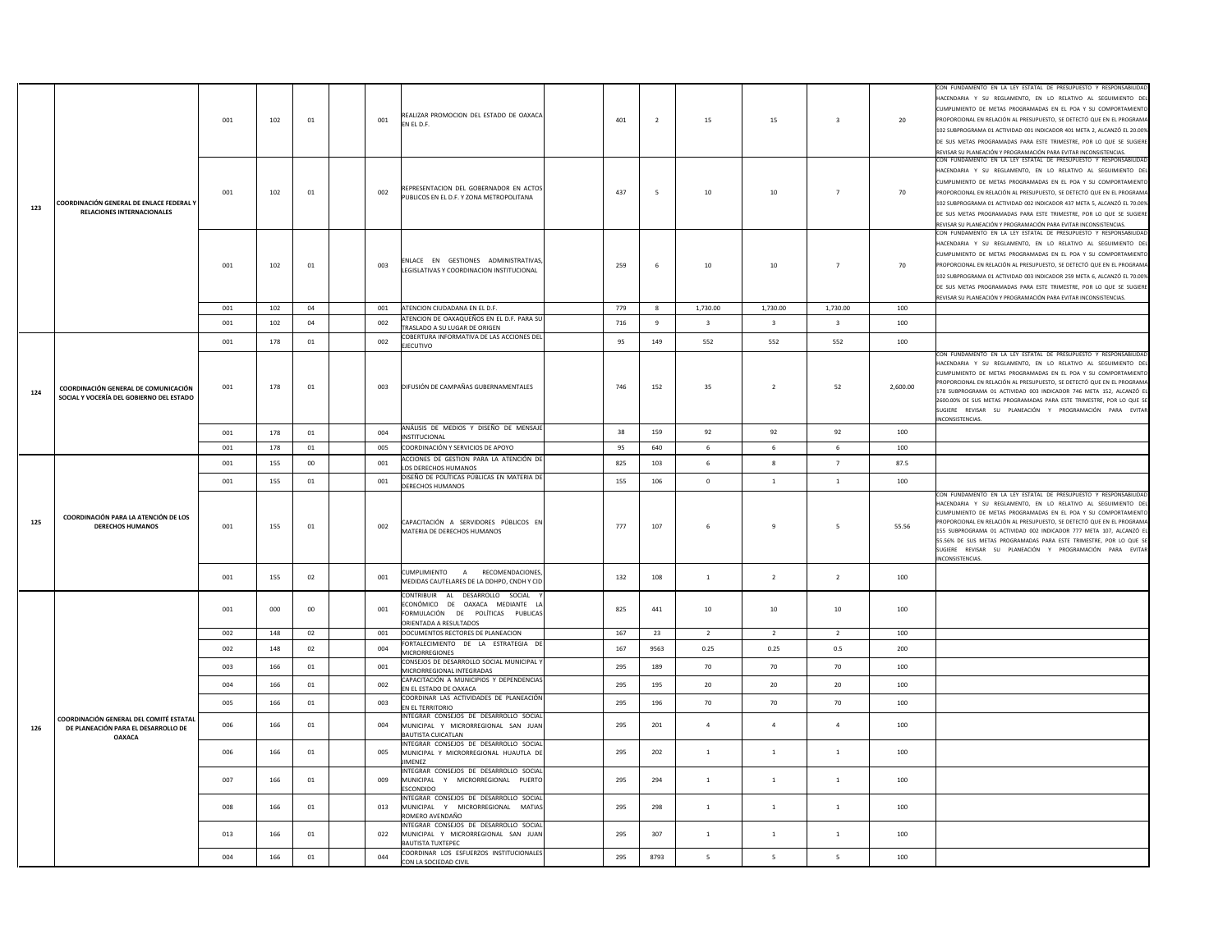| | | | | | | | | | | | | | | | |
|---|---|---|---|---|---|---|---|---|---|---|---|---|---|---|---|
| 123 | COORDINACIÓN GENERAL DE ENLACE FEDERAL Y RELACIONES INTERNACIONALES | 001 | 102 | 01 | | 001 | REALIZAR PROMOCION DEL ESTADO DE OAXACA EN EL D.F. | | 401 | 2 | 15 | 15 | 3 | 20 | CON FUNDAMENTO EN LA LEY ESTATAL DE PRESUPUESTO Y RESPONSABILIDAD HACENDARIA Y SU REGLAMENTO, EN LO RELATIVO AL SEGUIMIENTO DEL CUMPLIMIENTO DE METAS PROGRAMADAS EN EL POA Y SU COMPORTAMIENTO PROPORCIONAL EN RELACIÓN AL PRESUPUESTO, SE DETECTÓ QUE EN EL PROGRAMA 102 SUBPROGRAMA 01 ACTIVIDAD 001 INDICADOR 401 META 2, ALCANZÓ EL 20.00% DE SUS METAS PROGRAMADAS PARA ESTE TRIMESTRE, POR LO QUE SE SUGIERE REVISAR SU PLANEACIÓN Y PROGRAMACIÓN PARA EVITAR INCONSISTENCIAS. |
| | | 001 | 102 | 01 | | 002 | REPRESENTACION DEL GOBERNADOR EN ACTOS PUBLICOS EN EL D.F. Y ZONA METROPOLITANA | | 437 | 5 | 10 | 10 | 7 | 70 | CON FUNDAMENTO EN LA LEY ESTATAL DE PRESUPUESTO Y RESPONSABILIDAD HACENDARIA Y SU REGLAMENTO, EN LO RELATIVO AL SEGUIMIENTO DEL CUMPLIMIENTO DE METAS PROGRAMADAS EN EL POA Y SU COMPORTAMIENTO PROPORCIONAL EN RELACIÓN AL PRESUPUESTO, SE DETECTÓ QUE EN EL PROGRAMA 102 SUBPROGRAMA 01 ACTIVIDAD 002 INDICADOR 437 META 5, ALCANZÓ EL 70.00% DE SUS METAS PROGRAMADAS PARA ESTE TRIMESTRE, POR LO QUE SE SUGIERE REVISAR SU PLANEACIÓN Y PROGRAMACIÓN PARA EVITAR INCONSISTENCIAS. |
| | | 001 | 102 | 01 | | 003 | ENLACE EN GESTIONES ADMINISTRATIVAS, LEGISLATIVAS Y COORDINACION INSTITUCIONAL | | 259 | 6 | 10 | 10 | 7 | 70 | CON FUNDAMENTO EN LA LEY ESTATAL DE PRESUPUESTO Y RESPONSABILIDAD HACENDARIA Y SU REGLAMENTO, EN LO RELATIVO AL SEGUIMIENTO DEL CUMPLIMIENTO DE METAS PROGRAMADAS EN EL POA Y SU COMPORTAMIENTO PROPORCIONAL EN RELACIÓN AL PRESUPUESTO, SE DETECTÓ QUE EN EL PROGRAMA 102 SUBPROGRAMA 01 ACTIVIDAD 003 INDICADOR 259 META 6, ALCANZÓ EL 70.00% DE SUS METAS PROGRAMADAS PARA ESTE TRIMESTRE, POR LO QUE SE SUGIERE REVISAR SU PLANEACIÓN Y PROGRAMACIÓN PARA EVITAR INCONSISTENCIAS. |
| | | 001 | 102 | 04 | | 001 | ATENCION CIUDADANA EN EL D.F. | | 779 | 8 | 1,730.00 | 1,730.00 | 1,730.00 | 100 | |
| | | 001 | 102 | 04 | | 002 | ATENCION DE OAXAQUEÑOS EN EL D.F. PARA SU TRASLADO A SU LUGAR DE ORIGEN | | 716 | 9 | 3 | 3 | 3 | 100 | |
| 124 | COORDINACIÓN GENERAL DE COMUNICACIÓN SOCIAL Y VOCERÍA DEL GOBIERNO DEL ESTADO | 001 | 178 | 01 | | 002 | COBERTURA INFORMATIVA DE LAS ACCIONES DEL EJECUTIVO | | 95 | 149 | 552 | 552 | 552 | 100 | |
| | | 001 | 178 | 01 | | 003 | DIFUSIÓN DE CAMPAÑAS GUBERNAMENTALES | | 746 | 152 | 35 | 2 | 52 | 2,600.00 | CON FUNDAMENTO EN LA LEY ESTATAL DE PRESUPUESTO Y RESPONSABILIDAD HACENDARIA Y SU REGLAMENTO, EN LO RELATIVO AL SEGUIMIENTO DEL CUMPLIMIENTO DE METAS PROGRAMADAS EN EL POA Y SU COMPORTAMIENTO PROPORCIONAL EN RELACIÓN AL PRESUPUESTO, SE DETECTÓ QUE EN EL PROGRAMA 178 SUBPROGRAMA 01 ACTIVIDAD 003 INDICADOR 746 META 152, ALCANZÓ EL 2600.00% DE SUS METAS PROGRAMADAS PARA ESTE TRIMESTRE, POR LO QUE SE SUGIERE REVISAR SU PLANEACIÓN Y PROGRAMACIÓN PARA EVITAR INCONSISTENCIAS. |
| | | 001 | 178 | 01 | | 004 | ANÁLISIS DE MEDIOS Y DISEÑO DE MENSAJE INSTITUCIONAL | | 38 | 159 | 92 | 92 | 92 | 100 | |
| | | 001 | 178 | 01 | | 005 | COORDINACIÓN Y SERVICIOS DE APOYO | | 95 | 640 | 6 | 6 | 6 | 100 | |
| 125 | COORDINACIÓN PARA LA ATENCIÓN DE LOS DERECHOS HUMANOS | 001 | 155 | 00 | | 001 | ACCIONES DE GESTION PARA LA ATENCIÓN DE LOS DERECHOS HUMANOS | | 825 | 103 | 6 | 8 | 7 | 87.5 | |
| | | 001 | 155 | 01 | | 001 | DISEÑO DE POLÍTICAS PÚBLICAS EN MATERIA DE DERECHOS HUMANOS | | 155 | 106 | 0 | 1 | 1 | 100 | |
| | | 001 | 155 | 01 | | 002 | CAPACITACIÓN A SERVIDORES PÚBLICOS EN MATERIA DE DERECHOS HUMANOS | | 777 | 107 | 6 | 9 | 5 | 55.56 | CON FUNDAMENTO EN LA LEY ESTATAL DE PRESUPUESTO Y RESPONSABILIDAD HACENDARIA Y SU REGLAMENTO, EN LO RELATIVO AL SEGUIMIENTO DEL CUMPLIMIENTO DE METAS PROGRAMADAS EN EL POA Y SU COMPORTAMIENTO PROPORCIONAL EN RELACIÓN AL PRESUPUESTO, SE DETECTÓ QUE EN EL PROGRAMA 155 SUBPROGRAMA 01 ACTIVIDAD 002 INDICADOR 777 META 107, ALCANZÓ EL 55.56% DE SUS METAS PROGRAMADAS PARA ESTE TRIMESTRE, POR LO QUE SE SUGIERE REVISAR SU PLANEACIÓN Y PROGRAMACIÓN PARA EVITAR INCONSISTENCIAS. |
| | | 001 | 155 | 02 | | 001 | CUMPLIMIENTO A RECOMENDACIONES, MEDIDAS CAUTELARES DE LA DDHPO, CNDH Y CID | | 132 | 108 | 1 | 2 | 2 | 100 | |
| 126 | COORDINACIÓN GENERAL DEL COMITÉ ESTATAL DE PLANEACIÓN PARA EL DESARROLLO DE OAXACA | 001 | 000 | 00 | | 001 | CONTRIBUIR AL DESARROLLO SOCIAL Y ECONÓMICO DE OAXACA MEDIANTE LA FORMULACIÓN DE POLÍTICAS PUBLICAS ORIENTADA A RESULTADOS | | 825 | 441 | 10 | 10 | 10 | 100 | |
| | | 002 | 148 | 02 | | 001 | DOCUMENTOS RECTORES DE PLANEACION | | 167 | 23 | 2 | 2 | 2 | 100 | |
| | | 002 | 148 | 02 | | 004 | FORTALECIMIENTO DE LA ESTRATEGIA DE MICRORREGIONES | | 167 | 9563 | 0.25 | 0.25 | 0.5 | 200 | |
| | | 003 | 166 | 01 | | 001 | CONSEJOS DE DESARROLLO SOCIAL MUNICIPAL Y MICRORREGIONAL INTEGRADAS | | 295 | 189 | 70 | 70 | 70 | 100 | |
| | | 004 | 166 | 01 | | 002 | CAPACITACIÓN A MUNICIPIOS Y DEPENDENCIAS EN EL ESTADO DE OAXACA | | 295 | 195 | 20 | 20 | 20 | 100 | |
| | | 005 | 166 | 01 | | 003 | COORDINAR LAS ACTIVIDADES DE PLANEACIÓN EN EL TERRITORIO | | 295 | 196 | 70 | 70 | 70 | 100 | |
| | | 006 | 166 | 01 | | 004 | INTEGRAR CONSEJOS DE DESARROLLO SOCIAL MUNICIPAL Y MICRORREGIONAL SAN JUAN BAUTISTA CUICATLAN | | 295 | 201 | 4 | 4 | 4 | 100 | |
| | | 006 | 166 | 01 | | 005 | INTEGRAR CONSEJOS DE DESARROLLO SOCIAL MUNICIPAL Y MICRORREGIONAL HUAUTLA DE JIMENEZ | | 295 | 202 | 1 | 1 | 1 | 100 | |
| | | 007 | 166 | 01 | | 009 | INTEGRAR CONSEJOS DE DESARROLLO SOCIAL MUNICIPAL Y MICRORREGIONAL PUERTO ESCONDIDO | | 295 | 294 | 1 | 1 | 1 | 100 | |
| | | 008 | 166 | 01 | | 013 | INTEGRAR CONSEJOS DE DESARROLLO SOCIAL MUNICIPAL Y MICRORREGIONAL MATIAS ROMERO AVENDAÑO | | 295 | 298 | 1 | 1 | 1 | 100 | |
| | | 013 | 166 | 01 | | 022 | INTEGRAR CONSEJOS DE DESARROLLO SOCIAL MUNICIPAL Y MICRORREGIONAL SAN JUAN BAUTISTA TUXTEPEC | | 295 | 307 | 1 | 1 | 1 | 100 | |
| | | 004 | 166 | 01 | | 044 | COORDINAR LOS ESFUERZOS INSTITUCIONALES CON LA SOCIEDAD CIVIL | | 295 | 8793 | 5 | 5 | 5 | 100 | |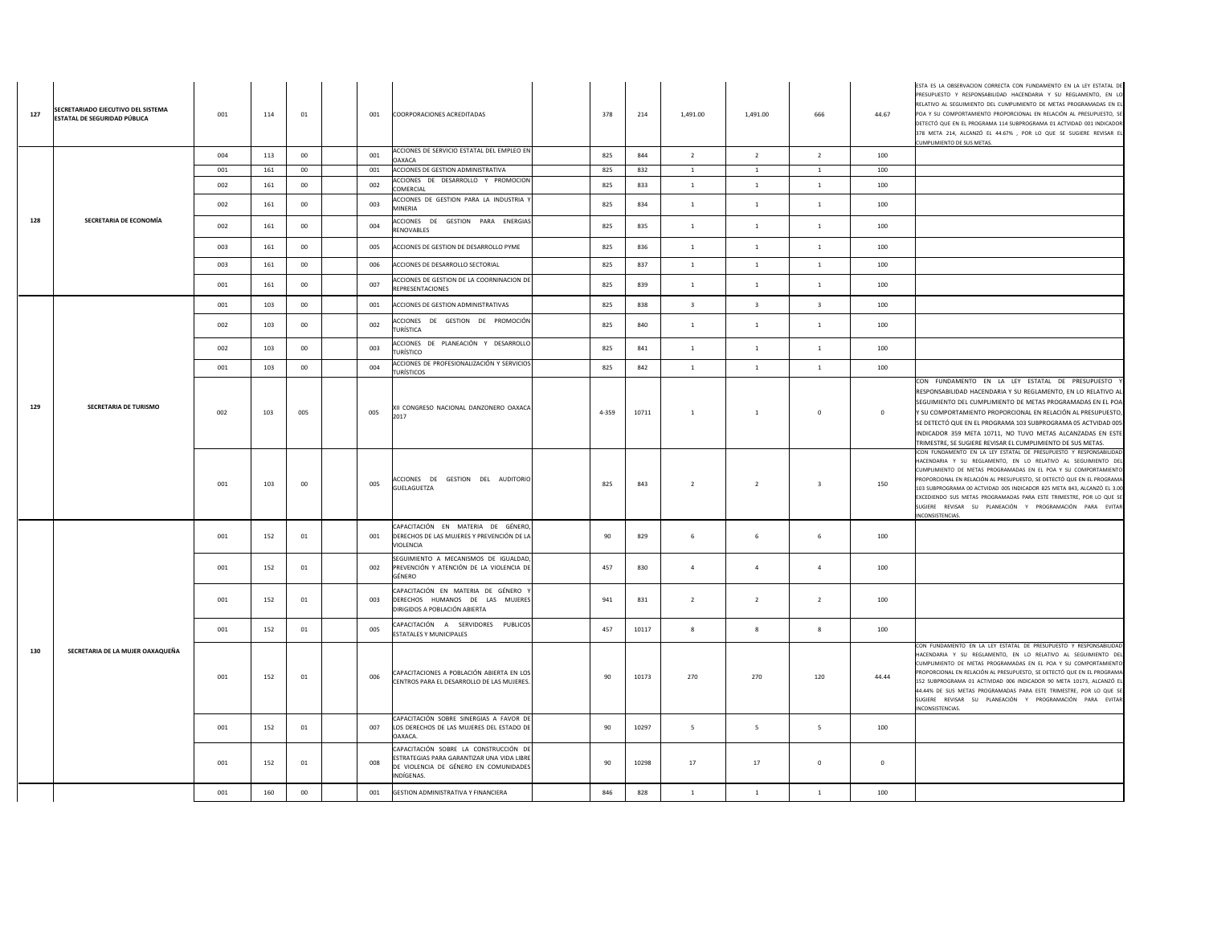| | | | | | | | | | | | | | | | |
|---|---|---|---|---|---|---|---|---|---|---|---|---|---|---|---|
| 127 | SECRETARIADO EJECUTIVO DEL SISTEMA ESTATAL DE SEGURIDAD PÚBLICA | 001 | 114 | 01 | | 001 | COORPORACIONES ACREDITADAS | | 378 | 214 | 1,491.00 | 1,491.00 | 666 | 44.67 | ESTA ES LA OBSERVACION CORRECTA CON FUNDAMENTO EN LA LEY ESTATAL DE PRESUPUESTO Y RESPONSABILIDAD HACENDARIA Y SU REGLAMENTO, EN LO RELATIVO AL SEGUIMIENTO DEL CUMPLIMIENTO DE METAS PROGRAMADAS EN EL POA Y SU COMPORTAMIENTO PROPORCIONAL EN RELACIÓN AL PRESUPUESTO, SE DETECTÓ QUE EN EL PROGRAMA 114 SUBPROGRAMA 01 ACTIVIDAD 001 INDICADOR 378 META 214, ALCANZÓ EL 44.67% , POR LO QUE SE SUGIERE REVISAR EL CUMPLIMIENTO DE SUS METAS. |
| 128 | SECRETARIA DE ECONOMÍA | 004 | 113 | 00 | | 001 | ACCIONES DE SERVICIO ESTATAL DEL EMPLEO EN OAXACA | | 825 | 844 | 2 | 2 | 2 | 100 | |
| | | 001 | 161 | 00 | | 001 | ACCIONES DE GESTION ADMINISTRATIVA | | 825 | 832 | 1 | 1 | 1 | 100 | |
| | | 002 | 161 | 00 | | 002 | ACCIONES DE DESARROLLO Y PROMOCION COMERCIAL | | 825 | 833 | 1 | 1 | 1 | 100 | |
| | | 002 | 161 | 00 | | 003 | ACCIONES DE GESTION PARA LA INDUSTRIA Y MINERIA | | 825 | 834 | 1 | 1 | 1 | 100 | |
| | | 002 | 161 | 00 | | 004 | ACCIONES DE GESTION PARA ENERGIAS RENOVABLES | | 825 | 835 | 1 | 1 | 1 | 100 | |
| | | 003 | 161 | 00 | | 005 | ACCIONES DE GESTION DE DESARROLLO PYME | | 825 | 836 | 1 | 1 | 1 | 100 | |
| | | 003 | 161 | 00 | | 006 | ACCIONES DE DESARROLLO SECTORIAL | | 825 | 837 | 1 | 1 | 1 | 100 | |
| | | 001 | 161 | 00 | | 007 | ACCIONES DE GESTION DE LA COORNINACION DE REPRESENTACIONES | | 825 | 839 | 1 | 1 | 1 | 100 | |
| 129 | SECRETARIA DE TURISMO | 001 | 103 | 00 | | 001 | ACCIONES DE GESTION ADMINISTRATIVAS | | 825 | 838 | 3 | 3 | 3 | 100 | |
| | | 002 | 103 | 00 | | 002 | ACCIONES DE GESTION DE PROMOCIÓN TURÍSTICA | | 825 | 840 | 1 | 1 | 1 | 100 | |
| | | 002 | 103 | 00 | | 003 | ACCIONES DE PLANEACIÓN Y DESARROLLO TURÍSTICO | | 825 | 841 | 1 | 1 | 1 | 100 | |
| | | 001 | 103 | 00 | | 004 | ACCIONES DE PROFESIONALIZACIÓN Y SERVICIOS TURÍSTICOS | | 825 | 842 | 1 | 1 | 1 | 100 | |
| | | 002 | 103 | 005 | | 005 | XII CONGRESO NACIONAL DANZONERO OAXACA 2017 | | 4-359 | 10711 | 1 | 1 | 0 | 0 | CON FUNDAMENTO EN LA LEY ESTATAL DE PRESUPUESTO Y RESPONSABILIDAD HACENDARIA Y SU REGLAMENTO, EN LO RELATIVO AL SEGUIMIENTO DEL CUMPLIMIENTO DE METAS PROGRAMADAS EN EL POA Y SU COMPORTAMIENTO PROPORCIONAL EN RELACIÓN AL PRESUPUESTO, SE DETECTÓ QUE EN EL PROGRAMA 103 SUBPROGRAMA 05 ACTVIDAD 005 INDICADOR 359 META 10711, NO TUVO METAS ALCANZADAS EN ESTE TRIMESTRE, SE SUGIERE REVISAR EL CUMPLIMIENTO DE SUS METAS. |
| | | 001 | 103 | 00 | | 005 | ACCIONES DE GESTION DEL AUDITORIO GUELAGUETZA | | 825 | 843 | 2 | 2 | 3 | 150 | CON FUNDAMENTO EN LA LEY ESTATAL DE PRESUPUESTO Y RESPONSABILIDAD HACENDARIA Y SU REGLAMENTO, EN LO RELATIVO AL SEGUIMIENTO DEL CUMPLIMIENTO DE METAS PROGRAMADAS EN EL POA Y SU COMPORTAMIENTO PROPORCIONAL EN RELACIÓN AL PRESUPUESTO, SE DETECTÓ QUE EN EL PROGRAMA 103 SUBPROGRAMA 00 ACTVIDAD 005 INDICADOR 825 META 843, ALCANZÓ EL 3.00 EXCEDIENDO SUS METAS PROGRAMADAS PARA ESTE TRIMESTRE, POR LO QUE SE SUGIERE REVISAR SU PLANEACIÓN Y PROGRAMACIÓN PARA EVITAR INCONSISTENCIAS. |
| 130 | SECRETARIA DE LA MUJER OAXAQUEÑA | 001 | 152 | 01 | | 001 | CAPACITACIÓN EN MATERIA DE GÉNERO, DERECHOS DE LAS MUJERES Y PREVENCIÓN DE LA VIOLENCIA | | 90 | 829 | 6 | 6 | 6 | 100 | |
| | | 001 | 152 | 01 | | 002 | SEGUIMIENTO A MECANISMOS DE IGUALDAD, PREVENCIÓN Y ATENCIÓN DE LA VIOLENCIA DE GÉNERO | | 457 | 830 | 4 | 4 | 4 | 100 | |
| | | 001 | 152 | 01 | | 003 | CAPACITACIÓN EN MATERIA DE GÉNERO Y DERECHOS HUMANOS DE LAS MUJERES DIRIGIDOS A POBLACIÓN ABIERTA | | 941 | 831 | 2 | 2 | 2 | 100 | |
| | | 001 | 152 | 01 | | 005 | CAPACITACIÓN A SERVIDORES PUBLICOS ESTATALES Y MUNICIPALES | | 457 | 10117 | 8 | 8 | 8 | 100 | |
| | | 001 | 152 | 01 | | 006 | CAPACITACIONES A POBLACIÓN ABIERTA EN LOS CENTROS PARA EL DESARROLLO DE LAS MUJERES. | | 90 | 10173 | 270 | 270 | 120 | 44.44 | CON FUNDAMENTO EN LA LEY ESTATAL DE PRESUPUESTO Y RESPONSABILIDAD HACENDARIA Y SU REGLAMENTO, EN LO RELATIVO AL SEGUIMIENTO DEL CUMPLIMIENTO DE METAS PROGRAMADAS EN EL POA Y SU COMPORTAMIENTO PROPORCIONAL EN RELACIÓN AL PRESUPUESTO, SE DETECTÓ QUE EN EL PROGRAMA 152 SUBPROGRAMA 01 ACTIVIDAD 006 INDICADOR 90 META 10173, ALCANZÓ EL 44.44% DE SUS METAS PROGRAMADAS PARA ESTE TRIMESTRE, POR LO QUE SE SUGIERE REVISAR SU PLANEACIÓN Y PROGRAMACIÓN PARA EVITAR INCONSISTENCIAS. |
| | | 001 | 152 | 01 | | 007 | CAPACITACIÓN SOBRE SINERGIAS A FAVOR DE LOS DERECHOS DE LAS MUJERES DEL ESTADO DE OAXACA. | | 90 | 10297 | 5 | 5 | 5 | 100 | |
| | | 001 | 152 | 01 | | 008 | CAPACITACIÓN SOBRE LA CONSTRUCCIÓN DE ESTRATEGIAS PARA GARANTIZAR UNA VIDA LIBRE DE VIOLENCIA DE GÉNERO EN COMUNIDADES INDÍGENAS. | | 90 | 10298 | 17 | 17 | 0 | 0 | |
| | | 001 | 160 | 00 | | 001 | GESTION ADMINISTRATIVA Y FINANCIERA | | 846 | 828 | 1 | 1 | 1 | 100 | |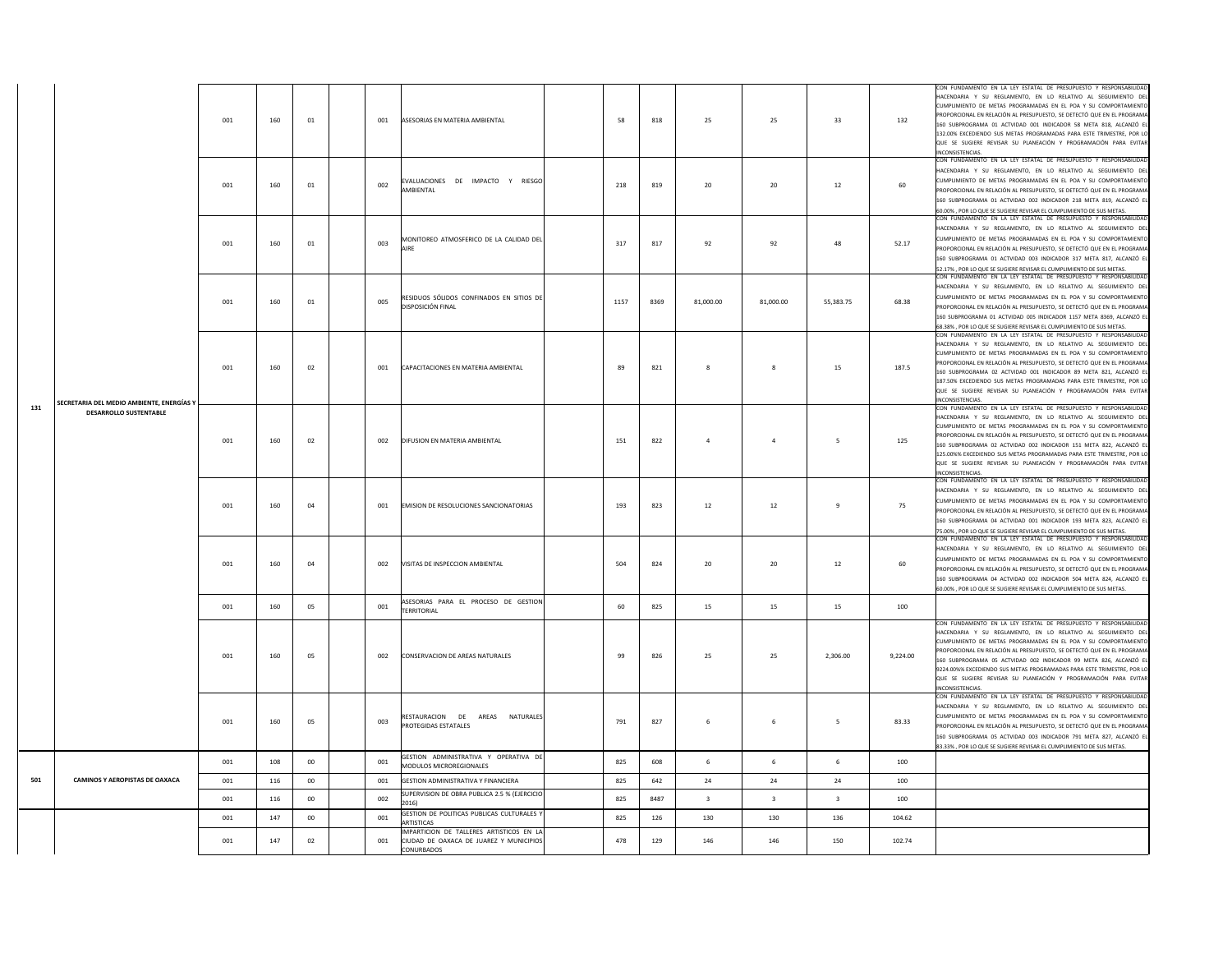| | | | | | | | | | | | | | | | | |
|---|---|---|---|---|---|---|---|---|---|---|---|---|---|---|---|---|
| 131 | SECRETARIA DEL MEDIO AMBIENTE, ENERGÍAS Y DESARROLLO SUSTENTABLE | 001 | 160 | 01 | | 001 | ASESORIAS EN MATERIA AMBIENTAL | | 58 | 818 | 25 | 25 | 33 | 132 | CON FUNDAMENTO EN LA LEY ESTATAL DE PRESUPUESTO Y RESPONSABILIDAD HACENDARIA Y SU REGLAMENTO, EN LO RELATIVO AL SEGUIMIENTO DEL CUMPLIMIENTO DE METAS PROGRAMADAS EN EL POA Y SU COMPORTAMIENTO PROPORCIONAL EN RELACIÓN AL PRESUPUESTO, SE DETECTÓ QUE EN EL PROGRAMA 160 SUBPROGRAMA 01 ACTVIDAD 001 INDICADOR 58 META 818, ALCANZÓ EL 132.00% EXCEDIENDO SUS METAS PROGRAMADAS PARA ESTE TRIMESTRE, POR LO QUE SE SUGIERE REVISAR SU PLANEACIÓN Y PROGRAMACIÓN PARA EVITAR INCONSISTENCIAS. |
| | | 001 | 160 | 01 | | 002 | EVALUACIONES DE IMPACTO Y RIESGO AMBIENTAL | | 218 | 819 | 20 | 20 | 12 | 60 | CON FUNDAMENTO EN LA LEY ESTATAL DE PRESUPUESTO Y RESPONSABILIDAD HACENDARIA Y SU REGLAMENTO, EN LO RELATIVO AL SEGUIMIENTO DEL CUMPLIMIENTO DE METAS PROGRAMADAS EN EL POA Y SU COMPORTAMIENTO PROPORCIONAL EN RELACIÓN AL PRESUPUESTO, SE DETECTÓ QUE EN EL PROGRAMA 160 SUBPROGRAMA 01 ACTVIDAD 002 INDICADOR 218 META 819, ALCANZÓ EL 60.00% , POR LO QUE SE SUGIERE REVISAR EL CUMPLIMIENTO DE SUS METAS. |
| | | 001 | 160 | 01 | | 003 | MONITOREO ATMOSFERICO DE LA CALIDAD DEL AIRE | | 317 | 817 | 92 | 92 | 48 | 52.17 | CON FUNDAMENTO EN LA LEY ESTATAL DE PRESUPUESTO Y RESPONSABILIDAD HACENDARIA Y SU REGLAMENTO, EN LO RELATIVO AL SEGUIMIENTO DEL CUMPLIMIENTO DE METAS PROGRAMADAS EN EL POA Y SU COMPORTAMIENTO PROPORCIONAL EN RELACIÓN AL PRESUPUESTO, SE DETECTÓ QUE EN EL PROGRAMA 160 SUBPROGRAMA 01 ACTVIDAD 003 INDICADOR 317 META 817, ALCANZÓ EL 52.17% , POR LO QUE SE SUGIERE REVISAR EL CUMPLIMIENTO DE SUS METAS. |
| | | 001 | 160 | 01 | | 005 | RESIDUOS SÓLIDOS CONFINADOS EN SITIOS DE DISPOSICIÓN FINAL | | 1157 | 8369 | 81,000.00 | 81,000.00 | 55,383.75 | 68.38 | CON FUNDAMENTO EN LA LEY ESTATAL DE PRESUPUESTO Y RESPONSABILIDAD HACENDARIA Y SU REGLAMENTO, EN LO RELATIVO AL SEGUIMIENTO DEL CUMPLIMIENTO DE METAS PROGRAMADAS EN EL POA Y SU COMPORTAMIENTO PROPORCIONAL EN RELACIÓN AL PRESUPUESTO, SE DETECTÓ QUE EN EL PROGRAMA 160 SUBPROGRAMA 01 ACTVIDAD 005 INDICADOR 1157 META 8369, ALCANZÓ EL 68.38% , POR LO QUE SE SUGIERE REVISAR EL CUMPLIMIENTO DE SUS METAS. |
| | | 001 | 160 | 02 | | 001 | CAPACITACIONES EN MATERIA AMBIENTAL | | 89 | 821 | 8 | 8 | 15 | 187.5 | CON FUNDAMENTO EN LA LEY ESTATAL DE PRESUPUESTO Y RESPONSABILIDAD HACENDARIA Y SU REGLAMENTO, EN LO RELATIVO AL SEGUIMIENTO DEL CUMPLIMIENTO DE METAS PROGRAMADAS EN EL POA Y SU COMPORTAMIENTO PROPORCIONAL EN RELACIÓN AL PRESUPUESTO, SE DETECTÓ QUE EN EL PROGRAMA 160 SUBPROGRAMA 02 ACTVIDAD 001 INDICADOR 89 META 821, ALCANZÓ EL 187.50% EXCEDIENDO SUS METAS PROGRAMADAS PARA ESTE TRIMESTRE, POR LO QUE SE SUGIERE REVISAR SU PLANEACIÓN Y PROGRAMACIÓN PARA EVITAR INCONSISTENCIAS. |
| | | 001 | 160 | 02 | | 002 | DIFUSION EN MATERIA AMBIENTAL | | 151 | 822 | 4 | 4 | 5 | 125 | CON FUNDAMENTO EN LA LEY ESTATAL DE PRESUPUESTO Y RESPONSABILIDAD HACENDARIA Y SU REGLAMENTO, EN LO RELATIVO AL SEGUIMIENTO DEL CUMPLIMIENTO DE METAS PROGRAMADAS EN EL POA Y SU COMPORTAMIENTO PROPORCIONAL EN RELACIÓN AL PRESUPUESTO, SE DETECTÓ QUE EN EL PROGRAMA 160 SUBPROGRAMA 02 ACTVIDAD 002 INDICADOR 151 META 822, ALCANZÓ EL 125.00% EXCEDIENDO SUS METAS PROGRAMADAS PARA ESTE TRIMESTRE, POR LO QUE SE SUGIERE REVISAR SU PLANEACIÓN Y PROGRAMACIÓN PARA EVITAR INCONSISTENCIAS. |
| | | 001 | 160 | 04 | | 001 | EMISION DE RESOLUCIONES SANCIONATORIAS | | 193 | 823 | 12 | 12 | 9 | 75 | CON FUNDAMENTO EN LA LEY ESTATAL DE PRESUPUESTO Y RESPONSABILIDAD HACENDARIA Y SU REGLAMENTO, EN LO RELATIVO AL SEGUIMIENTO DEL CUMPLIMIENTO DE METAS PROGRAMADAS EN EL POA Y SU COMPORTAMIENTO PROPORCIONAL EN RELACIÓN AL PRESUPUESTO, SE DETECTÓ QUE EN EL PROGRAMA 160 SUBPROGRAMA 04 ACTVIDAD 001 INDICADOR 193 META 823, ALCANZÓ EL 75.00% , POR LO QUE SE SUGIERE REVISAR EL CUMPLIMIENTO DE SUS METAS. |
| | | 001 | 160 | 04 | | 002 | VISITAS DE INSPECCION AMBIENTAL | | 504 | 824 | 20 | 20 | 12 | 60 | CON FUNDAMENTO EN LA LEY ESTATAL DE PRESUPUESTO Y RESPONSABILIDAD HACENDARIA Y SU REGLAMENTO, EN LO RELATIVO AL SEGUIMIENTO DEL CUMPLIMIENTO DE METAS PROGRAMADAS EN EL POA Y SU COMPORTAMIENTO PROPORCIONAL EN RELACIÓN AL PRESUPUESTO, SE DETECTÓ QUE EN EL PROGRAMA 160 SUBPROGRAMA 04 ACTVIDAD 002 INDICADOR 504 META 824, ALCANZÓ EL 60.00% , POR LO QUE SE SUGIERE REVISAR EL CUMPLIMIENTO DE SUS METAS. |
| | | 001 | 160 | 05 | | 001 | ASESORIAS PARA EL PROCESO DE GESTION TERRITORIAL | | 60 | 825 | 15 | 15 | 15 | 100 | |
| | | 001 | 160 | 05 | | 002 | CONSERVACION DE AREAS NATURALES | | 99 | 826 | 25 | 25 | 2,306.00 | 9,224.00 | CON FUNDAMENTO EN LA LEY ESTATAL DE PRESUPUESTO Y RESPONSABILIDAD HACENDARIA Y SU REGLAMENTO, EN LO RELATIVO AL SEGUIMIENTO DEL CUMPLIMIENTO DE METAS PROGRAMADAS EN EL POA Y SU COMPORTAMIENTO PROPORCIONAL EN RELACIÓN AL PRESUPUESTO, SE DETECTÓ QUE EN EL PROGRAMA 160 SUBPROGRAMA 05 ACTVIDAD 002 INDICADOR 99 META 826, ALCANZÓ EL 9224.00% EXCEDIENDO SUS METAS PROGRAMADAS PARA ESTE TRIMESTRE, POR LO QUE SE SUGIERE REVISAR SU PLANEACIÓN Y PROGRAMACIÓN PARA EVITAR INCONSISTENCIAS. |
| | | 001 | 160 | 05 | | 003 | RESTAURACION DE AREAS NATURALES PROTEGIDAS ESTATALES | | 791 | 827 | 6 | 6 | 5 | 83.33 | CON FUNDAMENTO EN LA LEY ESTATAL DE PRESUPUESTO Y RESPONSABILIDAD HACENDARIA Y SU REGLAMENTO, EN LO RELATIVO AL SEGUIMIENTO DEL CUMPLIMIENTO DE METAS PROGRAMADAS EN EL POA Y SU COMPORTAMIENTO PROPORCIONAL EN RELACIÓN AL PRESUPUESTO, SE DETECTÓ QUE EN EL PROGRAMA 160 SUBPROGRAMA 05 ACTVIDAD 003 INDICADOR 791 META 827, ALCANZÓ EL 83.33% , POR LO QUE SE SUGIERE REVISAR EL CUMPLIMIENTO DE SUS METAS. |
| 501 | CAMINOS Y AEROPISTAS DE OAXACA | 001 | 108 | 00 | | 001 | GESTION ADMINISTRATIVA Y OPERATIVA DE MODULOS MICROREGIONALES | | 825 | 608 | 6 | 6 | 6 | 100 | |
| | | 001 | 116 | 00 | | 001 | GESTION ADMINISTRATIVA Y FINANCIERA | | 825 | 642 | 24 | 24 | 24 | 100 | |
| | | 001 | 116 | 00 | | 002 | SUPERVISION DE OBRA PUBLICA 2.5 % (EJERCICIO 2016) | | 825 | 8487 | 3 | 3 | 3 | 100 | |
| | | 001 | 147 | 00 | | 001 | GESTION DE POLITICAS PUBLICAS CULTURALES Y ARTISTICAS | | 825 | 126 | 130 | 130 | 136 | 104.62 | |
| | | 001 | 147 | 02 | | 001 | IMPARTICION DE TALLERES ARTISTICOS EN LA CIUDAD DE OAXACA DE JUAREZ Y MUNICIPIOS CONURBADOS | | 478 | 129 | 146 | 146 | 150 | 102.74 | |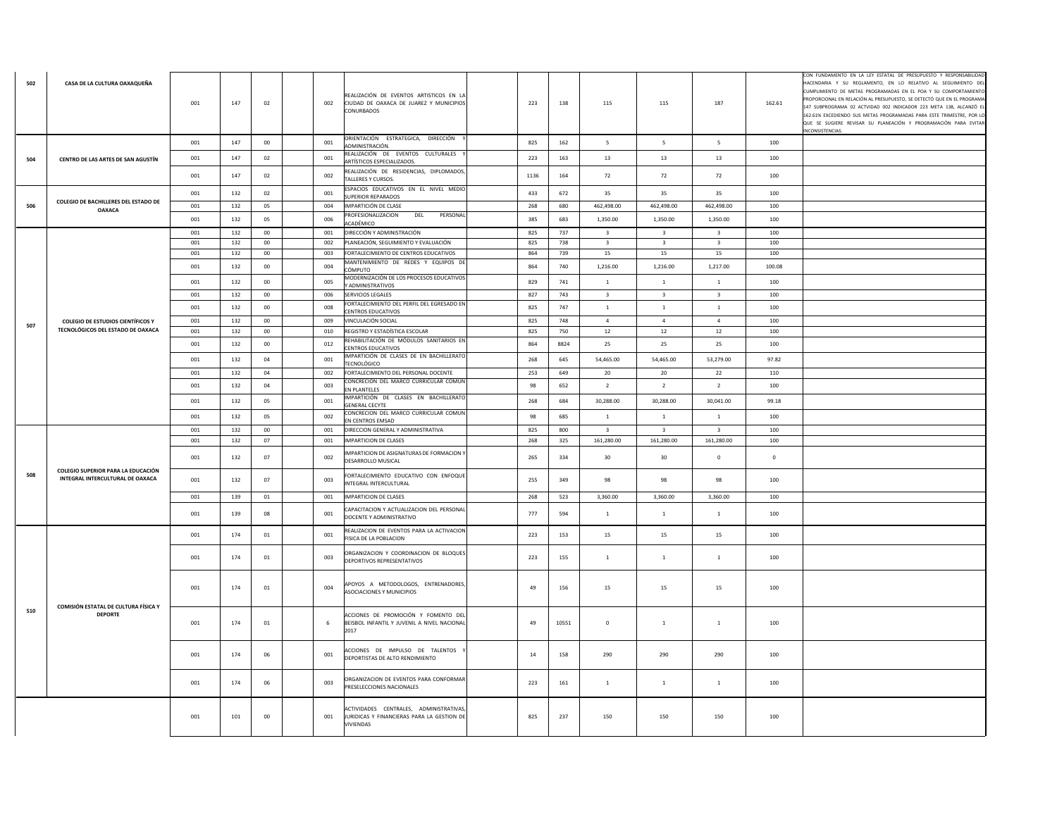| | | | | | | | | | | | | | | | |
|---|---|---|---|---|---|---|---|---|---|---|---|---|---|---|---|
| 502 | CASA DE LA CULTURA OAXAQUEÑA | 001 | 147 | 02 | | 002 | REALIZACIÓN DE EVENTOS ARTISTICOS EN LA CIUDAD DE OAXACA DE JUAREZ Y MUNICIPIOS CONURBADOS | | 223 | 138 | 115 | 115 | 187 | 162.61 | CON FUNDAMENTO EN LA LEY ESTATAL DE PRESUPUESTO Y RESPONSABILIDAD HACENDARIA Y SU REGLAMENTO, EN LO RELATIVO AL SEGUIMIENTO DEL CUMPLIMIENTO DE METAS PROGRAMADAS EN EL POA Y SU COMPORTAMIENTO PROPORCIONAL EN RELACIÓN AL PRESUPUESTO, SE DETECTÓ QUE EN EL PROGRAMA 147 SUBPROGRAMA 02 ACTVIDAD 002 INDICADOR 223 META 138, ALCANZÓ EL 162.61% EXCEDIENDO SUS METAS PROGRAMADAS PARA ESTE TRIMESTRE, POR LO QUE SE SUGIERE REVISAR SU PLANEACIÓN Y PROGRAMACIÓN PARA EVITAR INCONSISTENCIAS. |
| 504 | CENTRO DE LAS ARTES DE SAN AGUSTÍN | 001 | 147 | 00 | | 001 | ORIENTACIÓN ESTRATEGICA, DIRECCIÓN Y ADMINISTRACIÓN. | | 825 | 162 | 5 | 5 | 5 | 100 | |
| | | 001 | 147 | 02 | | 001 | REALIZACIÓN DE EVENTOS CULTURALES Y ARTÍSTICOS ESPECIALIZADOS. | | 223 | 163 | 13 | 13 | 13 | 100 | |
| | | 001 | 147 | 02 | | 002 | REALIZACIÓN DE RESIDENCIAS, DIPLOMADOS, TALLERES Y CURSOS. | | 1136 | 164 | 72 | 72 | 72 | 100 | |
| 506 | COLEGIO DE BACHILLERES DEL ESTADO DE OAXACA | 001 | 132 | 02 | | 001 | ESPACIOS EDUCATIVOS EN EL NIVEL MEDIO SUPERIOR REPARADOS | | 433 | 672 | 35 | 35 | 35 | 100 | |
| | | 001 | 132 | 05 | | 004 | IMPARTICIÓN DE CLASE | | 268 | 680 | 462,498.00 | 462,498.00 | 462,498.00 | 100 | |
| | | 001 | 132 | 05 | | 006 | PROFESIONALIZACION DEL PERSONAL ACADÉMICO | | 385 | 683 | 1,350.00 | 1,350.00 | 1,350.00 | 100 | |
| 507 | COLEGIO DE ESTUDIOS CIENTÍFICOS Y TECNOLÓGICOS DEL ESTADO DE OAXACA | 001 | 132 | 00 | | 001 | DIRECCIÓN Y ADMINISTRACIÓN | | 825 | 737 | 3 | 3 | 3 | 100 | |
| | | 001 | 132 | 00 | | 002 | PLANEACIÓN, SEGUIMIENTO Y EVALUACIÓN | | 825 | 738 | 3 | 3 | 3 | 100 | |
| | | 001 | 132 | 00 | | 003 | FORTALECIMIENTO DE CENTROS EDUCATIVOS | | 864 | 739 | 15 | 15 | 15 | 100 | |
| | | 001 | 132 | 00 | | 004 | MANTENIMIENTO DE REDES Y EQUIPOS DE CÓMPUTO | | 864 | 740 | 1,216.00 | 1,216.00 | 1,217.00 | 100.08 | |
| | | 001 | 132 | 00 | | 005 | MODERNIZACIÓN DE LOS PROCESOS EDUCATIVOS Y ADMINISTRATIVOS | | 829 | 741 | 1 | 1 | 1 | 100 | |
| | | 001 | 132 | 00 | | 006 | SERVICIOS LEGALES | | 827 | 743 | 3 | 3 | 3 | 100 | |
| | | 001 | 132 | 00 | | 008 | FORTALECIMIENTO DEL PERFIL DEL EGRESADO EN CENTROS EDUCATIVOS | | 825 | 747 | 1 | 1 | 1 | 100 | |
| | | 001 | 132 | 00 | | 009 | VINCULACIÓN SOCIAL | | 825 | 748 | 4 | 4 | 4 | 100 | |
| | | 001 | 132 | 00 | | 010 | REGISTRO Y ESTADÍSTICA ESCOLAR | | 825 | 750 | 12 | 12 | 12 | 100 | |
| | | 001 | 132 | 00 | | 012 | REHABILITACIÓN DE MÓDULOS SANITARIOS EN CENTROS EDUCATIVOS | | 864 | 8824 | 25 | 25 | 25 | 100 | |
| | | 001 | 132 | 04 | | 001 | IMPARTICIÓN DE CLASES DE EN BACHILLERATO TECNOLÓGICO | | 268 | 645 | 54,465.00 | 54,465.00 | 53,279.00 | 97.82 | |
| | | 001 | 132 | 04 | | 002 | FORTALECIMIENTO DEL PERSONAL DOCENTE | | 253 | 649 | 20 | 20 | 22 | 110 | |
| | | 001 | 132 | 04 | | 003 | CONCRECION DEL MARCO CURRICULAR COMUN EN PLANTELES | | 98 | 652 | 2 | 2 | 2 | 100 | |
| | | 001 | 132 | 05 | | 001 | IMPARTICIÓN DE CLASES EN BACHILLERATO GENERAL CECYTE | | 268 | 684 | 30,288.00 | 30,288.00 | 30,041.00 | 99.18 | |
| | | 001 | 132 | 05 | | 002 | CONCRECION DEL MARCO CURRICULAR COMUN EN CENTROS EMSAD | | 98 | 685 | 1 | 1 | 1 | 100 | |
| 508 | COLEGIO SUPERIOR PARA LA EDUCACIÓN INTEGRAL INTERCULTURAL DE OAXACA | 001 | 132 | 00 | | 001 | DIRECCION GENERAL Y ADMINISTRATIVA | | 825 | 800 | 3 | 3 | 3 | 100 | |
| | | 001 | 132 | 07 | | 001 | IMPARTICION DE CLASES | | 268 | 325 | 161,280.00 | 161,280.00 | 161,280.00 | 100 | |
| | | 001 | 132 | 07 | | 002 | IMPARTICION DE ASIGNATURAS DE FORMACION Y DESARROLLO MUSICAL | | 265 | 334 | 30 | 30 | 0 | 0 | |
| | | 001 | 132 | 07 | | 003 | FORTALECIMIENTO EDUCATIVO CON ENFOQUE INTEGRAL INTERCULTURAL | | 255 | 349 | 98 | 98 | 98 | 100 | |
| | | 001 | 139 | 01 | | 001 | IMPARTICION DE CLASES | | 268 | 523 | 3,360.00 | 3,360.00 | 3,360.00 | 100 | |
| | | 001 | 139 | 08 | | 001 | CAPACITACION Y ACTUALIZACION DEL PERSONAL DOCENTE Y ADMINISTRATIVO | | 777 | 594 | 1 | 1 | 1 | 100 | |
| 510 | COMISIÓN ESTATAL DE CULTURA FÍSICA Y DEPORTE | 001 | 174 | 01 | | 001 | REALIZACION DE EVENTOS PARA LA ACTIVACION FISICA DE LA POBLACION | | 223 | 153 | 15 | 15 | 15 | 100 | |
| | | 001 | 174 | 01 | | 003 | ORGANIZACION Y COORDINACION DE BLOQUES DEPORTIVOS REPRESENTATIVOS | | 223 | 155 | 1 | 1 | 1 | 100 | |
| | | 001 | 174 | 01 | | 004 | APOYOS A METODOLOGOS, ENTRENADORES, ASOCIACIONES Y MUNICIPIOS | | 49 | 156 | 15 | 15 | 15 | 100 | |
| | | 001 | 174 | 01 | | 6 | ACCIONES DE PROMOCIÓN Y FOMENTO DEL BEISBOL INFANTIL Y JUVENIL A NIVEL NACIONAL 2017 | | 49 | 10551 | 0 | 1 | 1 | 100 | |
| | | 001 | 174 | 06 | | 001 | ACCIONES DE IMPULSO DE TALENTOS Y DEPORTISTAS DE ALTO RENDIMIENTO | | 14 | 158 | 290 | 290 | 290 | 100 | |
| | | 001 | 174 | 06 | | 003 | ORGANIZACION DE EVENTOS PARA CONFORMAR PRESELECCIONES NACIONALES | | 223 | 161 | 1 | 1 | 1 | 100 | |
| | | 001 | 101 | 00 | | 001 | ACTIVIDADES CENTRALES, ADMINISTRATIVAS, JURIDICAS Y FINANCIERAS PARA LA GESTION DE VIVIENDAS | | 825 | 237 | 150 | 150 | 150 | 100 | |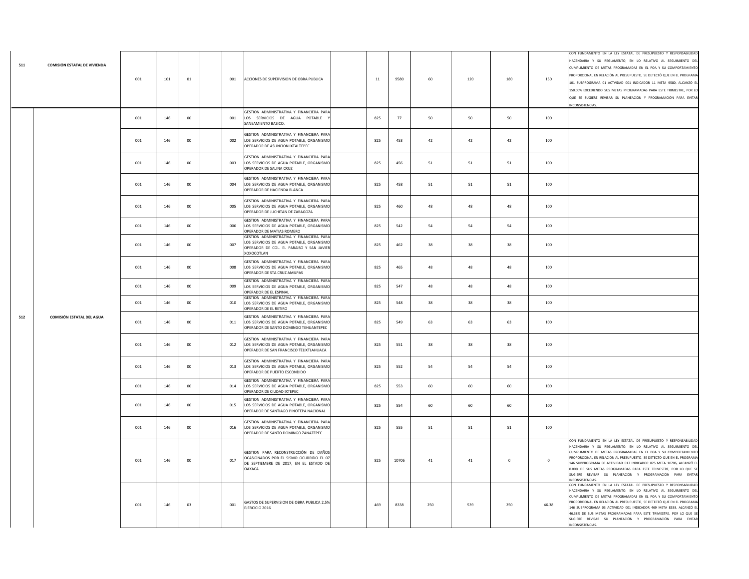| | | | | | | | | | | | | | | | |
|---|---|---|---|---|---|---|---|---|---|---|---|---|---|---|---|
| 511 | COMISIÓN ESTATAL DE VIVIENDA | 001 | 101 | 01 | | 001 | ACCIONES DE SUPERVISION DE OBRA PUBLICA | | 11 | 9580 | 60 | 120 | 180 | 150 | CON FUNDAMENTO EN LA LEY ESTATAL DE PRESUPUESTO Y RESPONSABILIDAD HACENDARIA Y SU REGLAMENTO, EN LO RELATIVO AL SEGUIMIENTO DEL CUMPLIMIENTO DE METAS PROGRAMADAS EN EL POA Y SU COMPORTAMIENTO PROPORCIONAL EN RELACIÓN AL PRESUPUESTO, SE DETECTÓ QUE EN EL PROGRAMA 101 SUBPROGRAMA 01 ACTVIDAD 001 INDICADOR 11 META 9580, ALCANZÓ EL 150.00% EXCEDIENDO SUS METAS PROGRAMADAS PARA ESTE TRIMESTRE, POR LO QUE SE SUGIERE REVISAR SU PLANEACIÓN Y PROGRAMACIÓN PARA EVITAR INCONSISTENCIAS. |
| 512 | COMISIÓN ESTATAL DEL AGUA | 001 | 146 | 00 | | 001 | GESTION ADMINISTRATIVA Y FINANCIERA PARA LOS SERVICIOS DE AGUA POTABLE Y SANEAMIENTO BASICO. | | 825 | 77 | 50 | 50 | 50 | 100 | |
| | | 001 | 146 | 00 | | 002 | GESTION ADMINISTRATIVA Y FINANCIERA PARA LOS SERVICIOS DE AGUA POTABLE, ORGANISMO OPERADOR DE ASUNCION IXTALTEPEC. | | 825 | 453 | 42 | 42 | 42 | 100 | |
| | | 001 | 146 | 00 | | 003 | GESTION ADMINISTRATIVA Y FINANCIERA PARA LOS SERVICIOS DE AGUA POTABLE, ORGANISMO OPERADOR DE SALINA CRUZ | | 825 | 456 | 51 | 51 | 51 | 100 | |
| | | 001 | 146 | 00 | | 004 | GESTION ADMINISTRATIVA Y FINANCIERA PARA LOS SERVICIOS DE AGUA POTABLE, ORGANISMO OPERADOR DE HACIENDA BLANCA | | 825 | 458 | 51 | 51 | 51 | 100 | |
| | | 001 | 146 | 00 | | 005 | GESTION ADMINISTRATIVA Y FINANCIERA PARA LOS SERVICIOS DE AGUA POTABLE, ORGANISMO OPERADOR DE JUCHITAN DE ZARAGOZA | | 825 | 460 | 48 | 48 | 48 | 100 | |
| | | 001 | 146 | 00 | | 006 | GESTION ADMINISTRATIVA Y FINANCIERA PARA LOS SERVICIOS DE AGUA POTABLE, ORGANISMO OPERADOR DE MATIAS ROMERO | | 825 | 542 | 54 | 54 | 54 | 100 | |
| | | 001 | 146 | 00 | | 007 | GESTION ADMINISTRATIVA Y FINANCIERA PARA LOS SERVICIOS DE AGUA POTABLE, ORGANISMO OPERADOR DE COL. EL PARAISO Y SAN JAVIER XOXOCOTLAN | | 825 | 462 | 38 | 38 | 38 | 100 | |
| | | 001 | 146 | 00 | | 008 | GESTION ADMINISTRATIVA Y FINANCIERA PARA LOS SERVICIOS DE AGUA POTABLE, ORGANISMO OPERADOR DE STA CRUZ AMILPAS | | 825 | 465 | 48 | 48 | 48 | 100 | |
| | | 001 | 146 | 00 | | 009 | GESTION ADMINISTRATIVA Y FINANCIERA PARA LOS SERVICIOS DE AGUA POTABLE, ORGANISMO OPERADOR DE EL ESPINAL | | 825 | 547 | 48 | 48 | 48 | 100 | |
| | | 001 | 146 | 00 | | 010 | GESTION ADMINISTRATIVA Y FINANCIERA PARA LOS SERVICIOS DE AGUA POTABLE, ORGANISMO OPERADOR DE EL RETIRO | | 825 | 548 | 38 | 38 | 38 | 100 | |
| | | 001 | 146 | 00 | | 011 | GESTION ADMINISTRATIVA Y FINANCIERA PARA LOS SERVICIOS DE AGUA POTABLE, ORGANISMO OPERADOR DE SANTO DOMINGO TEHUANTEPEC | | 825 | 549 | 63 | 63 | 63 | 100 | |
| | | 001 | 146 | 00 | | 012 | GESTION ADMINISTRATIVA Y FINANCIERA PARA LOS SERVICIOS DE AGUA POTABLE, ORGANISMO OPERADOR DE SAN FRANCISCO TELIXTLAHUACA | | 825 | 551 | 38 | 38 | 38 | 100 | |
| | | 001 | 146 | 00 | | 013 | GESTION ADMINISTRATIVA Y FINANCIERA PARA LOS SERVICIOS DE AGUA POTABLE, ORGANISMO OPERADOR DE PUERTO ESCONDIDO | | 825 | 552 | 54 | 54 | 54 | 100 | |
| | | 001 | 146 | 00 | | 014 | GESTION ADMINISTRATIVA Y FINANCIERA PARA LOS SERVICIOS DE AGUA POTABLE, ORGANISMO OPERADOR DE CIUDAD IXTEPEC | | 825 | 553 | 60 | 60 | 60 | 100 | |
| | | 001 | 146 | 00 | | 015 | GESTION ADMINISTRATIVA Y FINANCIERA PARA LOS SERVICIOS DE AGUA POTABLE, ORGANISMO OPERADOR DE SANTIAGO PINOTEPA NACIONAL | | 825 | 554 | 60 | 60 | 60 | 100 | |
| | | 001 | 146 | 00 | | 016 | GESTION ADMINISTRATIVA Y FINANCIERA PARA LOS SERVICIOS DE AGUA POTABLE, ORGANISMO OPERADOR DE SANTO DOMINGO ZANATEPEC | | 825 | 555 | 51 | 51 | 51 | 100 | |
| | | 001 | 146 | 00 | | 017 | GESTION PARA RECONSTRUCCIÓN DE DAÑOS OCASIONADOS POR EL SISMO OCURRIDO EL 07 DE SEPTIEMBRE DE 2017, EN EL ESTADO DE OAXACA | | 825 | 10706 | 41 | 41 | 0 | 0 | CON FUNDAMENTO EN LA LEY ESTATAL DE PRESUPUESTO Y RESPONSABILIDAD HACENDARIA Y SU REGLAMENTO, EN LO RELATIVO AL SEGUIMIENTO DEL CUMPLIMIENTO DE METAS PROGRAMADAS EN EL POA Y SU COMPORTAMIENTO PROPORCIONAL EN RELACIÓN AL PRESUPUESTO, SE DETECTÓ QUE EN EL PROGRAMA 146 SUBPROGRAMA 00 ACTIVIDAD 017 INDICADOR 825 META 10706, ALCANZÓ EL 0.00% DE SUS METAS PROGRAMADAS PARA ESTE TRIMESTRE, POR LO QUE SE SUGIERE REVISAR SU PLANEACIÓN Y PROGRAMACIÓN PARA EVITAR INCONSISTENCIAS. |
| | | 001 | 146 | 03 | | 001 | GASTOS DE SUPERVISION DE OBRA PUBLICA 2.5% EJERCICIO 2016 | | 469 | 8338 | 250 | 539 | 250 | 46.38 | CON FUNDAMENTO EN LA LEY ESTATAL DE PRESUPUESTO Y RESPONSABILIDAD HACENDARIA Y SU REGLAMENTO, EN LO RELATIVO AL SEGUIMIENTO DEL CUMPLIMIENTO DE METAS PROGRAMADAS EN EL POA Y SU COMPORTAMIENTO PROPORCIONAL EN RELACIÓN AL PRESUPUESTO, SE DETECTÓ QUE EN EL PROGRAMA 146 SUBPROGRAMA 03 ACTIVIDAD 001 INDICADOR 469 META 8338, ALCANZÓ EL 46.38% DE SUS METAS PROGRAMADAS PARA ESTE TRIMESTRE, POR LO QUE SE SUGIERE REVISAR SU PLANEACIÓN Y PROGRAMACIÓN PARA EVITAR INCONSISTENCIAS. |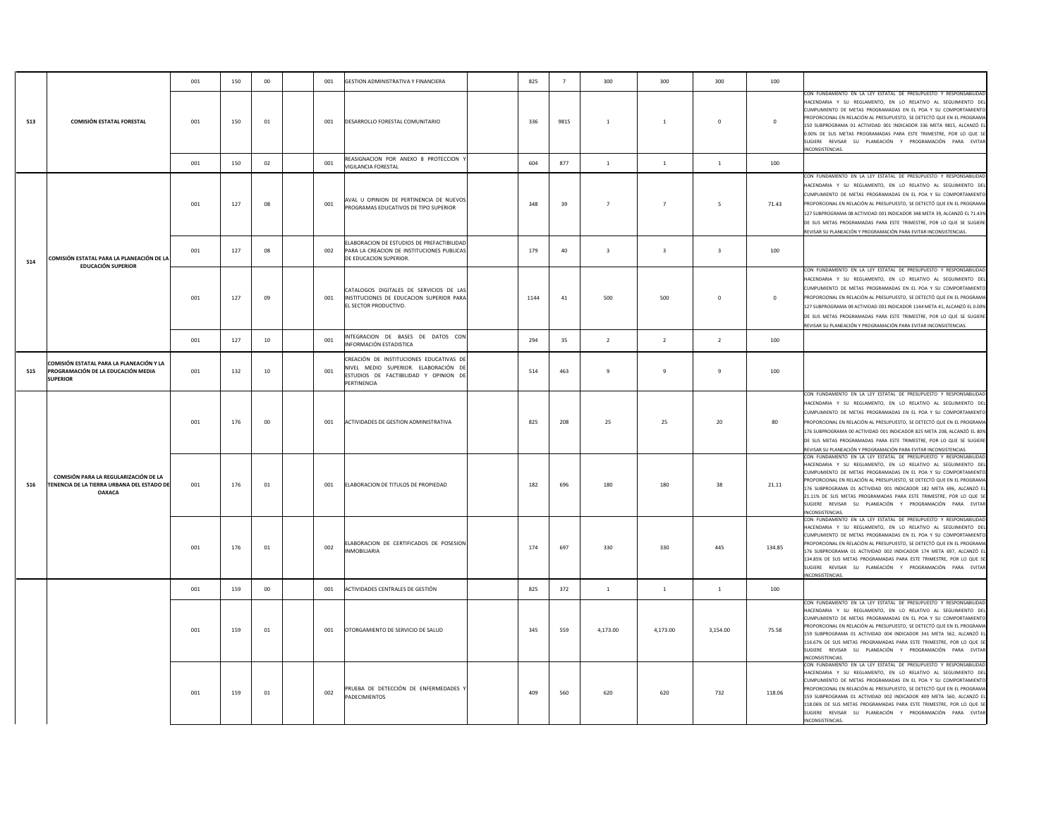| | | | | | | | | | | | | | | | |
|---|---|---|---|---|---|---|---|---|---|---|---|---|---|---|---|
| 513 | COMISIÓN ESTATAL FORESTAL | 001 | 150 | 00 | | 001 | GESTION ADMINISTRATIVA Y FINANCIERA | | 825 | 7 | 300 | 300 | 300 | 100 | |
| | | 001 | 150 | 01 | | 001 | DESARROLLO FORESTAL COMUNITARIO | | 336 | 9815 | 1 | 1 | 0 | 0 | CON FUNDAMENTO EN LA LEY ESTATAL DE PRESUPUESTO Y RESPONSABILIDAD HACENDARIA Y SU REGLAMENTO, EN LO RELATIVO AL SEGUIMIENTO DEL CUMPLIMIENTO DE METAS PROGRAMADAS EN EL POA Y SU COMPORTAMIENTO PROPORCIONAL EN RELACIÓN AL PRESUPUESTO, SE DETECTÓ QUE EN EL PROGRAMA 150 SUBPROGRAMA 01 ACTIVIDAD 001 INDICADOR 336 META 9815, ALCANZÓ EL 0.00% DE SUS METAS PROGRAMADAS PARA ESTE TRIMESTRE, POR LO QUE SE SUGIERE REVISAR SU PLANEACIÓN Y PROGRAMACIÓN PARA EVITAR INCONSISTENCIAS. |
| | | 001 | 150 | 02 | | 001 | REASIGNACION POR ANEXO 8 PROTECCION Y VIGILANCIA FORESTAL | | 604 | 877 | 1 | 1 | 1 | 100 | |
| 514 | COMISIÓN ESTATAL PARA LA PLANEACIÓN DE LA EDUCACIÓN SUPERIOR | 001 | 127 | 08 | | 001 | AVAL U OPINION DE PERTINENCIA DE NUEVOS PROGRAMAS EDUCATIVOS DE TIPO SUPERIOR | | 348 | 39 | 7 | 7 | 5 | 71.43 | CON FUNDAMENTO EN LA LEY ESTATAL DE PRESUPUESTO Y RESPONSABILIDAD HACENDARIA Y SU REGLAMENTO, EN LO RELATIVO AL SEGUIMIENTO DEL CUMPLIMIENTO DE METAS PROGRAMADAS EN EL POA Y SU COMPORTAMIENTO PROPORCIONAL EN RELACIÓN AL PRESUPUESTO, SE DETECTÓ QUE EN EL PROGRAMA 127 SUBPROGRAMA 08 ACTIVIDAD 001 INDICADOR 348 META 39, ALCANZÓ EL 71.43% DE SUS METAS PROGRAMADAS PARA ESTE TRIMESTRE, POR LO QUE SE SUGIERE REVISAR SU PLANEACIÓN Y PROGRAMACIÓN PARA EVITAR INCONSISTENCIAS. |
| | | 001 | 127 | 08 | | 002 | ELABORACION DE ESTUDIOS DE PREFACTIBILIDAD PARA LA CREACION DE INSTITUCIONES PUBLICAS DE EDUCACION SUPERIOR. | | 179 | 40 | 3 | 3 | 3 | 100 | |
| | | 001 | 127 | 09 | | 001 | CATALOGOS DIGITALES DE SERVICIOS DE LAS INSTITUCIONES DE EDUCACION SUPERIOR PARA EL SECTOR PRODUCTIVO. | | 1144 | 41 | 500 | 500 | 0 | 0 | CON FUNDAMENTO EN LA LEY ESTATAL DE PRESUPUESTO Y RESPONSABILIDAD HACENDARIA Y SU REGLAMENTO, EN LO RELATIVO AL SEGUIMIENTO DEL CUMPLIMIENTO DE METAS PROGRAMADAS EN EL POA Y SU COMPORTAMIENTO PROPORCIONAL EN RELACIÓN AL PRESUPUESTO, SE DETECTÓ QUE EN EL PROGRAMA 127 SUBPROGRAMA 09 ACTIVIDAD 001 INDICADOR 1144 META 41, ALCANZÓ EL 0.00% DE SUS METAS PROGRAMADAS PARA ESTE TRIMESTRE, POR LO QUE SE SUGIERE REVISAR SU PLANEACIÓN Y PROGRAMACIÓN PARA EVITAR INCONSISTENCIAS. |
| | | 001 | 127 | 10 | | 001 | INTEGRACION DE BASES DE DATOS CON INFORMACIÓN ESTADISTICA | | 294 | 35 | 2 | 2 | 2 | 100 | |
| 515 | COMISIÓN ESTATAL PARA LA PLANEACIÓN Y LA PROGRAMACIÓN DE LA EDUCACIÓN MEDIA SUPERIOR | 001 | 132 | 10 | | 001 | CREACIÓN DE INSTITUCIONES EDUCATIVAS DE NIVEL MEDIO SUPERIOR. ELABORACIÓN DE ESTUDIOS DE FACTIBILIDAD Y OPINION DE PERTINENCIA | | 514 | 463 | 9 | 9 | 9 | 100 | |
| 516 | COMISIÓN PARA LA REGULARIZACIÓN DE LA TENENCIA DE LA TIERRA URBANA DEL ESTADO DE OAXACA | 001 | 176 | 00 | | 001 | ACTIVIDADES DE GESTION ADMINISTRATIVA | | 825 | 208 | 25 | 25 | 20 | 80 | CON FUNDAMENTO EN LA LEY ESTATAL DE PRESUPUESTO Y RESPONSABILIDAD HACENDARIA Y SU REGLAMENTO, EN LO RELATIVO AL SEGUIMIENTO DEL CUMPLIMIENTO DE METAS PROGRAMADAS EN EL POA Y SU COMPORTAMIENTO PROPORCIONAL EN RELACIÓN AL PRESUPUESTO, SE DETECTÓ QUE EN EL PROGRAMA 176 SUBPROGRAMA 00 ACTIVIDAD 001 INDICADOR 825 META 208, ALCANZÓ EL 80% DE SUS METAS PROGRAMADAS PARA ESTE TRIMESTRE, POR LO QUE SE SUGIERE REVISAR SU PLANEACIÓN Y PROGRAMACIÓN PARA EVITAR INCONSISTENCIAS. |
| | | 001 | 176 | 01 | | 001 | ELABORACION DE TITULOS DE PROPIEDAD | | 182 | 696 | 180 | 180 | 38 | 21.11 | CON FUNDAMENTO EN LA LEY ESTATAL DE PRESUPUESTO Y RESPONSABILIDAD HACENDARIA Y SU REGLAMENTO, EN LO RELATIVO AL SEGUIMIENTO DEL CUMPLIMIENTO DE METAS PROGRAMADAS EN EL POA Y SU COMPORTAMIENTO PROPORCIONAL EN RELACIÓN AL PRESUPUESTO, SE DETECTÓ QUE EN EL PROGRAMA 176 SUBPROGRAMA 01 ACTIVIDAD 001 INDICADOR 182 META 696, ALCANZÓ EL 21.11% DE SUS METAS PROGRAMADAS PARA ESTE TRIMESTRE, POR LO QUE SE SUGIERE REVISAR SU PLANEACIÓN Y PROGRAMACIÓN PARA EVITAR INCONSISTENCIAS. |
| | | 001 | 176 | 01 | | 002 | ELABORACION DE CERTIFICADOS DE POSESION INMOBILIARIA | | 174 | 697 | 330 | 330 | 445 | 134.85 | CON FUNDAMENTO EN LA LEY ESTATAL DE PRESUPUESTO Y RESPONSABILIDAD HACENDARIA Y SU REGLAMENTO, EN LO RELATIVO AL SEGUIMIENTO DEL CUMPLIMIENTO DE METAS PROGRAMADAS EN EL POA Y SU COMPORTAMIENTO PROPORCIONAL EN RELACIÓN AL PRESUPUESTO, SE DETECTÓ QUE EN EL PROGRAMA 176 SUBPROGRAMA 01 ACTIVIDAD 002 INDICADOR 174 META 697, ALCANZÓ EL 134.85% DE SUS METAS PROGRAMADAS PARA ESTE TRIMESTRE, POR LO QUE SE SUGIERE REVISAR SU PLANEACIÓN Y PROGRAMACIÓN PARA EVITAR INCONSISTENCIAS. |
| | | 001 | 159 | 00 | | 001 | ACTIVIDADES CENTRALES DE GESTIÓN | | 825 | 372 | 1 | 1 | 1 | 100 | |
| | | 001 | 159 | 01 | | 001 | OTORGAMIENTO DE SERVICIO DE SALUD | | 345 | 559 | 4,173.00 | 4,173.00 | 3,154.00 | 75.58 | CON FUNDAMENTO EN LA LEY ESTATAL DE PRESUPUESTO Y RESPONSABILIDAD HACENDARIA Y SU REGLAMENTO, EN LO RELATIVO AL SEGUIMIENTO DEL CUMPLIMIENTO DE METAS PROGRAMADAS EN EL POA Y SU COMPORTAMIENTO PROPORCIONAL EN RELACIÓN AL PRESUPUESTO, SE DETECTÓ QUE EN EL PROGRAMA 159 SUBPROGRAMA 01 ACTIVIDAD 004 INDICADOR 341 META 562, ALCANZÓ EL 116.67% DE SUS METAS PROGRAMADAS PARA ESTE TRIMESTRE, POR LO QUE SE SUGIERE REVISAR SU PLANEACIÓN Y PROGRAMACIÓN PARA EVITAR INCONSISTENCIAS. |
| | | 001 | 159 | 01 | | 002 | PRUEBA DE DETECCIÓN DE ENFERMEDADES Y PADECIMIENTOS | | 409 | 560 | 620 | 620 | 732 | 118.06 | CON FUNDAMENTO EN LA LEY ESTATAL DE PRESUPUESTO Y RESPONSABILIDAD HACENDARIA Y SU REGLAMENTO, EN LO RELATIVO AL SEGUIMIENTO DEL CUMPLIMIENTO DE METAS PROGRAMADAS EN EL POA Y SU COMPORTAMIENTO PROPORCIONAL EN RELACIÓN AL PRESUPUESTO, SE DETECTÓ QUE EN EL PROGRAMA 159 SUBPROGRAMA 01 ACTIVIDAD 002 INDICADOR 409 META 560, ALCANZÓ EL 118.06% DE SUS METAS PROGRAMADAS PARA ESTE TRIMESTRE, POR LO QUE SE SUGIERE REVISAR SU PLANEACIÓN Y PROGRAMACIÓN PARA EVITAR INCONSISTENCIAS. |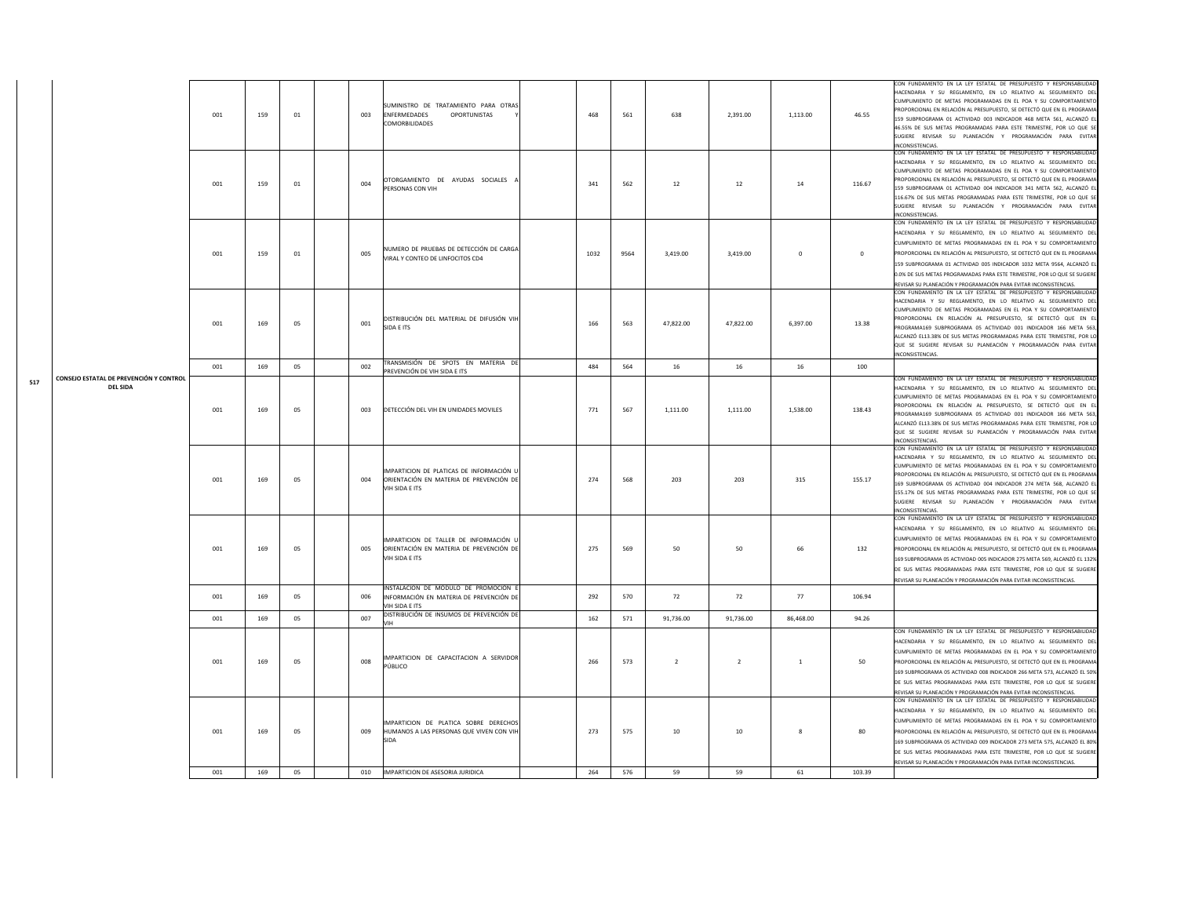| | | | | | | | | | | | | | | |
|---|---|---|---|---|---|---|---|---|---|---|---|---|---|---|
| 517 | CONSEJO ESTATAL DE PREVENCIÓN Y CONTROL DEL SIDA | 001 | 159 | 01 | | 003 | SUMINISTRO DE TRATAMIENTO PARA OTRAS ENFERMEDADES OPORTUNISTAS Y COMORBILIDADES | | 468 | 561 | 638 | 2,391.00 | 1,113.00 | 46.55 | CON FUNDAMENTO EN LA LEY ESTATAL DE PRESUPUESTO Y RESPONSABILIDAD HACENDARIA Y SU REGLAMENTO, EN LO RELATIVO AL SEGUIMIENTO DEL CUMPLIMIENTO DE METAS PROGRAMADAS EN EL POA Y SU COMPORTAMIENTO PROPORCIONAL EN RELACIÓN AL PRESUPUESTO, SE DETECTÓ QUE EN EL PROGRAMA 159 SUBPROGRAMA 01 ACTIVIDAD 003 INDICADOR 468 META 561, ALCANZÓ EL 46.55% DE SUS METAS PROGRAMADAS PARA ESTE TRIMESTRE, POR LO QUE SE SUGIERE REVISAR SU PLANEACIÓN Y PROGRAMACIÓN PARA EVITAR INCONSISTENCIAS. |
| | | 001 | 159 | 01 | | 004 | OTORGAMIENTO DE AYUDAS SOCIALES A PERSONAS CON VIH | | 341 | 562 | 12 | 12 | 14 | 116.67 | CON FUNDAMENTO EN LA LEY ESTATAL DE PRESUPUESTO Y RESPONSABILIDAD HACENDARIA Y SU REGLAMENTO, EN LO RELATIVO AL SEGUIMIENTO DEL CUMPLIMIENTO DE METAS PROGRAMADAS EN EL POA Y SU COMPORTAMIENTO PROPORCIONAL EN RELACIÓN AL PRESUPUESTO, SE DETECTÓ QUE EN EL PROGRAMA 159 SUBPROGRAMA 01 ACTIVIDAD 004 INDICADOR 341 META 562, ALCANZÓ EL 116.67% DE SUS METAS PROGRAMADAS PARA ESTE TRIMESTRE, POR LO QUE SE SUGIERE REVISAR SU PLANEACIÓN Y PROGRAMACIÓN PARA EVITAR INCONSISTENCIAS. |
| | | 001 | 159 | 01 | | 005 | NUMERO DE PRUEBAS DE DETECCIÓN DE CARGA VIRAL Y CONTEO DE LINFOCITOS CD4 | | 1032 | 9564 | 3,419.00 | 3,419.00 | 0 | 0 | CON FUNDAMENTO EN LA LEY ESTATAL DE PRESUPUESTO Y RESPONSABILIDAD HACENDARIA Y SU REGLAMENTO, EN LO RELATIVO AL SEGUIMIENTO DEL CUMPLIMIENTO DE METAS PROGRAMADAS EN EL POA Y SU COMPORTAMIENTO PROPORCIONAL EN RELACIÓN AL PRESUPUESTO, SE DETECTÓ QUE EN EL PROGRAMA 159 SUBPROGRAMA 01 ACTIVIDAD 005 INDICADOR 1032 META 9564, ALCANZÓ EL 0.0% DE SUS METAS PROGRAMADAS PARA ESTE TRIMESTRE, POR LO QUE SE SUGIERE REVISAR SU PLANEACIÓN Y PROGRAMACIÓN PARA EVITAR INCONSISTENCIAS. |
| | | 001 | 169 | 05 | | 001 | DISTRIBUCIÓN DEL MATERIAL DE DIFUSIÓN VIH SIDA E ITS | | 166 | 563 | 47,822.00 | 47,822.00 | 6,397.00 | 13.38 | CON FUNDAMENTO EN LA LEY ESTATAL DE PRESUPUESTO Y RESPONSABILIDAD HACENDARIA Y SU REGLAMENTO, EN LO RELATIVO AL SEGUIMIENTO DEL CUMPLIMIENTO DE METAS PROGRAMADAS EN EL POA Y SU COMPORTAMIENTO PROPORCIONAL EN RELACIÓN AL PRESUPUESTO, SE DETECTÓ QUE EN EL PROGRAMA169 SUBPROGRAMA 05 ACTIVIDAD 001 INDICADOR 166 META 563, ALCANZÓ EL13.38% DE SUS METAS PROGRAMADAS PARA ESTE TRIMESTRE, POR LO QUE SE SUGIERE REVISAR SU PLANEACIÓN Y PROGRAMACIÓN PARA EVITAR INCONSISTENCIAS. |
| | | 001 | 169 | 05 | | 002 | TRANSMISIÓN DE SPOTS EN MATERIA DE PREVENCIÓN DE VIH SIDA E ITS | | 484 | 564 | 16 | 16 | 16 | 100 | |
| | | 001 | 169 | 05 | | 003 | DETECCIÓN DEL VIH EN UNIDADES MOVILES | | 771 | 567 | 1,111.00 | 1,111.00 | 1,538.00 | 138.43 | CON FUNDAMENTO EN LA LEY ESTATAL DE PRESUPUESTO Y RESPONSABILIDAD HACENDARIA Y SU REGLAMENTO, EN LO RELATIVO AL SEGUIMIENTO DEL CUMPLIMIENTO DE METAS PROGRAMADAS EN EL POA Y SU COMPORTAMIENTO PROPORCIONAL EN RELACIÓN AL PRESUPUESTO, SE DETECTÓ QUE EN EL PROGRAMA169 SUBPROGRAMA 05 ACTIVIDAD 001 INDICADOR 166 META 563, ALCANZÓ EL13.38% DE SUS METAS PROGRAMADAS PARA ESTE TRIMESTRE, POR LO QUE SE SUGIERE REVISAR SU PLANEACIÓN Y PROGRAMACIÓN PARA EVITAR INCONSISTENCIAS. |
| | | 001 | 169 | 05 | | 004 | IMPARTICION DE PLATICAS DE INFORMACIÓN U ORIENTACIÓN EN MATERIA DE PREVENCIÓN DE VIH SIDA E ITS | | 274 | 568 | 203 | 203 | 315 | 155.17 | CON FUNDAMENTO EN LA LEY ESTATAL DE PRESUPUESTO Y RESPONSABILIDAD HACENDARIA Y SU REGLAMENTO, EN LO RELATIVO AL SEGUIMIENTO DEL CUMPLIMIENTO DE METAS PROGRAMADAS EN EL POA Y SU COMPORTAMIENTO PROPORCIONAL EN RELACIÓN AL PRESUPUESTO, SE DETECTÓ QUE EN EL PROGRAMA 169 SUBPROGRAMA 05 ACTIVIDAD 004 INDICADOR 274 META 568, ALCANZÓ EL 155.17% DE SUS METAS PROGRAMADAS PARA ESTE TRIMESTRE, POR LO QUE SE SUGIERE REVISAR SU PLANEACIÓN Y PROGRAMACIÓN PARA EVITAR INCONSISTENCIAS. |
| | | 001 | 169 | 05 | | 005 | IMPARTICION DE TALLER DE INFORMACIÓN U ORIENTACIÓN EN MATERIA DE PREVENCIÓN DE VIH SIDA E ITS | | 275 | 569 | 50 | 50 | 66 | 132 | CON FUNDAMENTO EN LA LEY ESTATAL DE PRESUPUESTO Y RESPONSABILIDAD HACENDARIA Y SU REGLAMENTO, EN LO RELATIVO AL SEGUIMIENTO DEL CUMPLIMIENTO DE METAS PROGRAMADAS EN EL POA Y SU COMPORTAMIENTO PROPORCIONAL EN RELACIÓN AL PRESUPUESTO, SE DETECTÓ QUE EN EL PROGRAMA 169 SUBPROGRAMA 05 ACTIVIDAD 005 INDICADOR 275 META 569, ALCANZÓ EL 132% DE SUS METAS PROGRAMADAS PARA ESTE TRIMESTRE, POR LO QUE SE SUGIERE REVISAR SU PLANEACIÓN Y PROGRAMACIÓN PARA EVITAR INCONSISTENCIAS. |
| | | 001 | 169 | 05 | | 006 | INSTALACION DE MODULO DE PROMOCION E INFORMACIÓN EN MATERIA DE PREVENCIÓN DE VIH SIDA E ITS | | 292 | 570 | 72 | 72 | 77 | 106.94 | |
| | | 001 | 169 | 05 | | 007 | DISTRIBUCIÓN DE INSUMOS DE PREVENCIÓN DE VIH | | 162 | 571 | 91,736.00 | 91,736.00 | 86,468.00 | 94.26 | |
| | | 001 | 169 | 05 | | 008 | IMPARTICION DE CAPACITACION A SERVIDOR PÚBLICO | | 266 | 573 | 2 | 2 | 1 | 50 | CON FUNDAMENTO EN LA LEY ESTATAL DE PRESUPUESTO Y RESPONSABILIDAD HACENDARIA Y SU REGLAMENTO, EN LO RELATIVO AL SEGUIMIENTO DEL CUMPLIMIENTO DE METAS PROGRAMADAS EN EL POA Y SU COMPORTAMIENTO PROPORCIONAL EN RELACIÓN AL PRESUPUESTO, SE DETECTÓ QUE EN EL PROGRAMA 169 SUBPROGRAMA 05 ACTIVIDAD 008 INDICADOR 266 META 573, ALCANZÓ EL 50% DE SUS METAS PROGRAMADAS PARA ESTE TRIMESTRE, POR LO QUE SE SUGIERE REVISAR SU PLANEACIÓN Y PROGRAMACIÓN PARA EVITAR INCONSISTENCIAS. |
| | | 001 | 169 | 05 | | 009 | IMPARTICION DE PLATICA SOBRE DERECHOS HUMANOS A LAS PERSONAS QUE VIVEN CON VIH SIDA | | 273 | 575 | 10 | 10 | 8 | 80 | CON FUNDAMENTO EN LA LEY ESTATAL DE PRESUPUESTO Y RESPONSABILIDAD HACENDARIA Y SU REGLAMENTO, EN LO RELATIVO AL SEGUIMIENTO DEL CUMPLIMIENTO DE METAS PROGRAMADAS EN EL POA Y SU COMPORTAMIENTO PROPORCIONAL EN RELACIÓN AL PRESUPUESTO, SE DETECTÓ QUE EN EL PROGRAMA 169 SUBPROGRAMA 05 ACTIVIDAD 009 INDICADOR 273 META 575, ALCANZÓ EL 80% DE SUS METAS PROGRAMADAS PARA ESTE TRIMESTRE, POR LO QUE SE SUGIERE REVISAR SU PLANEACIÓN Y PROGRAMACIÓN PARA EVITAR INCONSISTENCIAS. |
| | | 001 | 169 | 05 | | 010 | IMPARTICION DE ASESORIA JURIDICA | | 264 | 576 | 59 | 59 | 61 | 103.39 | |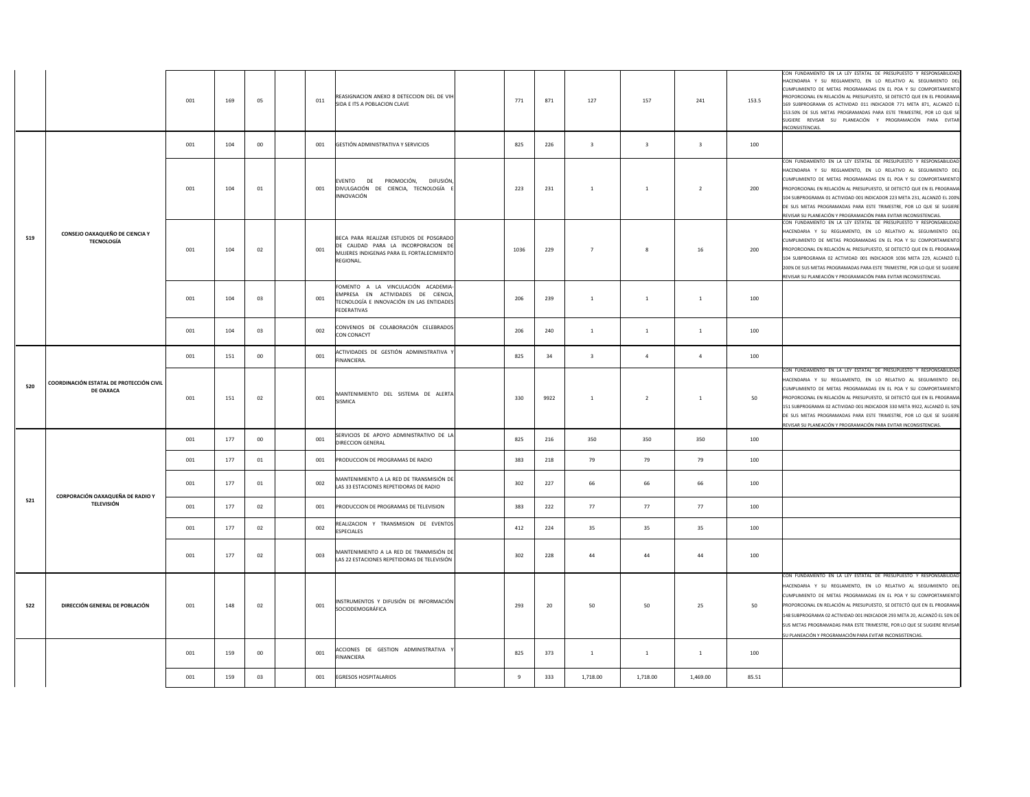|  |  |  |  |  |  |  |  |  |  |  |  |  |  |  |
|---|---|---|---|---|---|---|---|---|---|---|---|---|---|---|
|  |  | 001 | 169 | 05 |  | 011 | REASIGNACION ANEXO 8 DETECCION DEL DE VIH SIDA E ITS A POBLACION CLAVE |  | 771 | 871 | 127 | 157 | 241 | 153.5 | CON FUNDAMENTO EN LA LEY ESTATAL DE PRESUPUESTO Y RESPONSABILIDAD HACENDARIA Y SU REGLAMENTO, EN LO RELATIVO AL SEGUIMIENTO DEL CUMPLIMIENTO DE METAS PROGRAMADAS EN EL POA Y SU COMPORTAMIENTO PROPORCIONAL EN RELACIÓN AL PRESUPUESTO, SE DETECTÓ QUE EN EL PROGRAMA 169 SUBPROGRAMA 05 ACTIVIDAD 011 INDICADOR 771 META 871, ALCANZÓ EL 153.50% DE SUS METAS PROGRAMADAS PARA ESTE TRIMESTRE, POR LO QUE SE SUGIERE REVISAR SU PLANEACIÓN Y PROGRAMACIÓN PARA EVITAR INCONSISTENCIAS. |
| 519 | CONSEJO OAXAQUEÑO DE CIENCIA Y TECNOLOGÍA | 001 | 104 | 00 |  | 001 | GESTIÓN ADMINISTRATIVA Y SERVICIOS |  | 825 | 226 | 3 | 3 | 3 | 100 |  |
|  |  | 001 | 104 | 01 |  | 001 | EVENTO DE PROMOCIÓN, DIFUSIÓN, DIVULGACIÓN DE CIENCIA, TECNOLOGÍA E INNOVACIÓN |  | 223 | 231 | 1 | 1 | 2 | 200 | CON FUNDAMENTO EN LA LEY ESTATAL DE PRESUPUESTO Y RESPONSABILIDAD HACENDARIA Y SU REGLAMENTO, EN LO RELATIVO AL SEGUIMIENTO DEL CUMPLIMIENTO DE METAS PROGRAMADAS EN EL POA Y SU COMPORTAMIENTO PROPORCIONAL EN RELACIÓN AL PRESUPUESTO, SE DETECTÓ QUE EN EL PROGRAMA 104 SUBPROGRAMA 01 ACTIVIDAD 001 INDICADOR 223 META 231, ALCANZÓ EL 200% DE SUS METAS PROGRAMADAS PARA ESTE TRIMESTRE, POR LO QUE SE SUGIERE REVISAR SU PLANEACIÓN Y PROGRAMACIÓN PARA EVITAR INCONSISTENCIAS. |
|  |  | 001 | 104 | 02 |  | 001 | BECA PARA REALIZAR ESTUDIOS DE POSGRADO DE CALIDAD PARA LA INCORPORACION DE MUJERES INDIGENAS PARA EL FORTALECIMIENTO REGIONAL. |  | 1036 | 229 | 7 | 8 | 16 | 200 | CON FUNDAMENTO EN LA LEY ESTATAL DE PRESUPUESTO Y RESPONSABILIDAD HACENDARIA Y SU REGLAMENTO, EN LO RELATIVO AL SEGUIMIENTO DEL CUMPLIMIENTO DE METAS PROGRAMADAS EN EL POA Y SU COMPORTAMIENTO PROPORCIONAL EN RELACIÓN AL PRESUPUESTO, SE DETECTÓ QUE EN EL PROGRAMA 104 SUBPROGRAMA 02 ACTIVIDAD 001 INDICADOR 1036 META 229, ALCANZÓ EL 200% DE SUS METAS PROGRAMADAS PARA ESTE TRIMESTRE, POR LO QUE SE SUGIERE REVISAR SU PLANEACIÓN Y PROGRAMACIÓN PARA EVITAR INCONSISTENCIAS. |
|  |  | 001 | 104 | 03 |  | 001 | FOMENTO A LA VINCULACIÓN ACADEMIA-EMPRESA EN ACTIVIDADES DE CIENCIA, TECNOLOGÍA E INNOVACIÓN EN LAS ENTIDADES FEDERATIVAS |  | 206 | 239 | 1 | 1 | 1 | 100 |  |
|  |  | 001 | 104 | 03 |  | 002 | CONVENIOS DE COLABORACIÓN CELEBRADOS CON CONACYT |  | 206 | 240 | 1 | 1 | 1 | 100 |  |
| 520 | COORDINACIÓN ESTATAL DE PROTECCIÓN CIVIL DE OAXACA | 001 | 151 | 00 |  | 001 | ACTIVIDADES DE GESTIÓN ADMINISTRATIVA Y FINANCIERA. |  | 825 | 34 | 3 | 4 | 4 | 100 |  |
|  |  | 001 | 151 | 02 |  | 001 | MANTENIMIENTO DEL SISTEMA DE ALERTA SISMICA |  | 330 | 9922 | 1 | 2 | 1 | 50 | CON FUNDAMENTO EN LA LEY ESTATAL DE PRESUPUESTO Y RESPONSABILIDAD HACENDARIA Y SU REGLAMENTO, EN LO RELATIVO AL SEGUIMIENTO DEL CUMPLIMIENTO DE METAS PROGRAMADAS EN EL POA Y SU COMPORTAMIENTO PROPORCIONAL EN RELACIÓN AL PRESUPUESTO, SE DETECTÓ QUE EN EL PROGRAMA 151 SUBPROGRAMA 02 ACTIVIDAD 001 INDICADOR 330 META 9922, ALCANZÓ EL 50% DE SUS METAS PROGRAMADAS PARA ESTE TRIMESTRE, POR LO QUE SE SUGIERE REVISAR SU PLANEACIÓN Y PROGRAMACIÓN PARA EVITAR INCONSISTENCIAS. |
| 521 | CORPORACIÓN OAXAQUEÑA DE RADIO Y TELEVISIÓN | 001 | 177 | 00 |  | 001 | SERVICIOS DE APOYO ADMINISTRATIVO DE LA DIRECCION GENERAL |  | 825 | 216 | 350 | 350 | 350 | 100 |  |
|  |  | 001 | 177 | 01 |  | 001 | PRODUCCION DE PROGRAMAS DE RADIO |  | 383 | 218 | 79 | 79 | 79 | 100 |  |
|  |  | 001 | 177 | 01 |  | 002 | MANTENIMIENTO A LA RED DE TRANSMISIÓN DE LAS 33 ESTACIONES REPETIDORAS DE RADIO |  | 302 | 227 | 66 | 66 | 66 | 100 |  |
|  |  | 001 | 177 | 02 |  | 001 | PRODUCCION DE PROGRAMAS DE TELEVISION |  | 383 | 222 | 77 | 77 | 77 | 100 |  |
|  |  | 001 | 177 | 02 |  | 002 | REALIZACION Y TRANSMISION DE EVENTOS ESPECIALES |  | 412 | 224 | 35 | 35 | 35 | 100 |  |
|  |  | 001 | 177 | 02 |  | 003 | MANTENIMIENTO A LA RED DE TRANMISIÓN DE LAS 22 ESTACIONES REPETIDORAS DE TELEVISIÓN |  | 302 | 228 | 44 | 44 | 44 | 100 |  |
| 522 | DIRECCIÓN GENERAL DE POBLACIÓN | 001 | 148 | 02 |  | 001 | INSTRUMENTOS Y DIFUSIÓN DE INFORMACIÓN SOCIODEMOGRÁFICA |  | 293 | 20 | 50 | 50 | 25 | 50 | CON FUNDAMENTO EN LA LEY ESTATAL DE PRESUPUESTO Y RESPONSABILIDAD HACENDARIA Y SU REGLAMENTO, EN LO RELATIVO AL SEGUIMIENTO DEL CUMPLIMIENTO DE METAS PROGRAMADAS EN EL POA Y SU COMPORTAMIENTO PROPORCIONAL EN RELACIÓN AL PRESUPUESTO, SE DETECTÓ QUE EN EL PROGRAMA 148 SUBPROGRAMA 02 ACTIVIDAD 001 INDICADOR 293 META 20, ALCANZÓ EL 50% DE SUS METAS PROGRAMADAS PARA ESTE TRIMESTRE, POR LO QUE SE SUGIERE REVISAR SU PLANEACIÓN Y PROGRAMACIÓN PARA EVITAR INCONSISTENCIAS. |
|  |  | 001 | 159 | 00 |  | 001 | ACCIONES DE GESTION ADMINISTRATIVA Y FINANCIERA |  | 825 | 373 | 1 | 1 | 1 | 100 |  |
|  |  | 001 | 159 | 03 |  | 001 | EGRESOS HOSPITALARIOS |  | 9 | 333 | 1,718.00 | 1,718.00 | 1,469.00 | 85.51 |  |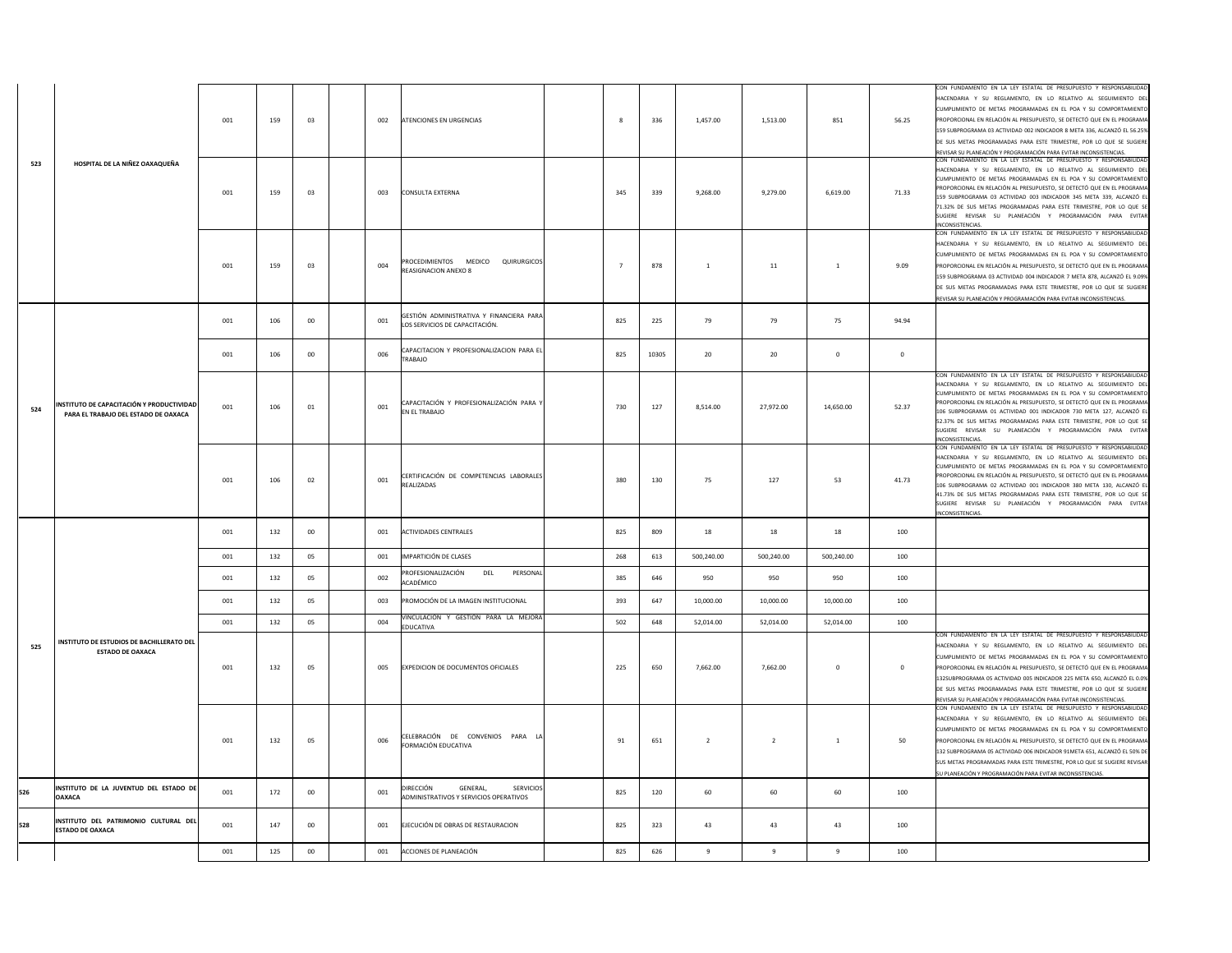| | | | | | | | | | | | | | | | |
|---|---|---|---|---|---|---|---|---|---|---|---|---|---|---|---|
| 523 | HOSPITAL DE LA NIÑEZ OAXAQUEÑA | 001 | 159 | 03 | | 002 | ATENCIONES EN URGENCIAS | | 8 | 336 | 1,457.00 | 1,513.00 | 851 | 56.25 | CON FUNDAMENTO EN LA LEY ESTATAL DE PRESUPUESTO Y RESPONSABILIDAD HACENDARIA Y SU REGLAMENTO, EN LO RELATIVO AL SEGUIMIENTO DEL CUMPLIMIENTO DE METAS PROGRAMADAS EN EL POA Y SU COMPORTAMIENTO PROPORCIONAL EN RELACIÓN AL PRESUPUESTO, SE DETECTÓ QUE EN EL PROGRAMA 159 SUBPROGRAMA 03 ACTIVIDAD 002 INDICADOR 8 META 336, ALCANZÓ EL 56.25% DE SUS METAS PROGRAMADAS PARA ESTE TRIMESTRE, POR LO QUE SE SUGIERE REVISAR SU PLANEACIÓN Y PROGRAMACIÓN PARA EVITAR INCONSISTENCIAS. |
| | | 001 | 159 | 03 | | 003 | CONSULTA EXTERNA | | 345 | 339 | 9,268.00 | 9,279.00 | 6,619.00 | 71.33 | CON FUNDAMENTO EN LA LEY ESTATAL DE PRESUPUESTO Y RESPONSABILIDAD HACENDARIA Y SU REGLAMENTO, EN LO RELATIVO AL SEGUIMIENTO DEL CUMPLIMIENTO DE METAS PROGRAMADAS EN EL POA Y SU COMPORTAMIENTO PROPORCIONAL EN RELACIÓN AL PRESUPUESTO, SE DETECTÓ QUE EN EL PROGRAMA 159 SUBPROGRAMA 03 ACTIVIDAD 003 INDICADOR 345 META 339, ALCANZÓ EL 71.32% DE SUS METAS PROGRAMADAS PARA ESTE TRIMESTRE, POR LO QUE SE SUGIERE REVISAR SU PLANEACIÓN Y PROGRAMACIÓN PARA EVITAR INCONSISTENCIAS. |
| | | 001 | 159 | 03 | | 004 | PROCEDIMIENTOS MEDICO QUIRURGICOS REASIGNACION ANEXO 8 | | 7 | 878 | 1 | 11 | 1 | 9.09 | CON FUNDAMENTO EN LA LEY ESTATAL DE PRESUPUESTO Y RESPONSABILIDAD HACENDARIA Y SU REGLAMENTO, EN LO RELATIVO AL SEGUIMIENTO DEL CUMPLIMIENTO DE METAS PROGRAMADAS EN EL POA Y SU COMPORTAMIENTO PROPORCIONAL EN RELACIÓN AL PRESUPUESTO, SE DETECTÓ QUE EN EL PROGRAMA 159 SUBPROGRAMA 03 ACTIVIDAD 004 INDICADOR 7 META 878, ALCANZÓ EL 9.09% DE SUS METAS PROGRAMADAS PARA ESTE TRIMESTRE, POR LO QUE SE SUGIERE REVISAR SU PLANEACIÓN Y PROGRAMACIÓN PARA EVITAR INCONSISTENCIAS. |
| 524 | INSTITUTO DE CAPACITACIÓN Y PRODUCTIVIDAD PARA EL TRABAJO DEL ESTADO DE OAXACA | 001 | 106 | 00 | | 001 | GESTIÓN ADMINISTRATIVA Y FINANCIERA PARA LOS SERVICIOS DE CAPACITACIÓN. | | 825 | 225 | 79 | 79 | 75 | 94.94 | |
| | | 001 | 106 | 00 | | 006 | CAPACITACION Y PROFESIONALIZACION PARA EL TRABAJO | | 825 | 10305 | 20 | 20 | 0 | 0 | |
| | | 001 | 106 | 01 | | 001 | CAPACITACIÓN Y PROFESIONALIZACIÓN PARA Y EN EL TRABAJO | | 730 | 127 | 8,514.00 | 27,972.00 | 14,650.00 | 52.37 | CON FUNDAMENTO EN LA LEY ESTATAL DE PRESUPUESTO Y RESPONSABILIDAD HACENDARIA Y SU REGLAMENTO, EN LO RELATIVO AL SEGUIMIENTO DEL CUMPLIMIENTO DE METAS PROGRAMADAS EN EL POA Y SU COMPORTAMIENTO PROPORCIONAL EN RELACIÓN AL PRESUPUESTO, SE DETECTÓ QUE EN EL PROGRAMA 106 SUBPROGRAMA 01 ACTIVIDAD 001 INDICADOR 730 META 127, ALCANZÓ EL 52.37% DE SUS METAS PROGRAMADAS PARA ESTE TRIMESTRE, POR LO QUE SE SUGIERE REVISAR SU PLANEACIÓN Y PROGRAMACIÓN PARA EVITAR INCONSISTENCIAS. |
| | | 001 | 106 | 02 | | 001 | CERTIFICACIÓN DE COMPETENCIAS LABORALES REALIZADAS | | 380 | 130 | 75 | 127 | 53 | 41.73 | CON FUNDAMENTO EN LA LEY ESTATAL DE PRESUPUESTO Y RESPONSABILIDAD HACENDARIA Y SU REGLAMENTO, EN LO RELATIVO AL SEGUIMIENTO DEL CUMPLIMIENTO DE METAS PROGRAMADAS EN EL POA Y SU COMPORTAMIENTO PROPORCIONAL EN RELACIÓN AL PRESUPUESTO, SE DETECTÓ QUE EN EL PROGRAMA 106 SUBPROGRAMA 02 ACTIVIDAD 001 INDICADOR 380 META 130, ALCANZÓ EL 41.73% DE SUS METAS PROGRAMADAS PARA ESTE TRIMESTRE, POR LO QUE SE SUGIERE REVISAR SU PLANEACIÓN Y PROGRAMACIÓN PARA EVITAR INCONSISTENCIAS. |
| 525 | INSTITUTO DE ESTUDIOS DE BACHILLERATO DEL ESTADO DE OAXACA | 001 | 132 | 00 | | 001 | ACTIVIDADES CENTRALES | | 825 | 809 | 18 | 18 | 18 | 100 | |
| | | 001 | 132 | 05 | | 001 | IMPARTICIÓN DE CLASES | | 268 | 613 | 500,240.00 | 500,240.00 | 500,240.00 | 100 | |
| | | 001 | 132 | 05 | | 002 | PROFESIONALIZACIÓN DEL PERSONAL ACADÉMICO | | 385 | 646 | 950 | 950 | 950 | 100 | |
| | | 001 | 132 | 05 | | 003 | PROMOCIÓN DE LA IMAGEN INSTITUCIONAL | | 393 | 647 | 10,000.00 | 10,000.00 | 10,000.00 | 100 | |
| | | 001 | 132 | 05 | | 004 | VINCULACION Y GESTION PARA LA MEJORA EDUCATIVA | | 502 | 648 | 52,014.00 | 52,014.00 | 52,014.00 | 100 | |
| | | 001 | 132 | 05 | | 005 | EXPEDICION DE DOCUMENTOS OFICIALES | | 225 | 650 | 7,662.00 | 7,662.00 | 0 | 0 | CON FUNDAMENTO EN LA LEY ESTATAL DE PRESUPUESTO Y RESPONSABILIDAD HACENDARIA Y SU REGLAMENTO, EN LO RELATIVO AL SEGUIMIENTO DEL CUMPLIMIENTO DE METAS PROGRAMADAS EN EL POA Y SU COMPORTAMIENTO PROPORCIONAL EN RELACIÓN AL PRESUPUESTO, SE DETECTÓ QUE EN EL PROGRAMA 132SUBPROGRAMA 05 ACTIVIDAD 005 INDICADOR 225 META 650, ALCANZÓ EL 0.0% DE SUS METAS PROGRAMADAS PARA ESTE TRIMESTRE, POR LO QUE SE SUGIERE REVISAR SU PLANEACIÓN Y PROGRAMACIÓN PARA EVITAR INCONSISTENCIAS. |
| | | 001 | 132 | 05 | | 006 | CELEBRACIÓN DE CONVENIOS PARA LA FORMACIÓN EDUCATIVA | | 91 | 651 | 2 | 2 | 1 | 50 | CON FUNDAMENTO EN LA LEY ESTATAL DE PRESUPUESTO Y RESPONSABILIDAD HACENDARIA Y SU REGLAMENTO, EN LO RELATIVO AL SEGUIMIENTO DEL CUMPLIMIENTO DE METAS PROGRAMADAS EN EL POA Y SU COMPORTAMIENTO PROPORCIONAL EN RELACIÓN AL PRESUPUESTO, SE DETECTÓ QUE EN EL PROGRAMA 132 SUBPROGRAMA 05 ACTIVIDAD 006 INDICADOR 91META 651, ALCANZÓ EL 50% DE SUS METAS PROGRAMADAS PARA ESTE TRIMESTRE, POR LO QUE SE SUGIERE REVISAR SU PLANEACIÓN Y PROGRAMACIÓN PARA EVITAR INCONSISTENCIAS. |
| 526 | INSTITUTO DE LA JUVENTUD DEL ESTADO DE OAXACA | 001 | 172 | 00 | | 001 | DIRECCIÓN GENERAL, SERVICIOS ADMINISTRATIVOS Y SERVICIOS OPERATIVOS | | 825 | 120 | 60 | 60 | 60 | 100 | |
| 528 | INSTITUTO DEL PATRIMONIO CULTURAL DEL ESTADO DE OAXACA | 001 | 147 | 00 | | 001 | EJECUCIÓN DE OBRAS DE RESTAURACION | | 825 | 323 | 43 | 43 | 43 | 100 | |
| | | 001 | 125 | 00 | | 001 | ACCIONES DE PLANEACIÓN | | 825 | 626 | 9 | 9 | 9 | 100 | |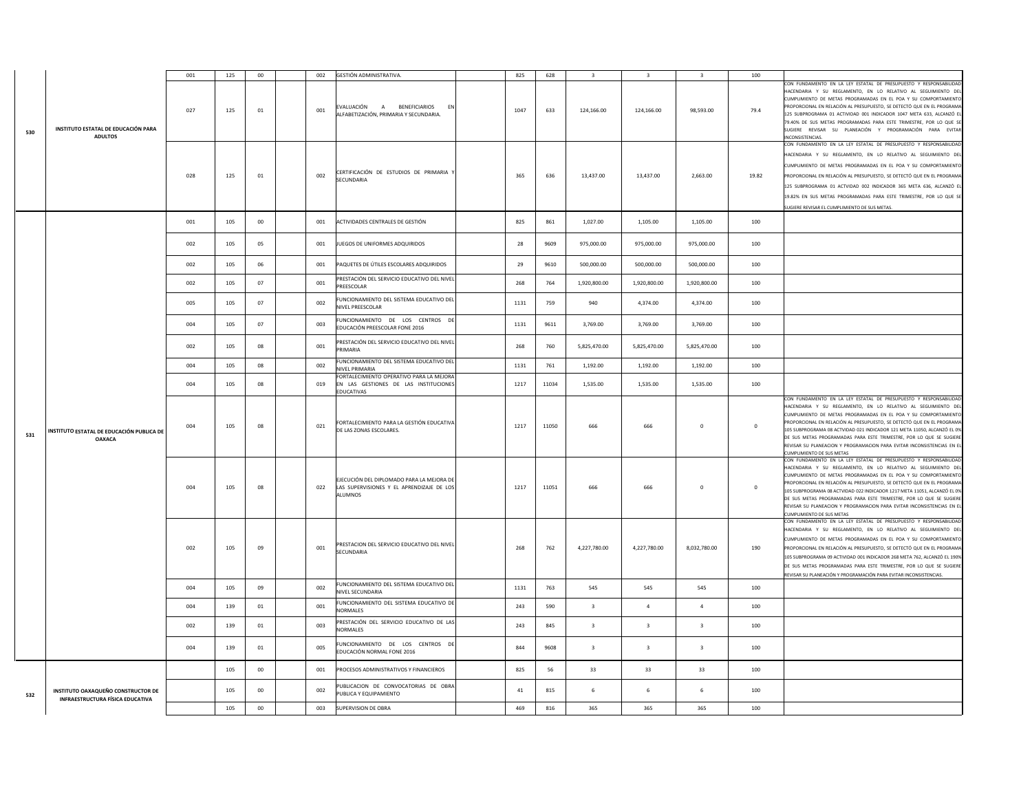| | | | | | | | | | | | | | | | |
|---|---|---|---|---|---|---|---|---|---|---|---|---|---|---|---|
| 530 | INSTITUTO ESTATAL DE EDUCACIÓN PARA ADULTOS | 001 | 125 | 00 | | 002 | GESTIÓN ADMINISTRATIVA. | | 825 | 628 | 3 | 3 | 3 | 100 | |
| | | 027 | 125 | 01 | | 001 | EVALUACIÓN A BENEFICIARIOS EN ALFABETIZACIÓN, PRIMARIA Y SECUNDARIA. | | 1047 | 633 | 124,166.00 | 124,166.00 | 98,593.00 | 79.4 | CON FUNDAMENTO EN LA LEY ESTATAL DE PRESUPUESTO Y RESPONSABILIDAD HACENDARIA Y SU REGLAMENTO, EN LO RELATIVO AL SEGUIMIENTO DEL CUMPLIMIENTO DE METAS PROGRAMADAS EN EL POA Y SU COMPORTAMIENTO PROPORCIONAL EN RELACIÓN AL PRESUPUESTO, SE DETECTÓ QUE EN EL PROGRAMA 125 SUBPROGRAMA 01 ACTIVIDAD 001 INDICADOR 1047 META 633, ALCANZÓ EL 79.40% DE SUS METAS PROGRAMADAS PARA ESTE TRIMESTRE, POR LO QUE SE SUGIERE REVISAR SU PLANEACIÓN Y PROGRAMACIÓN PARA EVITAR INCONSISTENCIAS. |
| | | 028 | 125 | 01 | | 002 | CERTIFICACIÓN DE ESTUDIOS DE PRIMARIA Y SECUNDARIA | | 365 | 636 | 13,437.00 | 13,437.00 | 2,663.00 | 19.82 | CON FUNDAMENTO EN LA LEY ESTATAL DE PRESUPUESTO Y RESPONSABILIDAD HACENDARIA Y SU REGLAMENTO, EN LO RELATIVO AL SEGUIMIENTO DEL CUMPLIMIENTO DE METAS PROGRAMADAS EN EL POA Y SU COMPORTAMIENTO PROPORCIONAL EN RELACIÓN AL PRESUPUESTO, SE DETECTÓ QUE EN EL PROGRAMA 125 SUBPROGRAMA 01 ACTVIDAD 002 INDICADOR 365 META 636, ALCANZÓ EL 19.82% EN SUS METAS PROGRAMADAS PARA ESTE TRIMESTRE, POR LO QUE SE SUGIERE REVISAR EL CUMPLIMIENTO DE SUS METAS. |
| 531 | INSTITUTO ESTATAL DE EDUCACIÓN PUBLICA DE OAXACA | 001 | 105 | 00 | | 001 | ACTIVIDADES CENTRALES DE GESTIÓN | | 825 | 861 | 1,027.00 | 1,105.00 | 1,105.00 | 100 | |
| | | 002 | 105 | 05 | | 001 | JUEGOS DE UNIFORMES ADQUIRIDOS | | 28 | 9609 | 975,000.00 | 975,000.00 | 975,000.00 | 100 | |
| | | 002 | 105 | 06 | | 001 | PAQUETES DE ÚTILES ESCOLARES ADQUIRIDOS | | 29 | 9610 | 500,000.00 | 500,000.00 | 500,000.00 | 100 | |
| | | 002 | 105 | 07 | | 001 | PRESTACIÓN DEL SERVICIO EDUCATIVO DEL NIVEL PREESCOLAR | | 268 | 764 | 1,920,800.00 | 1,920,800.00 | 1,920,800.00 | 100 | |
| | | 005 | 105 | 07 | | 002 | FUNCIONAMIENTO DEL SISTEMA EDUCATIVO DEL NIVEL PREESCOLAR | | 1131 | 759 | 940 | 4,374.00 | 4,374.00 | 100 | |
| | | 004 | 105 | 07 | | 003 | FUNCIONAMIENTO DE LOS CENTROS DE EDUCACIÓN PREESCOLAR FONE 2016 | | 1131 | 9611 | 3,769.00 | 3,769.00 | 3,769.00 | 100 | |
| | | 002 | 105 | 08 | | 001 | PRESTACIÓN DEL SERVICIO EDUCATIVO DEL NIVEL PRIMARIA | | 268 | 760 | 5,825,470.00 | 5,825,470.00 | 5,825,470.00 | 100 | |
| | | 004 | 105 | 08 | | 002 | FUNCIONAMIENTO DEL SISTEMA EDUCATIVO DEL NIVEL PRIMARIA | | 1131 | 761 | 1,192.00 | 1,192.00 | 1,192.00 | 100 | |
| | | 004 | 105 | 08 | | 019 | FORTALECIMIENTO OPERATIVO PARA LA MEJORA EN LAS GESTIONES DE LAS INSTITUCIONES EDUCATIVAS | | 1217 | 11034 | 1,535.00 | 1,535.00 | 1,535.00 | 100 | |
| | | 004 | 105 | 08 | | 021 | FORTALECIMIENTO PARA LA GESTIÓN EDUCATIVA DE LAS ZONAS ESCOLARES. | | 1217 | 11050 | 666 | 666 | 0 | 0 | CON FUNDAMENTO EN LA LEY ESTATAL DE PRESUPUESTO Y RESPONSABILIDAD HACENDARIA Y SU REGLAMENTO, EN LO RELATIVO AL SEGUIMIENTO DEL CUMPLIMIENTO DE METAS PROGRAMADAS EN EL POA Y SU COMPORTAMIENTO PROPORCIONAL EN RELACIÓN AL PRESUPUESTO, SE DETECTÓ QUE EN EL PROGRAMA 105 SUBPROGRAMA 08 ACTVIDAD 021 INDICADOR 121 META 11050, ALCANZÓ EL 0% DE SUS METAS PROGRAMADAS PARA ESTE TRIMESTRE, POR LO QUE SE SUGIERE REVISAR SU PLANEACION Y PROGRAMACION PARA EVITAR INCONSISTENCIAS EN EL CUMPLIMIENTO DE SUS METAS |
| | | 004 | 105 | 08 | | 022 | EJECUCIÓN DEL DIPLOMADO PARA LA MEJORA DE LAS SUPERVISIONES Y EL APRENDIZAJE DE LOS ALUMNOS | | 1217 | 11051 | 666 | 666 | 0 | 0 | CON FUNDAMENTO EN LA LEY ESTATAL DE PRESUPUESTO Y RESPONSABILIDAD HACENDARIA Y SU REGLAMENTO, EN LO RELATIVO AL SEGUIMIENTO DEL CUMPLIMIENTO DE METAS PROGRAMADAS EN EL POA Y SU COMPORTAMIENTO PROPORCIONAL EN RELACIÓN AL PRESUPUESTO, SE DETECTÓ QUE EN EL PROGRAMA 105 SUBPROGRAMA 08 ACTVIDAD 022 INDICADOR 1217 META 11051, ALCANZÓ EL 0% DE SUS METAS PROGRAMADAS PARA ESTE TRIMESTRE, POR LO QUE SE SUGIERE REVISAR SU PLANEACION Y PROGRAMACION PARA EVITAR INCONSISTENCIAS EN EL CUMPLIMIENTO DE SUS METAS |
| | | 002 | 105 | 09 | | 001 | PRESTACION DEL SERVICIO EDUCATIVO DEL NIVEL SECUNDARIA | | 268 | 762 | 4,227,780.00 | 4,227,780.00 | 8,032,780.00 | 190 | CON FUNDAMENTO EN LA LEY ESTATAL DE PRESUPUESTO Y RESPONSABILIDAD HACENDARIA Y SU REGLAMENTO, EN LO RELATIVO AL SEGUIMIENTO DEL CUMPLIMIENTO DE METAS PROGRAMADAS EN EL POA Y SU COMPORTAMIENTO PROPORCIONAL EN RELACIÓN AL PRESUPUESTO, SE DETECTÓ QUE EN EL PROGRAMA 105 SUBPROGRAMA 09 ACTIVIDAD 001 INDICADOR 268 META 762, ALCANZÓ EL 190% DE SUS METAS PROGRAMADAS PARA ESTE TRIMESTRE, POR LO QUE SE SUGIERE REVISAR SU PLANEACIÓN Y PROGRAMACIÓN PARA EVITAR INCONSISTENCIAS. |
| | | 004 | 105 | 09 | | 002 | FUNCIONAMIENTO DEL SISTEMA EDUCATIVO DEL NIVEL SECUNDARIA | | 1131 | 763 | 545 | 545 | 545 | 100 | |
| | | 004 | 139 | 01 | | 001 | FUNCIONAMIENTO DEL SISTEMA EDUCATIVO DE NORMALES | | 243 | 590 | 3 | 4 | 4 | 100 | |
| | | 002 | 139 | 01 | | 003 | PRESTACIÓN DEL SERVICIO EDUCATIVO DE LAS NORMALES | | 243 | 845 | 3 | 3 | 3 | 100 | |
| | | 004 | 139 | 01 | | 005 | FUNCIONAMIENTO DE LOS CENTROS DE EDUCACIÓN NORMAL FONE 2016 | | 844 | 9608 | 3 | 3 | 3 | 100 | |
| 532 | INSTITUTO OAXAQUEÑO CONSTRUCTOR DE INFRAESTRUCTURA FÍSICA EDUCATIVA | | 105 | 00 | | 001 | PROCESOS ADMINISTRATIVOS Y FINANCIEROS | | 825 | 56 | 33 | 33 | 33 | 100 | |
| | | | 105 | 00 | | 002 | PUBLICACION DE CONVOCATORIAS DE OBRA PUBLICA Y EQUIPAMIENTO | | 41 | 815 | 6 | 6 | 6 | 100 | |
| | | | 105 | 00 | | 003 | SUPERVISION DE OBRA | | 469 | 816 | 365 | 365 | 365 | 100 | |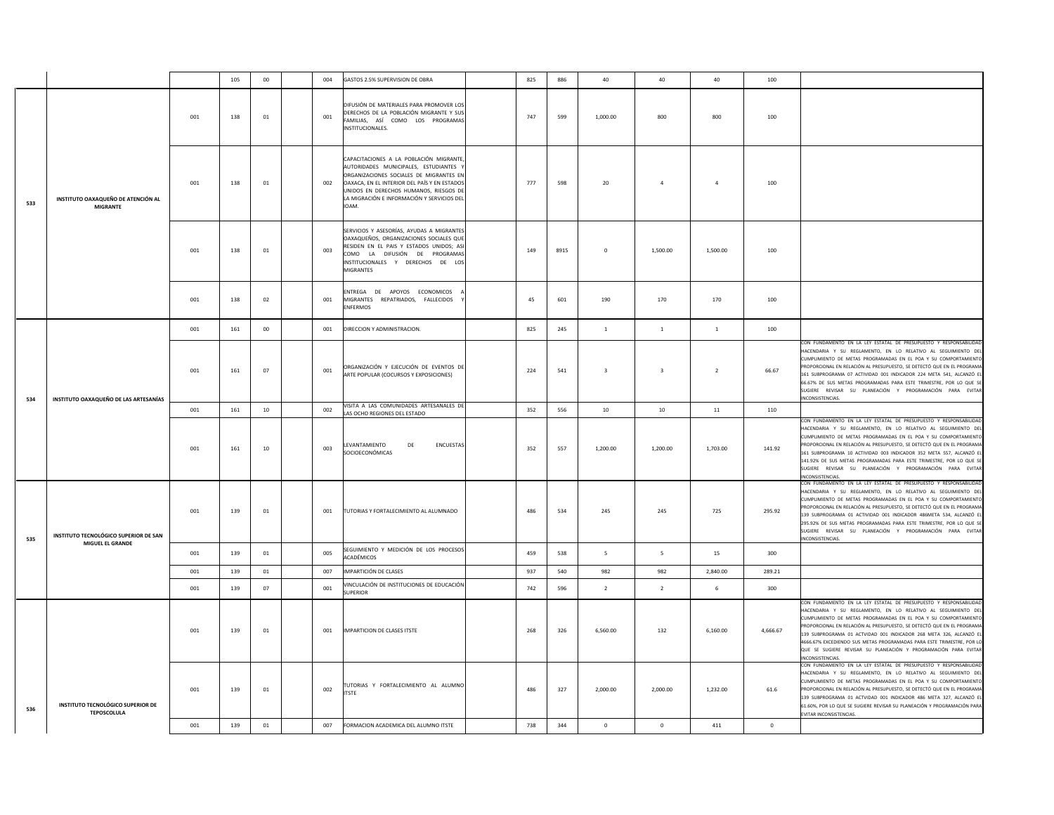| | | | | | | | | | | | | | | |
|---|---|---|---|---|---|---|---|---|---|---|---|---|---|---|
| | | | 105 | 00 | | 004 | GASTOS 2.5% SUPERVISION DE OBRA | | 825 | 886 | 40 | 40 | 40 | 100 | |
| 533 | INSTITUTO OAXAQUEÑO DE ATENCIÓN AL MIGRANTE | 001 | 138 | 01 | | 001 | DIFUSIÓN DE MATERIALES PARA PROMOVER LOS DERECHOS DE LA POBLACIÓN MIGRANTE Y SUS FAMILIAS, ASÍ COMO LOS PROGRAMAS INSTITUCIONALES. | | 747 | 599 | 1,000.00 | 800 | 800 | 100 | |
| | | 001 | 138 | 01 | | 002 | CAPACITACIONES A LA POBLACIÓN MIGRANTE, AUTORIDADES MUNICIPALES, ESTUDIANTES Y ORGANIZACIONES SOCIALES DE MIGRANTES EN OAXACA, EN EL INTERIOR DEL PAÍS Y EN ESTADOS UNIDOS EN DERECHOS HUMANOS, RIESGOS DE LA MIGRACIÓN E INFORMACIÓN Y SERVICIOS DEL IOAM. | | 777 | 598 | 20 | 4 | 4 | 100 | |
| | | 001 | 138 | 01 | | 003 | SERVICIOS Y ASESORÍAS, AYUDAS A MIGRANTES OAXAQUEÑOS, ORGANIZACIONES SOCIALES QUE RESIDEN EN EL PAIS Y ESTADOS UNIDOS; ASI COMO LA DIFUSIÓN DE PROGRAMAS INSTITUCIONALES Y DERECHOS DE LOS MIGRANTES | | 149 | 8915 | 0 | 1,500.00 | 1,500.00 | 100 | |
| | | 001 | 138 | 02 | | 001 | ENTREGA DE APOYOS ECONOMICOS A MIGRANTES REPATRIADOS, FALLECIDOS Y ENFERMOS | | 45 | 601 | 190 | 170 | 170 | 100 | |
| 534 | INSTITUTO OAXAQUEÑO DE LAS ARTESANÍAS | 001 | 161 | 00 | | 001 | DIRECCION Y ADMINISTRACION. | | 825 | 245 | 1 | 1 | 1 | 100 | |
| | | 001 | 161 | 07 | | 001 | ORGANIZACIÓN Y EJECUCIÓN DE EVENTOS DE ARTE POPULAR (COCURSOS Y EXPOSICIONES) | | 224 | 541 | 3 | 3 | 2 | 66.67 | CON FUNDAMENTO EN LA LEY ESTATAL DE PRESUPUESTO Y RESPONSABILIDAD HACENDARIA Y SU REGLAMENTO, EN LO RELATIVO AL SEGUIMIENTO DEL CUMPLIMIENTO DE METAS PROGRAMADAS EN EL POA Y SU COMPORTAMIENTO PROPORCIONAL EN RELACIÓN AL PRESUPUESTO, SE DETECTÓ QUE EN EL PROGRAMA 161 SUBPROGRAMA 07 ACTIVIDAD 001 INDICADOR 224 META 541, ALCANZÓ EL 66.67% DE SUS METAS PROGRAMADAS PARA ESTE TRIMESTRE, POR LO QUE SE SUGIERE REVISAR SU PLANEACIÓN Y PROGRAMACIÓN PARA EVITAR INCONSISTENCIAS. |
| | | 001 | 161 | 10 | | 002 | VISITA A LAS COMUNIDADES ARTESANALES DE LAS OCHO REGIONES DEL ESTADO | | 352 | 556 | 10 | 10 | 11 | 110 | |
| | | 001 | 161 | 10 | | 003 | LEVANTAMIENTO DE ENCUESTAS SOCIOECONÓMICAS | | 352 | 557 | 1,200.00 | 1,200.00 | 1,703.00 | 141.92 | CON FUNDAMENTO EN LA LEY ESTATAL DE PRESUPUESTO Y RESPONSABILIDAD HACENDARIA Y SU REGLAMENTO, EN LO RELATIVO AL SEGUIMIENTO DEL CUMPLIMIENTO DE METAS PROGRAMADAS EN EL POA Y SU COMPORTAMIENTO PROPORCIONAL EN RELACIÓN AL PRESUPUESTO, SE DETECTÓ QUE EN EL PROGRAMA 161 SUBPROGRAMA 10 ACTIVIDAD 003 INDICADOR 352 META 557, ALCANZÓ EL 141.92% DE SUS METAS PROGRAMADAS PARA ESTE TRIMESTRE, POR LO QUE SE SUGIERE REVISAR SU PLANEACIÓN Y PROGRAMACIÓN PARA EVITAR INCONSISTENCIAS. |
| 535 | INSTITUTO TECNOLÓGICO SUPERIOR DE SAN MIGUEL EL GRANDE | 001 | 139 | 01 | | 001 | TUTORIAS Y FORTALECIMIENTO AL ALUMNADO | | 486 | 534 | 245 | 245 | 725 | 295.92 | CON FUNDAMENTO EN LA LEY ESTATAL DE PRESUPUESTO Y RESPONSABILIDAD HACENDARIA Y SU REGLAMENTO, EN LO RELATIVO AL SEGUIMIENTO DEL CUMPLIMIENTO DE METAS PROGRAMADAS EN EL POA Y SU COMPORTAMIENTO PROPORCIONAL EN RELACIÓN AL PRESUPUESTO, SE DETECTÓ QUE EN EL PROGRAMA 139 SUBPROGRAMA 01 ACTIVIDAD 001 INDICADOR 486META 534, ALCANZÓ EL 295.92% DE SUS METAS PROGRAMADAS PARA ESTE TRIMESTRE, POR LO QUE SE SUGIERE REVISAR SU PLANEACIÓN Y PROGRAMACIÓN PARA EVITAR INCONSISTENCIAS. |
| | | 001 | 139 | 01 | | 005 | SEGUIMIENTO Y MEDICIÓN DE LOS PROCESOS ACADÉMICOS | | 459 | 538 | 5 | 5 | 15 | 300 | |
| | | 001 | 139 | 01 | | 007 | IMPARTICIÓN DE CLASES | | 937 | 540 | 982 | 982 | 2,840.00 | 289.21 | |
| | | 001 | 139 | 07 | | 001 | VINCULACIÓN DE INSTITUCIONES DE EDUCACIÓN SUPERIOR | | 742 | 596 | 2 | 2 | 6 | 300 | |
| 536 | INSTITUTO TECNOLÓGICO SUPERIOR DE TEPOSCOLULA | 001 | 139 | 01 | | 001 | IMPARTICION DE CLASES ITSTE | | 268 | 326 | 6,560.00 | 132 | 6,160.00 | 4,666.67 | CON FUNDAMENTO EN LA LEY ESTATAL DE PRESUPUESTO Y RESPONSABILIDAD HACENDARIA Y SU REGLAMENTO, EN LO RELATIVO AL SEGUIMIENTO DEL CUMPLIMIENTO DE METAS PROGRAMADAS EN EL POA Y SU COMPORTAMIENTO PROPORCIONAL EN RELACIÓN AL PRESUPUESTO, SE DETECTÓ QUE EN EL PROGRAMA 139 SUBPROGRAMA 01 ACTVIDAD 001 INDICADOR 268 META 326, ALCANZÓ EL 4666.67% EXCEDIENDO SUS METAS PROGRAMADAS PARA ESTE TRIMESTRE, POR LO QUE SE SUGIERE REVISAR SU PLANEACIÓN Y PROGRAMACIÓN PARA EVITAR INCONSISTENCIAS. |
| | | 001 | 139 | 01 | | 002 | TUTORIAS Y FORTALECIMIENTO AL ALUMNO ITSTE | | 486 | 327 | 2,000.00 | 2,000.00 | 1,232.00 | 61.6 | CON FUNDAMENTO EN LA LEY ESTATAL DE PRESUPUESTO Y RESPONSABILIDAD HACENDARIA Y SU REGLAMENTO, EN LO RELATIVO AL SEGUIMIENTO DEL CUMPLIMIENTO DE METAS PROGRAMADAS EN EL POA Y SU COMPORTAMIENTO PROPORCIONAL EN RELACIÓN AL PRESUPUESTO, SE DETECTÓ QUE EN EL PROGRAMA 139 SUBPROGRAMA 01 ACTVIDAD 001 INDICADOR 486 META 327, ALCANZÓ EL 61.60%, POR LO QUE SE SUGIERE REVISAR SU PLANEACIÓN Y PROGRAMACIÓN PARA EVITAR INCONSISTENCIAS. |
| | | 001 | 139 | 01 | | 007 | FORMACION ACADEMICA DEL ALUMNO ITSTE | | 738 | 344 | 0 | 0 | 411 | 0 | |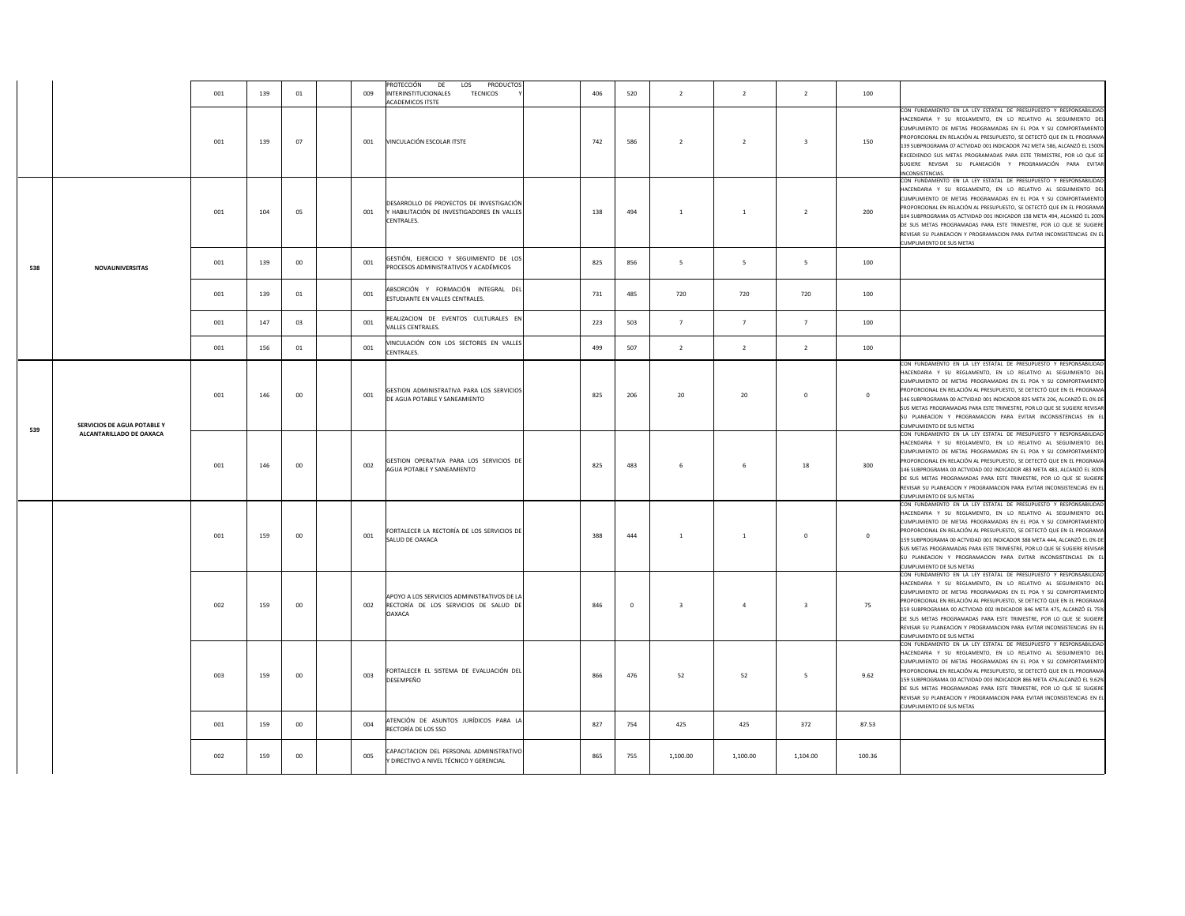| | | | | | | | | | | | | | | | |
|---|---|---|---|---|---|---|---|---|---|---|---|---|---|---|---|
| | | 001 | 139 | 01 | | 009 | PROTECCIÓN DE LOS PRODUCTOS INTERINSTITUCIONALES TECNICOS Y ACADEMICOS ITSTE | | 406 | 520 | 2 | 2 | 2 | 100 | |
| | | 001 | 139 | 07 | | 001 | VINCULACIÓN ESCOLAR ITSTE | | 742 | 586 | 2 | 2 | 3 | 150 | CON FUNDAMENTO EN LA LEY ESTATAL DE PRESUPUESTO Y RESPONSABILIDAD HACENDARIA Y SU REGLAMENTO, EN LO RELATIVO AL SEGUIMIENTO DEL CUMPLIMIENTO DE METAS PROGRAMADAS EN EL POA Y SU COMPORTAMIENTO PROPORCIONAL EN RELACIÓN AL PRESUPUESTO, SE DETECTÓ QUE EN EL PROGRAMA 139 SUBPROGRAMA 07 ACTVIDAD 001 INDICADOR 742 META 586, ALCANZÓ EL 150% EXCEDIENDO SUS METAS PROGRAMADAS PARA ESTE TRIMESTRE, POR LO QUE SE SUGIERE REVISAR SU PLANEACIÓN Y PROGRAMACIÓN PARA EVITAR INCONSISTENCIAS. |
| 538 | NOVAUNIVERSITAS | 001 | 104 | 05 | | 001 | DESARROLLO DE PROYECTOS DE INVESTIGACIÓN Y HABILITACIÓN DE INVESTIGADORES EN VALLES CENTRALES. | | 138 | 494 | 1 | 1 | 2 | 200 | CON FUNDAMENTO EN LA LEY ESTATAL DE PRESUPUESTO Y RESPONSABILIDAD HACENDARIA Y SU REGLAMENTO, EN LO RELATIVO AL SEGUIMIENTO DEL CUMPLIMIENTO DE METAS PROGRAMADAS EN EL POA Y SU COMPORTAMIENTO PROPORCIONAL EN RELACIÓN AL PRESUPUESTO, SE DETECTÓ QUE EN EL PROGRAMA 104 SUBPROGRAMA 05 ACTVIDAD 001 INDICADOR 138 META 494, ALCANZÓ EL 200% DE SUS METAS PROGRAMADAS PARA ESTE TRIMESTRE, POR LO QUE SE SUGIERE REVISAR SU PLANEACION Y PROGRAMACION PARA EVITAR INCONSISTENCIAS EN EL CUMPLIMIENTO DE SUS METAS |
| | | 001 | 139 | 00 | | 001 | GESTIÓN, EJERCICIO Y SEGUIMIENTO DE LOS PROCESOS ADMINISTRATIVOS Y ACADÉMICOS | | 825 | 856 | 5 | 5 | 5 | 100 | |
| | | 001 | 139 | 01 | | 001 | ABSORCIÓN Y FORMACIÓN INTEGRAL DEL ESTUDIANTE EN VALLES CENTRALES. | | 731 | 485 | 720 | 720 | 720 | 100 | |
| | | 001 | 147 | 03 | | 001 | REALIZACION DE EVENTOS CULTURALES EN VALLES CENTRALES. | | 223 | 503 | 7 | 7 | 7 | 100 | |
| | | 001 | 156 | 01 | | 001 | VINCULACIÓN CON LOS SECTORES EN VALLES CENTRALES. | | 499 | 507 | 2 | 2 | 2 | 100 | |
| 539 | SERVICIOS DE AGUA POTABLE Y ALCANTARILLADO DE OAXACA | 001 | 146 | 00 | | 001 | GESTION ADMINISTRATIVA PARA LOS SERVICIOS DE AGUA POTABLE Y SANEAMIENTO | | 825 | 206 | 20 | 20 | 0 | 0 | CON FUNDAMENTO EN LA LEY ESTATAL DE PRESUPUESTO Y RESPONSABILIDAD HACENDARIA Y SU REGLAMENTO, EN LO RELATIVO AL SEGUIMIENTO DEL CUMPLIMIENTO DE METAS PROGRAMADAS EN EL POA Y SU COMPORTAMIENTO PROPORCIONAL EN RELACIÓN AL PRESUPUESTO, SE DETECTÓ QUE EN EL PROGRAMA 146 SUBPROGRAMA 00 ACTVIDAD 001 INDICADOR 825 META 206, ALCANZÓ EL 0% DE SUS METAS PROGRAMADAS PARA ESTE TRIMESTRE, POR LO QUE SE SUGIERE REVISAR SU PLANEACION Y PROGRAMACION PARA EVITAR INCONSISTENCIAS EN EL CUMPLIMIENTO DE SUS METAS |
| | | 001 | 146 | 00 | | 002 | GESTION OPERATIVA PARA LOS SERVICIOS DE AGUA POTABLE Y SANEAMIENTO | | 825 | 483 | 6 | 6 | 18 | 300 | CON FUNDAMENTO EN LA LEY ESTATAL DE PRESUPUESTO Y RESPONSABILIDAD HACENDARIA Y SU REGLAMENTO, EN LO RELATIVO AL SEGUIMIENTO DEL CUMPLIMIENTO DE METAS PROGRAMADAS EN EL POA Y SU COMPORTAMIENTO PROPORCIONAL EN RELACIÓN AL PRESUPUESTO, SE DETECTÓ QUE EN EL PROGRAMA 146 SUBPROGRAMA 00 ACTVIDAD 002 INDICADOR 483 META 483, ALCANZÓ EL 300% DE SUS METAS PROGRAMADAS PARA ESTE TRIMESTRE, POR LO QUE SE SUGIERE REVISAR SU PLANEACION Y PROGRAMACION PARA EVITAR INCONSISTENCIAS EN EL CUMPLIMIENTO DE SUS METAS |
| | | 001 | 159 | 00 | | 001 | FORTALECER LA RECTORÍA DE LOS SERVICIOS DE SALUD DE OAXACA | | 388 | 444 | 1 | 1 | 0 | 0 | CON FUNDAMENTO EN LA LEY ESTATAL DE PRESUPUESTO Y RESPONSABILIDAD HACENDARIA Y SU REGLAMENTO, EN LO RELATIVO AL SEGUIMIENTO DEL CUMPLIMIENTO DE METAS PROGRAMADAS EN EL POA Y SU COMPORTAMIENTO PROPORCIONAL EN RELACIÓN AL PRESUPUESTO, SE DETECTÓ QUE EN EL PROGRAMA 159 SUBPROGRAMA 00 ACTVIDAD 001 INDICADOR 388 META 444, ALCANZÓ EL 0% DE SUS METAS PROGRAMADAS PARA ESTE TRIMESTRE, POR LO QUE SE SUGIERE REVISAR SU PLANEACION Y PROGRAMACION PARA EVITAR INCONSISTENCIAS EN EL CUMPLIMIENTO DE SUS METAS |
| | | 002 | 159 | 00 | | 002 | APOYO A LOS SERVICIOS ADMINISTRATIVOS DE LA RECTORÍA DE LOS SERVICIOS DE SALUD DE OAXACA | | 846 | 0 | 3 | 4 | 3 | 75 | CON FUNDAMENTO EN LA LEY ESTATAL DE PRESUPUESTO Y RESPONSABILIDAD HACENDARIA Y SU REGLAMENTO, EN LO RELATIVO AL SEGUIMIENTO DEL CUMPLIMIENTO DE METAS PROGRAMADAS EN EL POA Y SU COMPORTAMIENTO PROPORCIONAL EN RELACIÓN AL PRESUPUESTO, SE DETECTÓ QUE EN EL PROGRAMA 159 SUBPROGRAMA 00 ACTVIDAD 002 INDICADOR 846 META 475, ALCANZÓ EL 75% DE SUS METAS PROGRAMADAS PARA ESTE TRIMESTRE, POR LO QUE SE SUGIERE REVISAR SU PLANEACION Y PROGRAMACION PARA EVITAR INCONSISTENCIAS EN EL CUMPLIMIENTO DE SUS METAS |
| | | 003 | 159 | 00 | | 003 | FORTALECER EL SISTEMA DE EVALUACIÓN DEL DESEMPEÑO | | 866 | 476 | 52 | 52 | 5 | 9.62 | CON FUNDAMENTO EN LA LEY ESTATAL DE PRESUPUESTO Y RESPONSABILIDAD HACENDARIA Y SU REGLAMENTO, EN LO RELATIVO AL SEGUIMIENTO DEL CUMPLIMIENTO DE METAS PROGRAMADAS EN EL POA Y SU COMPORTAMIENTO PROPORCIONAL EN RELACIÓN AL PRESUPUESTO, SE DETECTÓ QUE EN EL PROGRAMA 159 SUBPROGRAMA 00 ACTVIDAD 003 INDICADOR 866 META 476,ALCANZÓ EL 9.62% DE SUS METAS PROGRAMADAS PARA ESTE TRIMESTRE, POR LO QUE SE SUGIERE REVISAR SU PLANEACION Y PROGRAMACION PARA EVITAR INCONSISTENCIAS EN EL CUMPLIMIENTO DE SUS METAS |
| | | 001 | 159 | 00 | | 004 | ATENCIÓN DE ASUNTOS JURÍDICOS PARA LA RECTORÍA DE LOS SSO | | 827 | 754 | 425 | 425 | 372 | 87.53 | |
| | | 002 | 159 | 00 | | 005 | CAPACITACION DEL PERSONAL ADMINISTRATIVO Y DIRECTIVO A NIVEL TÉCNICO Y GERENCIAL | | 865 | 755 | 1,100.00 | 1,100.00 | 1,104.00 | 100.36 | |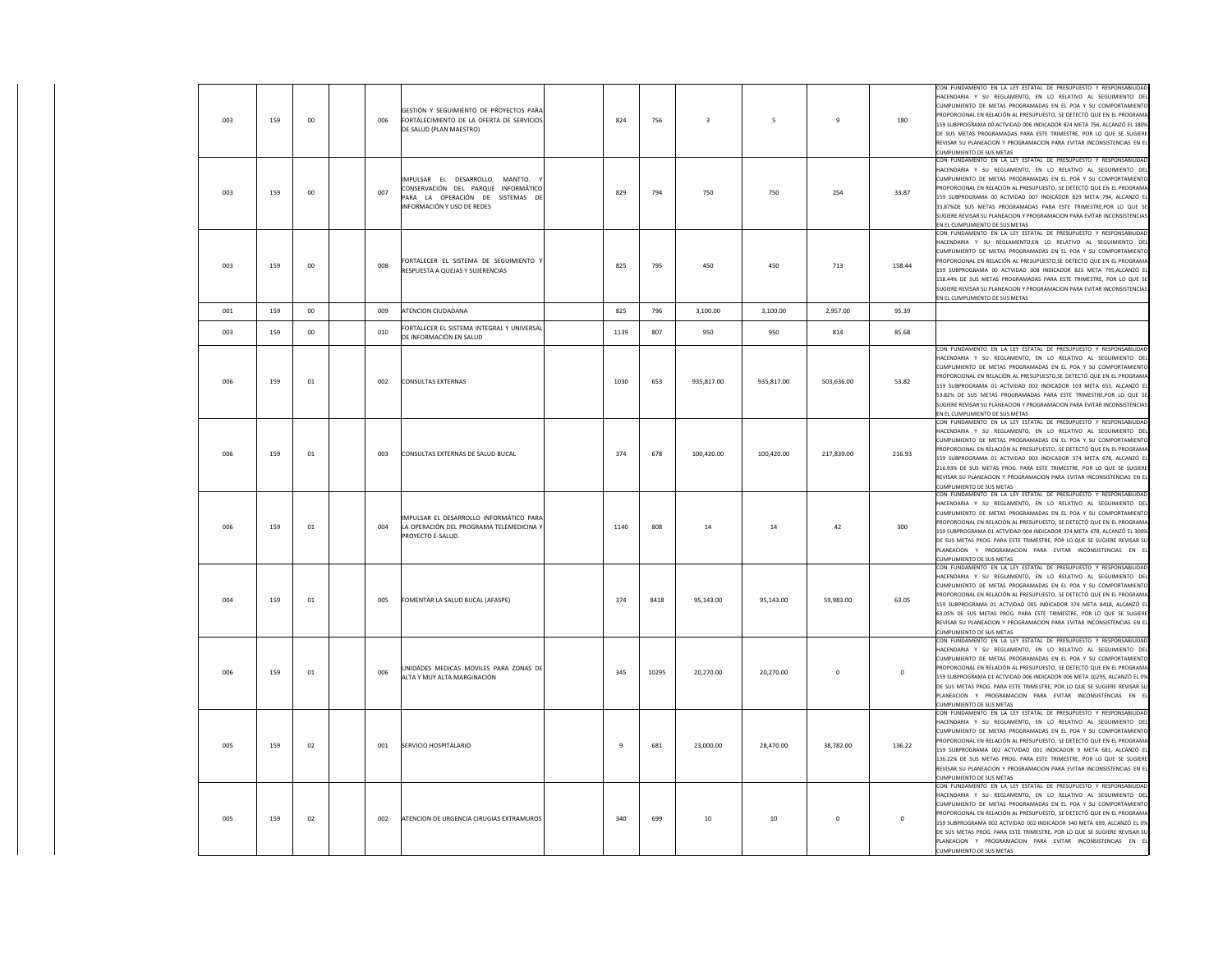| | | | | | | | | | | | | | |
|---|---|---|---|---|---|---|---|---|---|---|---|---|---|
| 003 | 159 | 00 | | 006 | GESTIÓN Y SEGUIMIENTO DE PROYECTOS PARA FORTALECIMIENTO DE LA OFERTA DE SERVICIOS DE SALUD (PLAN MAESTRO) | | 824 | 756 | 3 | 5 | 9 | 180 | CON FUNDAMENTO EN LA LEY ESTATAL DE PRESUPUESTO Y RESPONSABILIDAD HACENDARIA Y SU REGLAMENTO, EN LO RELATIVO AL SEGUIMIENTO DEL CUMPLIMIENTO DE METAS PROGRAMADAS EN EL POA Y SU COMPORTAMIENTO PROPORCIONAL EN RELACIÓN AL PRESUPUESTO, SE DETECTÓ QUE EN EL PROGRAMA 159 SUBPROGRAMA 00 ACTVIDAD 006 INDICADOR 824 META 756, ALCANZÓ EL 180% DE SUS METAS PROGRAMADAS PARA ESTE TRIMESTRE, POR LO QUE SE SUGIERE REVISAR SU PLANEACION Y PROGRAMACION PARA EVITAR INCONSISTENCIAS EN EL CUMPLIMIENTO DE SUS METAS |
| 003 | 159 | 00 | | 007 | IMPULSAR EL DESARROLLO, MANTTO. Y CONSERVACIÓN DEL PARQUE INFORMÁTICO PARA LA OPERACIÓN DE SISTEMAS DE INFORMACIÓN Y USO DE REDES | | 829 | 794 | 750 | 750 | 254 | 33.87 | CON FUNDAMENTO EN LA LEY ESTATAL DE PRESUPUESTO Y RESPONSABILIDAD HACENDARIA Y SU REGLAMENTO, EN LO RELATIVO AL SEGUIMIENTO DEL CUMPLIMIENTO DE METAS PROGRAMADAS EN EL POA Y SU COMPORTAMIENTO PROPORCIONAL EN RELACIÓN AL PRESUPUESTO, SE DETECTÓ QUE EN EL PROGRAMA 159 SUBPROGRAMA 00 ACTVIDAD 007 INDICADOR 829 META 794, ALCANZÓ EL 33.87%DE SUS METAS PROGRAMADAS PARA ESTE TRIMESTRE,POR LO QUE SE SUGIERE REVISAR SU PLANEACION Y PROGRAMACION PARA EVITAR INCONSISTENCIAS EN EL CUMPLIMIENTO DE SUS METAS |
| 003 | 159 | 00 | | 008 | FORTALECER EL SISTEMA DE SEGUIMIENTO Y RESPUESTA A QUEJAS Y SUJERENCIAS | | 825 | 795 | 450 | 450 | 713 | 158.44 | CON FUNDAMENTO EN LA LEY ESTATAL DE PRESUPUESTO Y RESPONSABILIDAD HACENDARIA Y SU REGLAMENTO,EN LO RELATIVO AL SEGUIMIENTO DEL CUMPLIMIENTO DE METAS PROGRAMADAS EN EL POA Y SU COMPORTAMIENTO PROPORCIONAL EN RELACIÓN AL PRESUPUESTO,SE DETECTÓ QUE EN EL PROGRAMA 159 SUBPROGRAMA 00 ACTVIDAD 008 INDICADOR 825 META 795,ALCANZÓ EL 158.44% DE SUS METAS PROGRAMADAS PARA ESTE TRIMESTRE, POR LO QUE SE SUGIERE REVISAR SU PLANEACION Y PROGRAMACION PARA EVITAR INCONSISTENCIAS EN EL CUMPLIMIENTO DE SUS METAS |
| 001 | 159 | 00 | | 009 | ATENCION CIUDADANA | | 825 | 796 | 3,100.00 | 3,100.00 | 2,957.00 | 95.39 | |
| 003 | 159 | 00 | | 010 | FORTALECER EL SISTEMA INTEGRAL Y UNIVERSAL DE INFORMACIÓN EN SALUD | | 1139 | 807 | 950 | 950 | 814 | 85.68 | |
| 006 | 159 | 01 | | 002 | CONSULTAS EXTERNAS | | 1030 | 653 | 935,817.00 | 935,817.00 | 503,636.00 | 53.82 | CON FUNDAMENTO EN LA LEY ESTATAL DE PRESUPUESTO Y RESPONSABILIDAD HACENDARIA Y SU REGLAMENTO, EN LO RELATIVO AL SEGUIMIENTO DEL CUMPLIMIENTO DE METAS PROGRAMADAS EN EL POA Y SU COMPORTAMIENTO PROPORCIONAL EN RELACIÓN AL PRESUPUESTO,SE DETECTÓ QUE EN EL PROGRAMA 159 SUBPROGRAMA 01 ACTVIDAD 002 INDICADOR 103 META 653, ALCANZÓ EL 53.82% DE SUS METAS PROGRAMADAS PARA ESTE TRIMESTRE,POR LO QUE SE SUGIERE REVISAR SU PLANEACION Y PROGRAMACION PARA EVITAR INCONSISTENCIAS EN EL CUMPLIMIENTO DE SUS METAS |
| 006 | 159 | 01 | | 003 | CONSULTAS EXTERNAS DE SALUD BUCAL | | 374 | 678 | 100,420.00 | 100,420.00 | 217,839.00 | 216.93 | CON FUNDAMENTO EN LA LEY ESTATAL DE PRESUPUESTO Y RESPONSABILIDAD HACENDARIA Y SU REGLAMENTO, EN LO RELATIVO AL SEGUIMIENTO DEL CUMPLIMIENTO DE METAS PROGRAMADAS EN EL POA Y SU COMPORTAMIENTO PROPORCIONAL EN RELACIÓN AL PRESUPUESTO, SE DETECTÓ QUE EN EL PROGRAMA 159 SUBPROGRAMA 01 ACTVIDAD 003 INDICADOR 374 META 678, ALCANZÓ EL 216.93% DE SUS METAS PROG. PARA ESTE TRIMESTRE, POR LO QUE SE SUGIERE REVISAR SU PLANEACION Y PROGRAMACION PARA EVITAR INCONSISTENCIAS EN EL CUMPLIMIENTO DE SUS METAS |
| 006 | 159 | 01 | | 004 | IMPULSAR EL DESARROLLO INFORMÁTICO PARA LA OPERACIÓN DEL PROGRAMA TELEMEDICINA Y PROYECTO E-SALUD. | | 1140 | 808 | 14 | 14 | 42 | 300 | CON FUNDAMENTO EN LA LEY ESTATAL DE PRESUPUESTO Y RESPONSABILIDAD HACENDARIA Y SU REGLAMENTO, EN LO RELATIVO AL SEGUIMIENTO DEL CUMPLIMIENTO DE METAS PROGRAMADAS EN EL POA Y SU COMPORTAMIENTO PROPORCIONAL EN RELACIÓN AL PRESUPUESTO, SE DETECTÓ QUE EN EL PROGRAMA 159 SUBPROGRAMA 01 ACTVIDAD 004 INDICADOR 374 META 678, ALCANZÓ EL 300% DE SUS METAS PROG. PARA ESTE TRIMESTRE, POR LO QUE SE SUGIERE REVISAR SU PLANEACION Y PROGRAMACION PARA EVITAR INCONSISTENCIAS EN EL CUMPLIMIENTO DE SUS METAS |
| 004 | 159 | 01 | | 005 | FOMENTAR LA SALUD BUCAL (AFASPE) | | 374 | 8418 | 95,143.00 | 95,143.00 | 59,983.00 | 63.05 | CON FUNDAMENTO EN LA LEY ESTATAL DE PRESUPUESTO Y RESPONSABILIDAD HACENDARIA Y SU REGLAMENTO, EN LO RELATIVO AL SEGUIMIENTO DEL CUMPLIMIENTO DE METAS PROGRAMADAS EN EL POA Y SU COMPORTAMIENTO PROPORCIONAL EN RELACIÓN AL PRESUPUESTO, SE DETECTÓ QUE EN EL PROGRAMA 159 SUBPROGRAMA 01 ACTVIDAD 005 INDICADOR 374 META 8418, ALCANZÓ EL 63.05% DE SUS METAS PROG. PARA ESTE TRIMESTRE, POR LO QUE SE SUGIERE REVISAR SU PLANEACION Y PROGRAMACION PARA EVITAR INCONSISTENCIAS EN EL CUMPLIMIENTO DE SUS METAS |
| 006 | 159 | 01 | | 006 | UNIDADES MEDICAS MOVILES PARA ZONAS DE ALTA Y MUY ALTA MARGINACIÓN | | 345 | 10295 | 20,270.00 | 20,270.00 | 0 | 0 | CON FUNDAMENTO EN LA LEY ESTATAL DE PRESUPUESTO Y RESPONSABILIDAD HACENDARIA Y SU REGLAMENTO, EN LO RELATIVO AL SEGUIMIENTO DEL CUMPLIMIENTO DE METAS PROGRAMADAS EN EL POA Y SU COMPORTAMIENTO PROPORCIONAL EN RELACIÓN AL PRESUPUESTO, SE DETECTÓ QUE EN EL PROGRAMA 159 SUBPROGRAMA 01 ACTVIDAD 006 INDICADOR 006 META 10295, ALCANZÓ EL 0% DE SUS METAS PROG. PARA ESTE TRIMESTRE, POR LO QUE SE SUGIERE REVISAR SU PLANEACION Y PROGRAMACION PARA EVITAR INCONSISTENCIAS EN EL CUMPLIMIENTO DE SUS METAS |
| 005 | 159 | 02 | | 001 | SERVICIO HOSPITALARIO | | 9 | 681 | 23,000.00 | 28,470.00 | 38,782.00 | 136.22 | CON FUNDAMENTO EN LA LEY ESTATAL DE PRESUPUESTO Y RESPONSABILIDAD HACENDARIA Y SU REGLAMENTO, EN LO RELATIVO AL SEGUIMIENTO DEL CUMPLIMIENTO DE METAS PROGRAMADAS EN EL POA Y SU COMPORTAMIENTO PROPORCIONAL EN RELACIÓN AL PRESUPUESTO, SE DETECTÓ QUE EN EL PROGRAMA 159 SUBPROGRAMA 002 ACTVIDAD 001 INDICADOR 9 META 681, ALCANZÓ EL 136.22% DE SUS METAS PROG. PARA ESTE TRIMESTRE, POR LO QUE SE SUGIERE REVISAR SU PLANEACION Y PROGRAMACION PARA EVITAR INCONSISTENCIAS EN EL CUMPLIMIENTO DE SUS METAS |
| 005 | 159 | 02 | | 002 | ATENCION DE URGENCIA CIRUGIAS EXTRAMUROS | | 340 | 699 | 10 | 10 | 0 | 0 | CON FUNDAMENTO EN LA LEY ESTATAL DE PRESUPUESTO Y RESPONSABILIDAD HACENDARIA Y SU REGLAMENTO, EN LO RELATIVO AL SEGUIMIENTO DEL CUMPLIMIENTO DE METAS PROGRAMADAS EN EL POA Y SU COMPORTAMIENTO PROPORCIONAL EN RELACIÓN AL PRESUPUESTO, SE DETECTÓ QUE EN EL PROGRAMA 159 SUBPROGRAMA 002 ACTVIDAD 002 INDICADOR 340 META 699, ALCANZÓ EL 0% DE SUS METAS PROG. PARA ESTE TRIMESTRE, POR LO QUE SE SUGIERE REVISAR SU PLANEACION Y PROGRAMACION PARA EVITAR INCONSISTENCIAS EN EL CUMPLIMIENTO DE SUS METAS |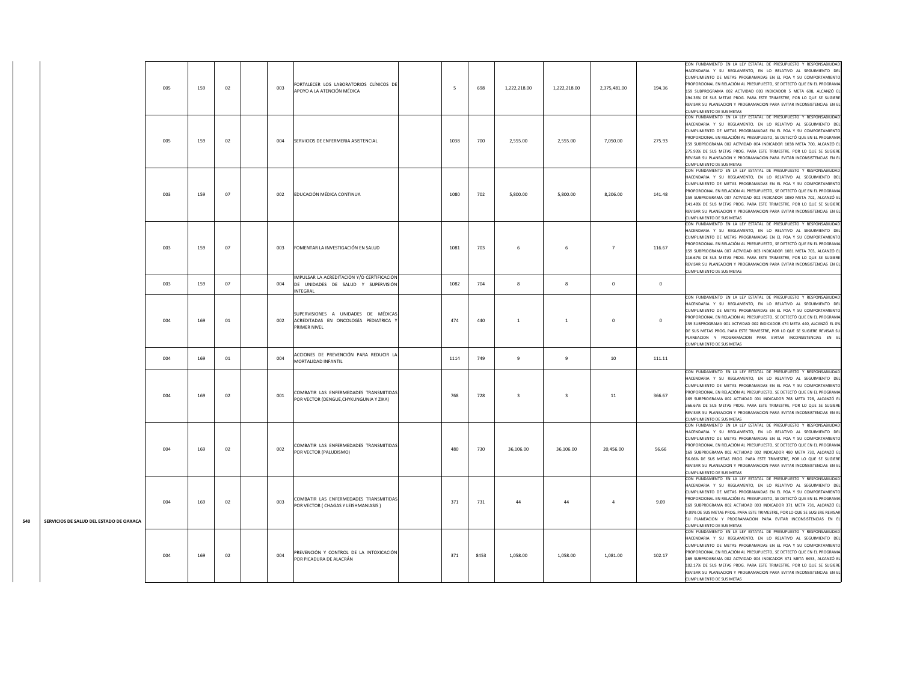| | | | | | | | | | | | | | | |
|---|---|---|---|---|---|---|---|---|---|---|---|---|---|---|
| 540 | SERVICIOS DE SALUD DEL ESTADO DE OAXACA | 005 | 159 | 02 | | 003 | FORTALECER LOS LABORATORIOS CLÍNICOS DE APOYO A LA ATENCIÓN MÉDICA | | 5 | 698 | 1,222,218.00 | 1,222,218.00 | 2,375,481.00 | 194.36 | CON FUNDAMENTO EN LA LEY ESTATAL DE PRESUPUESTO Y RESPONSABILIDAD HACENDARIA Y SU REGLAMENTO, EN LO RELATIVO AL SEGUIMIENTO DEL CUMPLIMIENTO DE METAS PROGRAMADAS EN EL POA Y SU COMPORTAMIENTO PROPORCIONAL EN RELACIÓN AL PRESUPUESTO, SE DETECTÓ QUE EN EL PROGRAMA 159 SUBPROGRAMA 002 ACTVIDAD 003 INDICADOR 5 META 698, ALCANZÓ EL 194.36% DE SUS METAS PROG. PARA ESTE TRIMESTRE, POR LO QUE SE SUGIERE REVISAR SU PLANEACION Y PROGRAMACION PARA EVITAR INCONSISTENCIAS EN EL CUMPLIMIENTO DE SUS METAS |
| | | 005 | 159 | 02 | | 004 | SERVICIOS DE ENFERMERIA ASISTENCIAL | | 1038 | 700 | 2,555.00 | 2,555.00 | 7,050.00 | 275.93 | CON FUNDAMENTO EN LA LEY ESTATAL DE PRESUPUESTO Y RESPONSABILIDAD HACENDARIA Y SU REGLAMENTO, EN LO RELATIVO AL SEGUIMIENTO DEL CUMPLIMIENTO DE METAS PROGRAMADAS EN EL POA Y SU COMPORTAMIENTO PROPORCIONAL EN RELACIÓN AL PRESUPUESTO, SE DETECTÓ QUE EN EL PROGRAMA 159 SUBPROGRAMA 002 ACTVIDAD 004 INDICADOR 1038 META 700, ALCANZÓ EL 275.93% DE SUS METAS PROG. PARA ESTE TRIMESTRE, POR LO QUE SE SUGIERE REVISAR SU PLANEACION Y PROGRAMACION PARA EVITAR INCONSISTENCIAS EN EL CUMPLIMIENTO DE SUS METAS |
| | | 003 | 159 | 07 | | 002 | EDUCACIÓN MÉDICA CONTINUA | | 1080 | 702 | 5,800.00 | 5,800.00 | 8,206.00 | 141.48 | CON FUNDAMENTO EN LA LEY ESTATAL DE PRESUPUESTO Y RESPONSABILIDAD HACENDARIA Y SU REGLAMENTO, EN LO RELATIVO AL SEGUIMIENTO DEL CUMPLIMIENTO DE METAS PROGRAMADAS EN EL POA Y SU COMPORTAMIENTO PROPORCIONAL EN RELACIÓN AL PRESUPUESTO, SE DETECTÓ QUE EN EL PROGRAMA 159 SUBPROGRAMA 007 ACTVIDAD 002 INDICADOR 1080 META 702, ALCANZÓ EL 141.48% DE SUS METAS PROG. PARA ESTE TRIMESTRE, POR LO QUE SE SUGIERE REVISAR SU PLANEACION Y PROGRAMACION PARA EVITAR INCONSISTENCIAS EN EL CUMPLIMIENTO DE SUS METAS |
| | | 003 | 159 | 07 | | 003 | FOMENTAR LA INVESTIGACIÓN EN SALUD | | 1081 | 703 | 6 | 6 | 7 | 116.67 | CON FUNDAMENTO EN LA LEY ESTATAL DE PRESUPUESTO Y RESPONSABILIDAD HACENDARIA Y SU REGLAMENTO, EN LO RELATIVO AL SEGUIMIENTO DEL CUMPLIMIENTO DE METAS PROGRAMADAS EN EL POA Y SU COMPORTAMIENTO PROPORCIONAL EN RELACIÓN AL PRESUPUESTO, SE DETECTÓ QUE EN EL PROGRAMA 159 SUBPROGRAMA 007 ACTVIDAD 003 INDICADOR 1081 META 703, ALCANZÓ EL 116.67% DE SUS METAS PROG. PARA ESTE TRIMESTRE, POR LO QUE SE SUGIERE REVISAR SU PLANEACION Y PROGRAMACION PARA EVITAR INCONSISTENCIAS EN EL CUMPLIMIENTO DE SUS METAS |
| | | 003 | 159 | 07 | | 004 | IMPULSAR LA ACREDITACIÓN Y/O CERTIFICACIÓN DE UNIDADES DE SALUD Y SUPERVISIÓN INTEGRAL | | 1082 | 704 | 8 | 8 | 0 | 0 | |
| | | 004 | 169 | 01 | | 002 | SUPERVISIONES A UNIDADES DE MÉDICAS ACREDITADAS EN ONCOLOGÍA PEDIATRICA Y PRIMER NIVEL | | 474 | 440 | 1 | 1 | 0 | 0 | CON FUNDAMENTO EN LA LEY ESTATAL DE PRESUPUESTO Y RESPONSABILIDAD HACENDARIA Y SU REGLAMENTO, EN LO RELATIVO AL SEGUIMIENTO DEL CUMPLIMIENTO DE METAS PROGRAMADAS EN EL POA Y SU COMPORTAMIENTO PROPORCIONAL EN RELACIÓN AL PRESUPUESTO, SE DETECTÓ QUE EN EL PROGRAMA 159 SUBPROGRAMA 001 ACTVIDAD 002 INDICADOR 474 META 440, ALCANZÓ EL 0% DE SUS METAS PROG. PARA ESTE TRIMESTRE, POR LO QUE SE SUGIERE REVISAR SU PLANEACION Y PROGRAMACION PARA EVITAR INCONSISTENCIAS EN EL CUMPLIMIENTO DE SUS METAS |
| | | 004 | 169 | 01 | | 004 | ACCIONES DE PREVENCIÓN PARA REDUCIR LA MORTALIDAD INFANTIL | | 1114 | 749 | 9 | 9 | 10 | 111.11 | |
| | | 004 | 169 | 02 | | 001 | COMBATIR LAS ENFERMEDADES TRANSMITIDAS POR VECTOR (DENGUE,CHYKUNGUNIA Y ZIKA) | | 768 | 728 | 3 | 3 | 11 | 366.67 | CON FUNDAMENTO EN LA LEY ESTATAL DE PRESUPUESTO Y RESPONSABILIDAD HACENDARIA Y SU REGLAMENTO, EN LO RELATIVO AL SEGUIMIENTO DEL CUMPLIMIENTO DE METAS PROGRAMADAS EN EL POA Y SU COMPORTAMIENTO PROPORCIONAL EN RELACIÓN AL PRESUPUESTO, SE DETECTÓ QUE EN EL PROGRAMA 169 SUBPROGRAMA 002 ACTVIDAD 001 INDICADOR 768 META 728, ALCANZÓ EL 366.67% DE SUS METAS PROG. PARA ESTE TRIMESTRE, POR LO QUE SE SUGIERE REVISAR SU PLANEACION Y PROGRAMACION PARA EVITAR INCONSISTENCIAS EN EL CUMPLIMIENTO DE SUS METAS |
| | | 004 | 169 | 02 | | 002 | COMBATIR LAS ENFERMEDADES TRANSMITIDAS POR VECTOR (PALUDISMO) | | 480 | 730 | 36,106.00 | 36,106.00 | 20,456.00 | 56.66 | CON FUNDAMENTO EN LA LEY ESTATAL DE PRESUPUESTO Y RESPONSABILIDAD HACENDARIA Y SU REGLAMENTO, EN LO RELATIVO AL SEGUIMIENTO DEL CUMPLIMIENTO DE METAS PROGRAMADAS EN EL POA Y SU COMPORTAMIENTO PROPORCIONAL EN RELACIÓN AL PRESUPUESTO, SE DETECTÓ QUE EN EL PROGRAMA 169 SUBPROGRAMA 002 ACTVIDAD 002 INDICADOR 480 META 730, ALCANZÓ EL 56.66% DE SUS METAS PROG. PARA ESTE TRIMESTRE, POR LO QUE SE SUGIERE REVISAR SU PLANEACION Y PROGRAMACION PARA EVITAR INCONSISTENCIAS EN EL CUMPLIMIENTO DE SUS METAS |
| | | 004 | 169 | 02 | | 003 | COMBATIR LAS ENFERMEDADES TRANSMITIDAS POR VECTOR ( CHAGAS Y LEISHMANIASIS ) | | 371 | 731 | 44 | 44 | 4 | 9.09 | CON FUNDAMENTO EN LA LEY ESTATAL DE PRESUPUESTO Y RESPONSABILIDAD HACENDARIA Y SU REGLAMENTO, EN LO RELATIVO AL SEGUIMIENTO DEL CUMPLIMIENTO DE METAS PROGRAMADAS EN EL POA Y SU COMPORTAMIENTO PROPORCIONAL EN RELACIÓN AL PRESUPUESTO, SE DETECTÓ QUE EN EL PROGRAMA 169 SUBPROGRAMA 002 ACTVIDAD 003 INDICADOR 371 META 731, ALCANZÓ EL 9.09% DE SUS METAS PROG. PARA ESTE TRIMESTRE, POR LO QUE SE SUGIERE REVISAR SU PLANEACION Y PROGRAMACION PARA EVITAR INCONSISTENCIAS EN EL CUMPLIMIENTO DE SUS METAS |
| | | 004 | 169 | 02 | | 004 | PREVENCIÓN Y CONTROL DE LA INTOXICACIÓN POR PICADURA DE ALACRÁN | | 371 | 8453 | 1,058.00 | 1,058.00 | 1,081.00 | 102.17 | CON FUNDAMENTO EN LA LEY ESTATAL DE PRESUPUESTO Y RESPONSABILIDAD HACENDARIA Y SU REGLAMENTO, EN LO RELATIVO AL SEGUIMIENTO DEL CUMPLIMIENTO DE METAS PROGRAMADAS EN EL POA Y SU COMPORTAMIENTO PROPORCIONAL EN RELACIÓN AL PRESUPUESTO, SE DETECTÓ QUE EN EL PROGRAMA 169 SUBPROGRAMA 002 ACTVIDAD 004 INDICADOR 371 META 8453, ALCANZÓ EL 102.17% DE SUS METAS PROG. PARA ESTE TRIMESTRE, POR LO QUE SE SUGIERE REVISAR SU PLANEACION Y PROGRAMACION PARA EVITAR INCONSISTENCIAS EN EL CUMPLIMIENTO DE SUS METAS |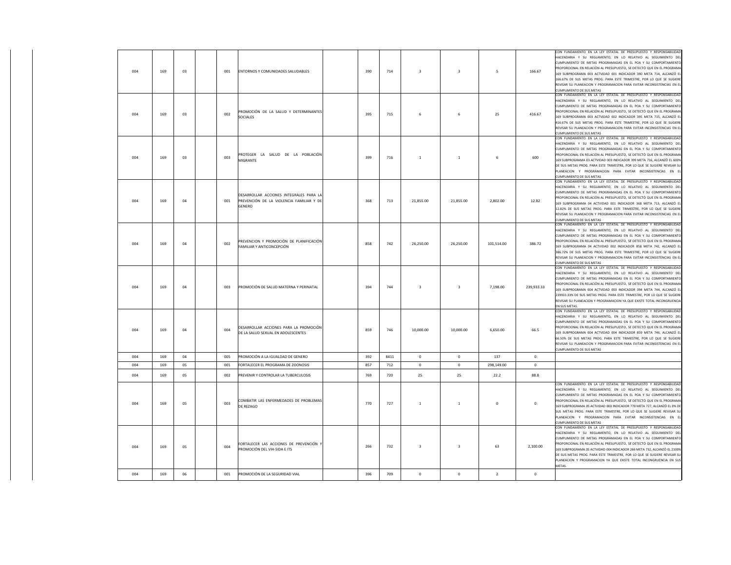| | | | | | | | | | | | | | |
|---|---|---|---|---|---|---|---|---|---|---|---|---|---|
| 004 | 169 | 03 | | 001 | ENTORNOS Y COMUNIDADES SALUDABLES | | 390 | 714 | 3 | 3 | 5 | 166.67 | CON FUNDAMENTO EN LA LEY ESTATAL DE PRESUPUESTO Y RESPONSABILIDAD HACENDARIA Y SU REGLAMENTO, EN LO RELATIVO AL SEGUIMIENTO DEL CUMPLIMIENTO DE METAS PROGRAMADAS EN EL POA Y SU COMPORTAMIENTO PROPORCIONAL EN RELACIÓN AL PRESUPUESTO, SE DETECTÓ QUE EN EL PROGRAMA 169 SUBPROGRAMA 003 ACTVIDAD 001 INDICADOR 390 META 714, ALCANZÓ EL 166.67% DE SUS METAS PROG. PARA ESTE TRIMESTRE, POR LO QUE SE SUGIERE REVISAR SU PLANEACION Y PROGRAMACION PARA EVITAR INCONSISTENCIAS EN EL CUMPLIMIENTO DE SUS METAS |
| 004 | 169 | 03 | | 002 | PROMOCIÓN DE LA SALUD Y DETERMINANTES SOCIALES | | 395 | 715 | 6 | 6 | 25 | 416.67 | CON FUNDAMENTO EN LA LEY ESTATAL DE PRESUPUESTO Y RESPONSABILIDAD HACENDARIA Y SU REGLAMENTO, EN LO RELATIVO AL SEGUIMIENTO DEL CUMPLIMIENTO DE METAS PROGRAMADAS EN EL POA Y SU COMPORTAMIENTO PROPORCIONAL EN RELACIÓN AL PRESUPUESTO, SE DETECTÓ QUE EN EL PROGRAMA 169 SUBPROGRAMA 003 ACTVIDAD 002 INDICADOR 395 META 715, ALCANZÓ EL 416.67% DE SUS METAS PROG. PARA ESTE TRIMESTRE, POR LO QUE SE SUGIERE REVISAR SU PLANEACION Y PROGRAMACION PARA EVITAR INCONSISTENCIAS EN EL CUMPLIMIENTO DE SUS METAS |
| 004 | 169 | 03 | | 003 | PROTEGER LA SALUD DE LA POBLACIÓN MIGRANTE | | 399 | 716 | 1 | 1 | 6 | 600 | CON FUNDAMENTO EN LA LEY ESTATAL DE PRESUPUESTO Y RESPONSABILIDAD HACENDARIA Y SU REGLAMENTO, EN LO RELATIVO AL SEGUIMIENTO DEL CUMPLIMIENTO DE METAS PROGRAMADAS EN EL POA Y SU COMPORTAMIENTO PROPORCIONAL EN RELACIÓN AL PRESUPUESTO, SE DETECTÓ QUE EN EL PROGRAMA 169 SUBPROGRAMA 03 ACTVIDAD 003 INDICADOR 399 META 716, ALCANZÓ EL 600% DE SUS METAS PROG. PARA ESTE TRIMESTRE, POR LO QUE SE SUGIERE REVISAR SU PLANEACION Y PROGRAMACION PARA EVITAR INCONSISTENCIAS EN EL CUMPLIMIENTO DE SUS METAS |
| 004 | 169 | 04 | | 001 | DESARROLLAR ACCIONES INTEGRALES PARA LA PREVENCIÓN DE LA VIOLENCIA FAMILIAR Y DE GENERO | | 368 | 713 | 21,855.00 | 21,855.00 | 2,802.00 | 12.82 | CON FUNDAMENTO EN LA LEY ESTATAL DE PRESUPUESTO Y RESPONSABILIDAD HACENDARIA Y SU REGLAMENTO, EN LO RELATIVO AL SEGUIMIENTO DEL CUMPLIMIENTO DE METAS PROGRAMADAS EN EL POA Y SU COMPORTAMIENTO PROPORCIONAL EN RELACIÓN AL PRESUPUESTO, SE DETECTÓ QUE EN EL PROGRAMA 169 SUBPROGRAMA 04 ACTVIDAD 001 INDICADOR 368 META 713, ALCANZÓ EL 12.82% DE SUS METAS PROG. PARA ESTE TRIMESTRE, POR LO QUE SE SUGIERE REVISAR SU PLANEACION Y PROGRAMACION PARA EVITAR INCONSISTENCIAS EN EL CUMPLIMIENTO DE SUS METAS |
| 004 | 169 | 04 | | 002 | PREVENCION Y PROMOCIÓN DE PLANIFICACIÓN FAMILIAR Y ANTICONCEPCIÓN | | 858 | 742 | 26,250.00 | 26,250.00 | 101,514.00 | 386.72 | CON FUNDAMENTO EN LA LEY ESTATAL DE PRESUPUESTO Y RESPONSABILIDAD HACENDARIA Y SU REGLAMENTO, EN LO RELATIVO AL SEGUIMIENTO DEL CUMPLIMIENTO DE METAS PROGRAMADAS EN EL POA Y SU COMPORTAMIENTO PROPORCIONAL EN RELACIÓN AL PRESUPUESTO, SE DETECTÓ QUE EN EL PROGRAMA 169 SUBPROGRAMA 04 ACTVIDAD 002 INDICADOR 858 META 742, ALCANZÓ EL 386.72% DE SUS METAS PROG. PARA ESTE TRIMESTRE, POR LO QUE SE SUGIERE REVISAR SU PLANEACION Y PROGRAMACION PARA EVITAR INCONSISTENCIAS EN EL CUMPLIMIENTO DE SUS METAS |
| 004 | 169 | 04 | | 003 | PROMOCIÓN DE SALUD MATERNA Y PERINATAL | | 394 | 744 | 3 | 3 | 7,198.00 | 239,933.33 | CON FUNDAMENTO EN LA LEY ESTATAL DE PRESUPUESTO Y RESPONSABILIDAD HACENDARIA Y SU REGLAMENTO, EN LO RELATIVO AL SEGUIMIENTO DEL CUMPLIMIENTO DE METAS PROGRAMADAS EN EL POA Y SU COMPORTAMIENTO PROPORCIONAL EN RELACIÓN AL PRESUPUESTO, SE DETECTÓ QUE EN EL PROGRAMA 169 SUBPROGRAMA 004 ACTVIDAD 003 INDICADOR 394 META 744, ALCANZÓ EL 239933.33% DE SUS METAS PROG. PARA ESTE TRIMESTRE, POR LO QUE SE SUGIERE REVISAR SU PLANEACION Y PROGRAMACION YA QUE EXISTE TOTAL INCONGRUENCIA EN SUS METAS. |
| 004 | 169 | 04 | | 004 | DESARROLLAR ACCIONES PARA LA PROMOCIÓN DE LA SALUD SEXUAL EN ADOLESCENTES | | 859 | 746 | 10,000.00 | 10,000.00 | 6,650.00 | 66.5 | CON FUNDAMENTO EN LA LEY ESTATAL DE PRESUPUESTO Y RESPONSABILIDAD HACENDARIA Y SU REGLAMENTO, EN LO RELATIVO AL SEGUIMIENTO DEL CUMPLIMIENTO DE METAS PROGRAMADAS EN EL POA Y SU COMPORTAMIENTO PROPORCIONAL EN RELACIÓN AL PRESUPUESTO, SE DETECTÓ QUE EN EL PROGRAMA 169 SUBPROGRAMA 004 ACTVIDAD 004 INDICADOR 859 META 746, ALCANZÓ EL 66.50% DE SUS METAS PROG. PARA ESTE TRIMESTRE, POR LO QUE SE SUGIERE REVISAR SU PLANEACION Y PROGRAMACION PARA EVITAR INCONSISTENCIAS EN EL CUMPLIMIENTO DE SUS METAS |
| 004 | 169 | 04 | | 005 | PROMOCIÓN A LA IGUALDAD DE GENERO | | 392 | 8411 | 0 | 0 | 137 | 0 | |
| 004 | 169 | 05 | | 001 | FORTALECER EL PROGRAMA DE ZOONOSIS | | 857 | 712 | 0 | 0 | 298,149.00 | 0 | |
| 004 | 169 | 05 | | 002 | PREVENIR Y CONTROLAR LA TUBERCULOSIS | | 769 | 720 | 25 | 25 | 22.2 | 88.8 | |
| 004 | 169 | 05 | | 003 | COMBATIR LAS ENFERMEDADES DE PROBLEMAS DE REZAGO | | 770 | 727 | 1 | 1 | 0 | 0 | CON FUNDAMENTO EN LA LEY ESTATAL DE PRESUPUESTO Y RESPONSABILIDAD HACENDARIA Y SU REGLAMENTO, EN LO RELATIVO AL SEGUIMIENTO DEL CUMPLIMIENTO DE METAS PROGRAMADAS EN EL POA Y SU COMPORTAMIENTO PROPORCIONAL EN RELACIÓN AL PRESUPUESTO, SE DETECTÓ QUE EN EL PROGRAMA 169 SUBPROGRAMA 05 ACTVIDAD 003 INDICADOR 770 META 727, ALCANZÓ EL 0% DE SUS METAS PROG. PARA ESTE TRIMESTRE, POR LO QUE SE SUGIERE REVISAR SU PLANEACION Y PROGRAMACION PARA EVITAR INCONSISTENCIAS EN EL CUMPLIMIENTO DE SUS METAS |
| 004 | 169 | 05 | | 004 | FORTALECER LAS ACCIONES DE PREVENCIÓN Y PROMOCIÓN DEL VIH-SIDA E ITS | | 266 | 732 | 3 | 3 | 63 | 2,100.00 | CON FUNDAMENTO EN LA LEY ESTATAL DE PRESUPUESTO Y RESPONSABILIDAD HACENDARIA Y SU REGLAMENTO, EN LO RELATIVO AL SEGUIMIENTO DEL CUMPLIMIENTO DE METAS PROGRAMADAS EN EL POA Y SU COMPORTAMIENTO PROPORCIONAL EN RELACIÓN AL PRESUPUESTO, SE DETECTÓ QUE EN EL PROGRAMA 169 SUBPROGRAMA 05 ACTVIDAD 004 INDICADOR 266 META 732, ALCANZÓ EL 2100% DE SUS METAS PROG. PARA ESTE TRIMESTRE, POR LO QUE SE SUGIERE REVISAR SU PLANEACION Y PROGRAMACION YA QUE EXISTE TOTAL INCONGRUENCIA EN SUS METAS. |
| 004 | 169 | 06 | | 001 | PROMOCIÓN DE LA SEGURIDAD VIAL | | 396 | 709 | 0 | 0 | 2 | 0 | |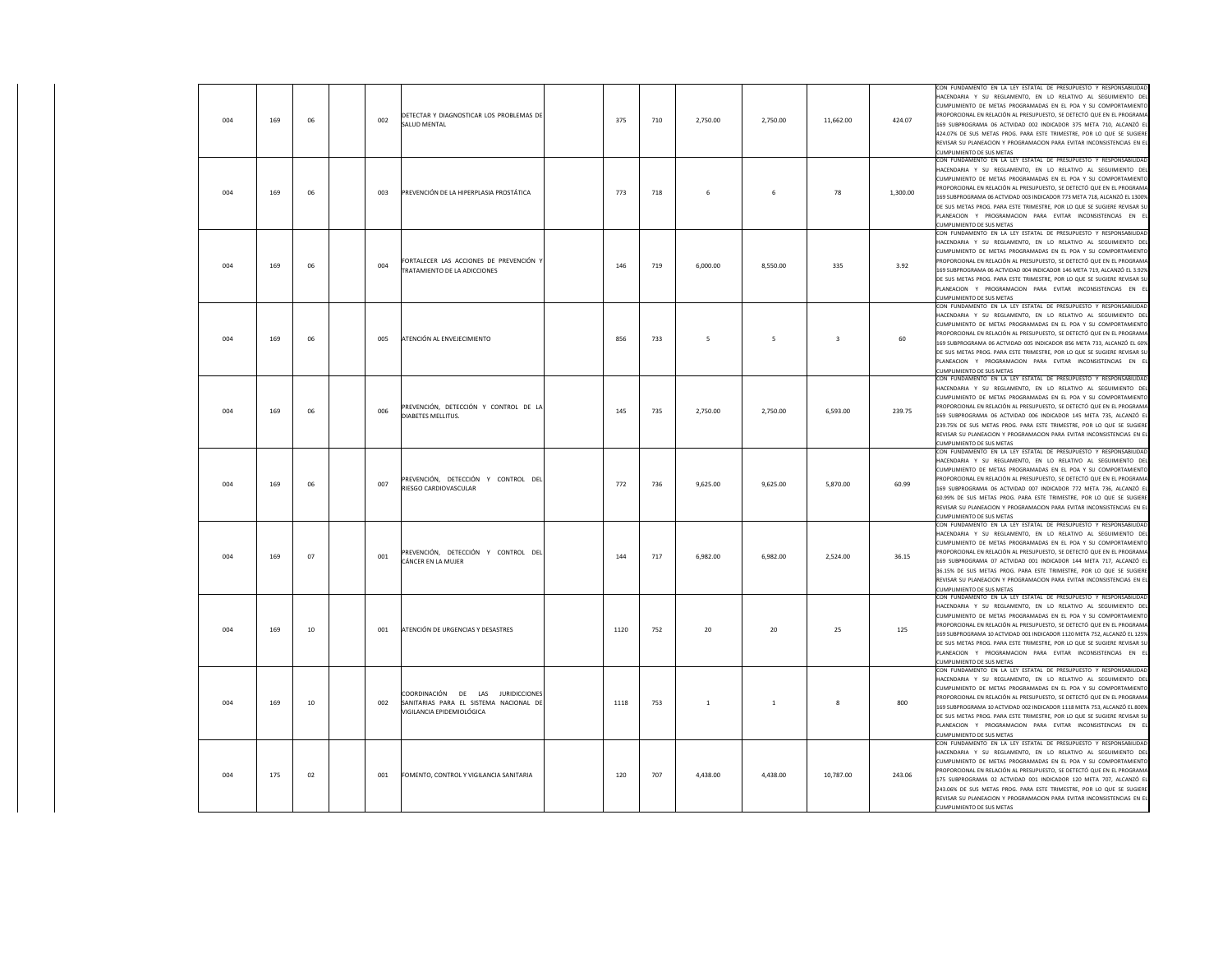| | | | | | | | | | | | | |
|---|---|---|---|---|---|---|---|---|---|---|---|---|
| 004 | 169 | 06 | | 002 | DETECTAR Y DIAGNOSTICAR LOS PROBLEMAS DE SALUD MENTAL | | 375 | 710 | 2,750.00 | 2,750.00 | 11,662.00 | 424.07 | CON FUNDAMENTO EN LA LEY ESTATAL DE PRESUPUESTO Y RESPONSABILIDAD HACENDARIA Y SU REGLAMENTO, EN LO RELATIVO AL SEGUIMIENTO DEL CUMPLIMIENTO DE METAS PROGRAMADAS EN EL POA Y SU COMPORTAMIENTO PROPORCIONAL EN RELACIÓN AL PRESUPUESTO, SE DETECTÓ QUE EN EL PROGRAMA 169 SUBPROGRAMA 06 ACTVIDAD 002 INDICADOR 375 META 710, ALCANZÓ EL 424.07% DE SUS METAS PROG. PARA ESTE TRIMESTRE, POR LO QUE SE SUGIERE REVISAR SU PLANEACION Y PROGRAMACION PARA EVITAR INCONSISTENCIAS EN EL CUMPLIMIENTO DE SUS METAS |
| 004 | 169 | 06 | | 003 | PREVENCIÓN DE LA HIPERPLASIA PROSTÁTICA | | 773 | 718 | 6 | 6 | 78 | 1,300.00 | CON FUNDAMENTO EN LA LEY ESTATAL DE PRESUPUESTO Y RESPONSABILIDAD HACENDARIA Y SU REGLAMENTO, EN LO RELATIVO AL SEGUIMIENTO DEL CUMPLIMIENTO DE METAS PROGRAMADAS EN EL POA Y SU COMPORTAMIENTO PROPORCIONAL EN RELACIÓN AL PRESUPUESTO, SE DETECTÓ QUE EN EL PROGRAMA 169 SUBPROGRAMA 06 ACTVIDAD 003 INDICADOR 773 META 718, ALCANZÓ EL 1300% DE SUS METAS PROG. PARA ESTE TRIMESTRE, POR LO QUE SE SUGIERE REVISAR SU PLANEACION Y PROGRAMACION PARA EVITAR INCONSISTENCIAS EN EL CUMPLIMIENTO DE SUS METAS |
| 004 | 169 | 06 | | 004 | FORTALECER LAS ACCIONES DE PREVENCIÓN Y TRATAMIENTO DE LA ADICCIONES | | 146 | 719 | 6,000.00 | 8,550.00 | 335 | 3.92 | CON FUNDAMENTO EN LA LEY ESTATAL DE PRESUPUESTO Y RESPONSABILIDAD HACENDARIA Y SU REGLAMENTO, EN LO RELATIVO AL SEGUIMIENTO DEL CUMPLIMIENTO DE METAS PROGRAMADAS EN EL POA Y SU COMPORTAMIENTO PROPORCIONAL EN RELACIÓN AL PRESUPUESTO, SE DETECTÓ QUE EN EL PROGRAMA 169 SUBPROGRAMA 06 ACTVIDAD 004 INDICADOR 146 META 719, ALCANZÓ EL 3.92% DE SUS METAS PROG. PARA ESTE TRIMESTRE, POR LO QUE SE SUGIERE REVISAR SU PLANEACION Y PROGRAMACION PARA EVITAR INCONSISTENCIAS EN EL CUMPLIMIENTO DE SUS METAS |
| 004 | 169 | 06 | | 005 | ATENCIÓN AL ENVEJECIMIENTO | | 856 | 733 | 5 | 5 | 3 | 60 | CON FUNDAMENTO EN LA LEY ESTATAL DE PRESUPUESTO Y RESPONSABILIDAD HACENDARIA Y SU REGLAMENTO, EN LO RELATIVO AL SEGUIMIENTO DEL CUMPLIMIENTO DE METAS PROGRAMADAS EN EL POA Y SU COMPORTAMIENTO PROPORCIONAL EN RELACIÓN AL PRESUPUESTO, SE DETECTÓ QUE EN EL PROGRAMA 169 SUBPROGRAMA 06 ACTVIDAD 005 INDICADOR 856 META 733, ALCANZÓ EL 60% DE SUS METAS PROG. PARA ESTE TRIMESTRE, POR LO QUE SE SUGIERE REVISAR SU PLANEACION Y PROGRAMACION PARA EVITAR INCONSISTENCIAS EN EL CUMPLIMIENTO DE SUS METAS |
| 004 | 169 | 06 | | 006 | PREVENCIÓN, DETECCIÓN Y CONTROL DE LA DIABETES MELLITUS. | | 145 | 735 | 2,750.00 | 2,750.00 | 6,593.00 | 239.75 | CON FUNDAMENTO EN LA LEY ESTATAL DE PRESUPUESTO Y RESPONSABILIDAD HACENDARIA Y SU REGLAMENTO, EN LO RELATIVO AL SEGUIMIENTO DEL CUMPLIMIENTO DE METAS PROGRAMADAS EN EL POA Y SU COMPORTAMIENTO PROPORCIONAL EN RELACIÓN AL PRESUPUESTO, SE DETECTÓ QUE EN EL PROGRAMA 169 SUBPROGRAMA 06 ACTVIDAD 006 INDICADOR 145 META 735, ALCANZÓ EL 239.75% DE SUS METAS PROG. PARA ESTE TRIMESTRE, POR LO QUE SE SUGIERE REVISAR SU PLANEACION Y PROGRAMACION PARA EVITAR INCONSISTENCIAS EN EL CUMPLIMIENTO DE SUS METAS |
| 004 | 169 | 06 | | 007 | PREVENCIÓN, DETECCIÓN Y CONTROL DEL RIESGO CARDIOVASCULAR | | 772 | 736 | 9,625.00 | 9,625.00 | 5,870.00 | 60.99 | CON FUNDAMENTO EN LA LEY ESTATAL DE PRESUPUESTO Y RESPONSABILIDAD HACENDARIA Y SU REGLAMENTO, EN LO RELATIVO AL SEGUIMIENTO DEL CUMPLIMIENTO DE METAS PROGRAMADAS EN EL POA Y SU COMPORTAMIENTO PROPORCIONAL EN RELACIÓN AL PRESUPUESTO, SE DETECTÓ QUE EN EL PROGRAMA 169 SUBPROGRAMA 06 ACTVIDAD 007 INDICADOR 772 META 736, ALCANZÓ EL 60.99% DE SUS METAS PROG. PARA ESTE TRIMESTRE, POR LO QUE SE SUGIERE REVISAR SU PLANEACION Y PROGRAMACION PARA EVITAR INCONSISTENCIAS EN EL CUMPLIMIENTO DE SUS METAS |
| 004 | 169 | 07 | | 001 | PREVENCIÓN, DETECCIÓN Y CONTROL DEL CÁNCER EN LA MUJER | | 144 | 717 | 6,982.00 | 6,982.00 | 2,524.00 | 36.15 | CON FUNDAMENTO EN LA LEY ESTATAL DE PRESUPUESTO Y RESPONSABILIDAD HACENDARIA Y SU REGLAMENTO, EN LO RELATIVO AL SEGUIMIENTO DEL CUMPLIMIENTO DE METAS PROGRAMADAS EN EL POA Y SU COMPORTAMIENTO PROPORCIONAL EN RELACIÓN AL PRESUPUESTO, SE DETECTÓ QUE EN EL PROGRAMA 169 SUBPROGRAMA 07 ACTVIDAD 001 INDICADOR 144 META 717, ALCANZÓ EL 36.15% DE SUS METAS PROG. PARA ESTE TRIMESTRE, POR LO QUE SE SUGIERE REVISAR SU PLANEACION Y PROGRAMACION PARA EVITAR INCONSISTENCIAS EN EL CUMPLIMIENTO DE SUS METAS |
| 004 | 169 | 10 | | 001 | ATENCIÓN DE URGENCIAS Y DESASTRES | | 1120 | 752 | 20 | 20 | 25 | 125 | CON FUNDAMENTO EN LA LEY ESTATAL DE PRESUPUESTO Y RESPONSABILIDAD HACENDARIA Y SU REGLAMENTO, EN LO RELATIVO AL SEGUIMIENTO DEL CUMPLIMIENTO DE METAS PROGRAMADAS EN EL POA Y SU COMPORTAMIENTO PROPORCIONAL EN RELACIÓN AL PRESUPUESTO, SE DETECTÓ QUE EN EL PROGRAMA 169 SUBPROGRAMA 10 ACTVIDAD 001 INDICADOR 1120 META 752, ALCANZÓ EL 125% DE SUS METAS PROG. PARA ESTE TRIMESTRE, POR LO QUE SE SUGIERE REVISAR SU PLANEACION Y PROGRAMACION PARA EVITAR INCONSISTENCIAS EN EL CUMPLIMIENTO DE SUS METAS |
| 004 | 169 | 10 | | 002 | COORDINACIÓN DE LAS JURIDICCIONES SANITARIAS PARA EL SISTEMA NACIONAL DE VIGILANCIA EPIDEMIOLÓGICA | | 1118 | 753 | 1 | 1 | 8 | 800 | CON FUNDAMENTO EN LA LEY ESTATAL DE PRESUPUESTO Y RESPONSABILIDAD HACENDARIA Y SU REGLAMENTO, EN LO RELATIVO AL SEGUIMIENTO DEL CUMPLIMIENTO DE METAS PROGRAMADAS EN EL POA Y SU COMPORTAMIENTO PROPORCIONAL EN RELACIÓN AL PRESUPUESTO, SE DETECTÓ QUE EN EL PROGRAMA 169 SUBPROGRAMA 10 ACTVIDAD 002 INDICADOR 1118 META 753, ALCANZÓ EL 800% DE SUS METAS PROG. PARA ESTE TRIMESTRE, POR LO QUE SE SUGIERE REVISAR SU PLANEACION Y PROGRAMACION PARA EVITAR INCONSISTENCIAS EN EL CUMPLIMIENTO DE SUS METAS |
| 004 | 175 | 02 | | 001 | FOMENTO, CONTROL Y VIGILANCIA SANITARIA | | 120 | 707 | 4,438.00 | 4,438.00 | 10,787.00 | 243.06 | CON FUNDAMENTO EN LA LEY ESTATAL DE PRESUPUESTO Y RESPONSABILIDAD HACENDARIA Y SU REGLAMENTO, EN LO RELATIVO AL SEGUIMIENTO DEL CUMPLIMIENTO DE METAS PROGRAMADAS EN EL POA Y SU COMPORTAMIENTO PROPORCIONAL EN RELACIÓN AL PRESUPUESTO, SE DETECTÓ QUE EN EL PROGRAMA 175 SUBPROGRAMA 02 ACTVIDAD 001 INDICADOR 120 META 707, ALCANZÓ EL 243.06% DE SUS METAS PROG. PARA ESTE TRIMESTRE, POR LO QUE SE SUGIERE REVISAR SU PLANEACION Y PROGRAMACION PARA EVITAR INCONSISTENCIAS EN EL CUMPLIMIENTO DE SUS METAS |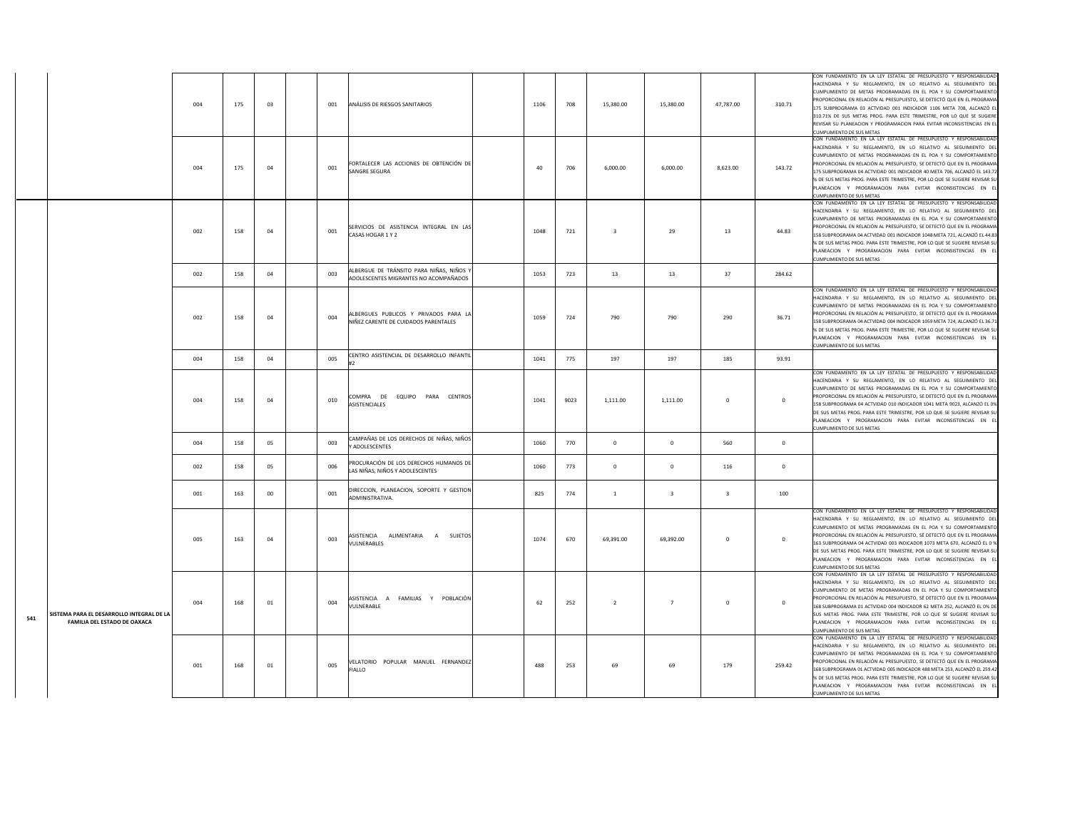| | | | | | | | | | | | | | | | |
|---|---|---|---|---|---|---|---|---|---|---|---|---|---|---|---|
| | | 004 | 175 | 03 | | 001 | ANÁLISIS DE RIESGOS SANITARIOS | | 1106 | 708 | 15,380.00 | 15,380.00 | 47,787.00 | 310.71 | CON FUNDAMENTO EN LA LEY ESTATAL DE PRESUPUESTO Y RESPONSABILIDAD HACENDARIA Y SU REGLAMENTO, EN LO RELATIVO AL SEGUIMIENTO DEL CUMPLIMIENTO DE METAS PROGRAMADAS EN EL POA Y SU COMPORTAMIENTO PROPORCIONAL EN RELACIÓN AL PRESUPUESTO, SE DETECTÓ QUE EN EL PROGRAMA 175 SUBPROGRAMA 03 ACTVIDAD 001 INDICADOR 1106 META 708, ALCANZÓ EL 310.71% DE SUS METAS PROG. PARA ESTE TRIMESTRE, POR LO QUE SE SUGIERE REVISAR SU PLANEACION Y PROGRAMACION PARA EVITAR INCONSISTENCIAS EN EL CUMPLIMIENTO DE SUS METAS |
| | | 004 | 175 | 04 | | 001 | FORTALECER LAS ACCIONES DE OBTENCIÓN DE SANGRE SEGURA | | 40 | 706 | 6,000.00 | 6,000.00 | 8,623.00 | 143.72 | CON FUNDAMENTO EN LA LEY ESTATAL DE PRESUPUESTO Y RESPONSABILIDAD HACENDARIA Y SU REGLAMENTO, EN LO RELATIVO AL SEGUIMIENTO DEL CUMPLIMIENTO DE METAS PROGRAMADAS EN EL POA Y SU COMPORTAMIENTO PROPORCIONAL EN RELACIÓN AL PRESUPUESTO, SE DETECTÓ QUE EN EL PROGRAMA 175 SUBPROGRAMA 04 ACTVIDAD 001 INDICADOR 40 META 706, ALCANZÓ EL 143.72 % DE SUS METAS PROG. PARA ESTE TRIMESTRE, POR LO QUE SE SUGIERE REVISAR SU PLANEACION Y PROGRAMACION PARA EVITAR INCONSISTENCIAS EN EL CUMPLIMIENTO DE SUS METAS |
| 541 | SISTEMA PARA EL DESARROLLO INTEGRAL DE LA FAMILIA DEL ESTADO DE OAXACA | 002 | 158 | 04 | | 001 | SERVICIOS DE ASISTENCIA INTEGRAL EN LAS CASAS HOGAR 1 Y 2 | | 1048 | 721 | 3 | 29 | 13 | 44.83 | CON FUNDAMENTO EN LA LEY ESTATAL DE PRESUPUESTO Y RESPONSABILIDAD HACENDARIA Y SU REGLAMENTO, EN LO RELATIVO AL SEGUIMIENTO DEL CUMPLIMIENTO DE METAS PROGRAMADAS EN EL POA Y SU COMPORTAMIENTO PROPORCIONAL EN RELACIÓN AL PRESUPUESTO, SE DETECTÓ QUE EN EL PROGRAMA 158 SUBPROGRAMA 04 ACTVIDAD 001 INDICADOR 1048 META 721, ALCANZÓ EL 44.83 % DE SUS METAS PROG. PARA ESTE TRIMESTRE, POR LO QUE SE SUGIERE REVISAR SU PLANEACION Y PROGRAMACION PARA EVITAR INCONSISTENCIAS EN EL CUMPLIMIENTO DE SUS METAS |
| | | 002 | 158 | 04 | | 003 | ALBERGUE DE TRÁNSITO PARA NIÑAS, NIÑOS Y ADOLESCENTES MIGRANTES NO ACOMPAÑADOS | | 1053 | 723 | 13 | 13 | 37 | 284.62 | |
| | | 002 | 158 | 04 | | 004 | ALBERGUES PUBLICOS Y PRIVADOS PARA LA NIÑEZ CARENTE DE CUIDADOS PARENTALES | | 1059 | 724 | 790 | 790 | 290 | 36.71 | CON FUNDAMENTO EN LA LEY ESTATAL DE PRESUPUESTO Y RESPONSABILIDAD HACENDARIA Y SU REGLAMENTO, EN LO RELATIVO AL SEGUIMIENTO DEL CUMPLIMIENTO DE METAS PROGRAMADAS EN EL POA Y SU COMPORTAMIENTO PROPORCIONAL EN RELACIÓN AL PRESUPUESTO, SE DETECTÓ QUE EN EL PROGRAMA 158 SUBPROGRAMA 04 ACTVIDAD 004 INDICADOR 1059 META 724, ALCANZÓ EL 36.71 % DE SUS METAS PROG. PARA ESTE TRIMESTRE, POR LO QUE SE SUGIERE REVISAR SU PLANEACION Y PROGRAMACION PARA EVITAR INCONSISTENCIAS EN EL CUMPLIMIENTO DE SUS METAS |
| | | 004 | 158 | 04 | | 005 | CENTRO ASISTENCIAL DE DESARROLLO INFANTIL #2 | | 1041 | 775 | 197 | 197 | 185 | 93.91 | |
| | | 004 | 158 | 04 | | 010 | COMPRA DE EQUIPO PARA CENTROS ASISTENCIALES | | 1041 | 9023 | 1,111.00 | 1,111.00 | 0 | 0 | CON FUNDAMENTO EN LA LEY ESTATAL DE PRESUPUESTO Y RESPONSABILIDAD HACENDARIA Y SU REGLAMENTO, EN LO RELATIVO AL SEGUIMIENTO DEL CUMPLIMIENTO DE METAS PROGRAMADAS EN EL POA Y SU COMPORTAMIENTO PROPORCIONAL EN RELACIÓN AL PRESUPUESTO, SE DETECTÓ QUE EN EL PROGRAMA 158 SUBPROGRAMA 04 ACTVIDAD 010 INDICADOR 1041 META 9023, ALCANZÓ EL 0% DE SUS METAS PROG. PARA ESTE TRIMESTRE, POR LO QUE SE SUGIERE REVISAR SU PLANEACION Y PROGRAMACION PARA EVITAR INCONSISTENCIAS EN EL CUMPLIMIENTO DE SUS METAS |
| | | 004 | 158 | 05 | | 003 | CAMPAÑAS DE LOS DERECHOS DE NIÑAS, NIÑOS Y ADOLESCENTES | | 1060 | 770 | 0 | 0 | 560 | 0 | |
| | | 002 | 158 | 05 | | 006 | PROCURACIÓN DE LOS DERECHOS HUMANOS DE LAS NIÑAS, NIÑOS Y ADOLESCENTES | | 1060 | 773 | 0 | 0 | 116 | 0 | |
| | | 001 | 163 | 00 | | 001 | DIRECCION, PLANEACION, SOPORTE Y GESTION ADMINISTRATIVA. | | 825 | 774 | 1 | 3 | 3 | 100 | |
| | | 005 | 163 | 04 | | 003 | ASISTENCIA ALIMENTARIA A SUJETOS VULNERABLES | | 1074 | 670 | 69,391.00 | 69,392.00 | 0 | 0 | CON FUNDAMENTO EN LA LEY ESTATAL DE PRESUPUESTO Y RESPONSABILIDAD HACENDARIA Y SU REGLAMENTO, EN LO RELATIVO AL SEGUIMIENTO DEL CUMPLIMIENTO DE METAS PROGRAMADAS EN EL POA Y SU COMPORTAMIENTO PROPORCIONAL EN RELACIÓN AL PRESUPUESTO, SE DETECTÓ QUE EN EL PROGRAMA 163 SUBPROGRAMA 04 ACTVIDAD 003 INDICADOR 1073 META 670, ALCANZÓ EL 0 % DE SUS METAS PROG. PARA ESTE TRIMESTRE, POR LO QUE SE SUGIERE REVISAR SU PLANEACION Y PROGRAMACION PARA EVITAR INCONSISTENCIAS EN EL CUMPLIMIENTO DE SUS METAS |
| | | 004 | 168 | 01 | | 004 | ASISTENCIA A FAMILIAS Y POBLACIÓN VULNERABLE | | 62 | 252 | 2 | 7 | 0 | 0 | CON FUNDAMENTO EN LA LEY ESTATAL DE PRESUPUESTO Y RESPONSABILIDAD HACENDARIA Y SU REGLAMENTO, EN LO RELATIVO AL SEGUIMIENTO DEL CUMPLIMIENTO DE METAS PROGRAMADAS EN EL POA Y SU COMPORTAMIENTO PROPORCIONAL EN RELACIÓN AL PRESUPUESTO, SE DETECTÓ QUE EN EL PROGRAMA 168 SUBPROGRAMA 01 ACTVIDAD 004 INDICADOR 62 META 252, ALCANZÓ EL 0% DE SUS METAS PROG. PARA ESTE TRIMESTRE, POR LO QUE SE SUGIERE REVISAR SU PLANEACION Y PROGRAMACION PARA EVITAR INCONSISTENCIAS EN EL CUMPLIMIENTO DE SUS METAS |
| | | 001 | 168 | 01 | | 005 | VELATORIO POPULAR MANUEL FERNANDEZ FIALLO | | 488 | 253 | 69 | 69 | 179 | 259.42 | CON FUNDAMENTO EN LA LEY ESTATAL DE PRESUPUESTO Y RESPONSABILIDAD HACENDARIA Y SU REGLAMENTO, EN LO RELATIVO AL SEGUIMIENTO DEL CUMPLIMIENTO DE METAS PROGRAMADAS EN EL POA Y SU COMPORTAMIENTO PROPORCIONAL EN RELACIÓN AL PRESUPUESTO, SE DETECTÓ QUE EN EL PROGRAMA 168 SUBPROGRAMA 01 ACTVIDAD 005 INDICADOR 488 META 253, ALCANZÓ EL 259.42 % DE SUS METAS PROG. PARA ESTE TRIMESTRE, POR LO QUE SE SUGIERE REVISAR SU PLANEACION Y PROGRAMACION PARA EVITAR INCONSISTENCIAS EN EL CUMPLIMIENTO DE SUS METAS |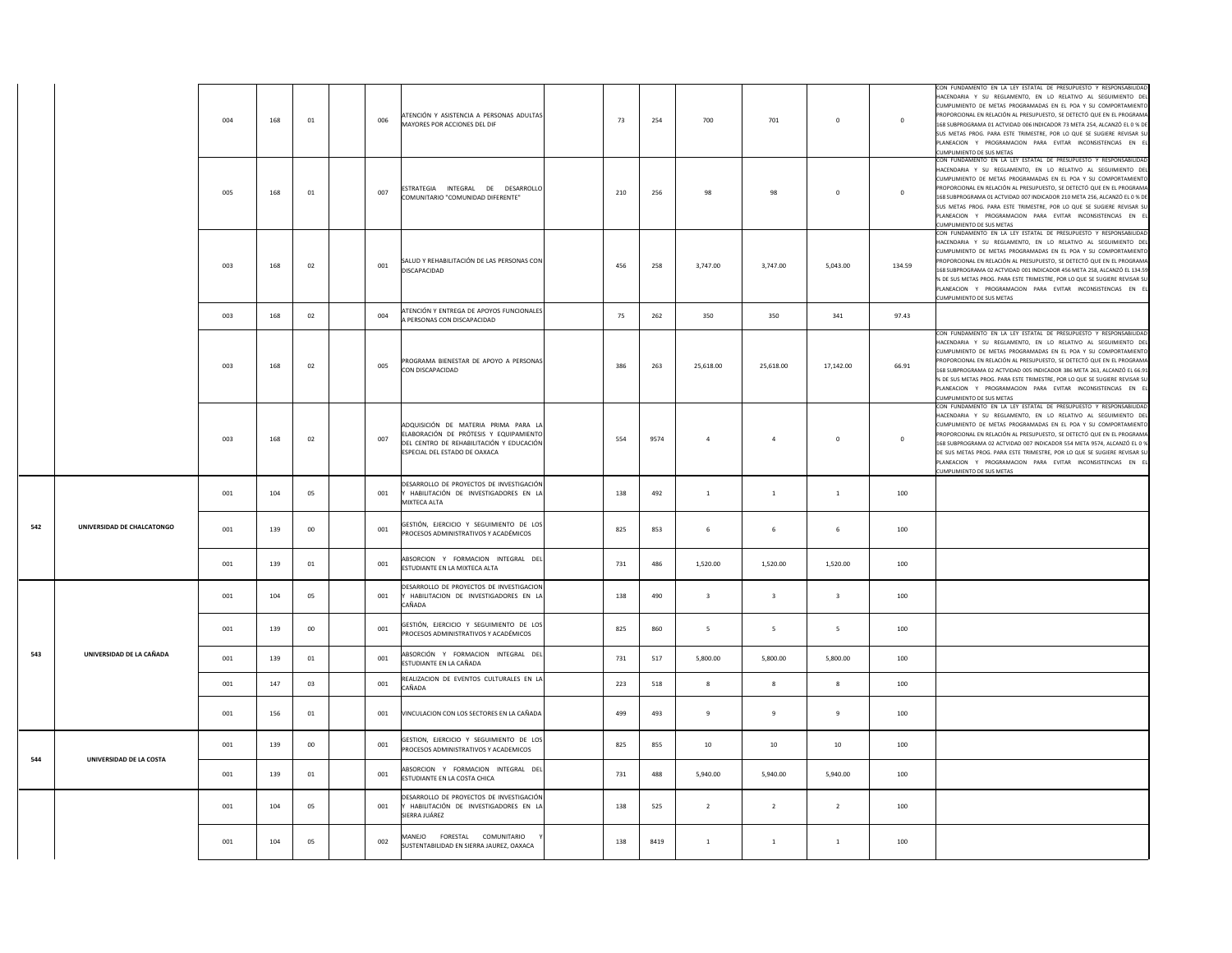| | | | | | | | | | | | | | | | |
|---|---|---|---|---|---|---|---|---|---|---|---|---|---|---|---|
| | | 004 | 168 | 01 | | 006 | ATENCIÓN Y ASISTENCIA A PERSONAS ADULTAS MAYORES POR ACCIONES DEL DIF | | 73 | 254 | 700 | 701 | 0 | 0 | CON FUNDAMENTO EN LA LEY ESTATAL DE PRESUPUESTO Y RESPONSABILIDAD HACENDARIA Y SU REGLAMENTO, EN LO RELATIVO AL SEGUIMIENTO DEL CUMPLIMIENTO DE METAS PROGRAMADAS EN EL POA Y SU COMPORTAMIENTO PROPORCIONAL EN RELACIÓN AL PRESUPUESTO, SE DETECTÓ QUE EN EL PROGRAMA 168 SUBPROGRAMA 01 ACTVIDAD 006 INDICADOR 73 META 254, ALCANZÓ EL 0 % DE SUS METAS PROG. PARA ESTE TRIMESTRE, POR LO QUE SE SUGIERE REVISAR SU PLANEACION Y PROGRAMACION PARA EVITAR INCONSISTENCIAS EN EL CUMPLIMIENTO DE SUS METAS |
| | | 005 | 168 | 01 | | 007 | ESTRATEGIA INTEGRAL DE DESARROLLO COMUNITARIO "COMUNIDAD DIFERENTE" | | 210 | 256 | 98 | 98 | 0 | 0 | CON FUNDAMENTO EN LA LEY ESTATAL DE PRESUPUESTO Y RESPONSABILIDAD HACENDARIA Y SU REGLAMENTO, EN LO RELATIVO AL SEGUIMIENTO DEL CUMPLIMIENTO DE METAS PROGRAMADAS EN EL POA Y SU COMPORTAMIENTO PROPORCIONAL EN RELACIÓN AL PRESUPUESTO, SE DETECTÓ QUE EN EL PROGRAMA 168 SUBPROGRAMA 01 ACTVIDAD 007 INDICADOR 210 META 256, ALCANZÓ EL 0 % DE SUS METAS PROG. PARA ESTE TRIMESTRE, POR LO QUE SE SUGIERE REVISAR SU PLANEACION Y PROGRAMACION PARA EVITAR INCONSISTENCIAS EN EL CUMPLIMIENTO DE SUS METAS |
| | | 003 | 168 | 02 | | 001 | SALUD Y REHABILITACIÓN DE LAS PERSONAS CON DISCAPACIDAD | | 456 | 258 | 3,747.00 | 3,747.00 | 5,043.00 | 134.59 | CON FUNDAMENTO EN LA LEY ESTATAL DE PRESUPUESTO Y RESPONSABILIDAD HACENDARIA Y SU REGLAMENTO, EN LO RELATIVO AL SEGUIMIENTO DEL CUMPLIMIENTO DE METAS PROGRAMADAS EN EL POA Y SU COMPORTAMIENTO PROPORCIONAL EN RELACIÓN AL PRESUPUESTO, SE DETECTÓ QUE EN EL PROGRAMA 168 SUBPROGRAMA 02 ACTVIDAD 001 INDICADOR 456 META 258, ALCANZÓ EL 134.59 % DE SUS METAS PROG. PARA ESTE TRIMESTRE, POR LO QUE SE SUGIERE REVISAR SU PLANEACION Y PROGRAMACION PARA EVITAR INCONSISTENCIAS EN EL CUMPLIMIENTO DE SUS METAS |
| | | 003 | 168 | 02 | | 004 | ATENCIÓN Y ENTREGA DE APOYOS FUNCIONALES A PERSONAS CON DISCAPACIDAD | | 75 | 262 | 350 | 350 | 341 | 97.43 | |
| | | 003 | 168 | 02 | | 005 | PROGRAMA BIENESTAR DE APOYO A PERSONAS CON DISCAPACIDAD | | 386 | 263 | 25,618.00 | 25,618.00 | 17,142.00 | 66.91 | CON FUNDAMENTO EN LA LEY ESTATAL DE PRESUPUESTO Y RESPONSABILIDAD HACENDARIA Y SU REGLAMENTO, EN LO RELATIVO AL SEGUIMIENTO DEL CUMPLIMIENTO DE METAS PROGRAMADAS EN EL POA Y SU COMPORTAMIENTO PROPORCIONAL EN RELACIÓN AL PRESUPUESTO, SE DETECTÓ QUE EN EL PROGRAMA 168 SUBPROGRAMA 02 ACTVIDAD 005 INDICADOR 386 META 263, ALCANZÓ EL 66.91 % DE SUS METAS PROG. PARA ESTE TRIMESTRE, POR LO QUE SE SUGIERE REVISAR SU PLANEACION Y PROGRAMACION PARA EVITAR INCONSISTENCIAS EN EL CUMPLIMIENTO DE SUS METAS |
| | | 003 | 168 | 02 | | 007 | ADQUISICIÓN DE MATERIA PRIMA PARA LA ELABORACIÓN DE PRÓTESIS Y EQUIPAMIENTO DEL CENTRO DE REHABILITACIÓN Y EDUCACIÓN ESPECIAL DEL ESTADO DE OAXACA | | 554 | 9574 | 4 | 4 | 0 | 0 | CON FUNDAMENTO EN LA LEY ESTATAL DE PRESUPUESTO Y RESPONSABILIDAD HACENDARIA Y SU REGLAMENTO, EN LO RELATIVO AL SEGUIMIENTO DEL CUMPLIMIENTO DE METAS PROGRAMADAS EN EL POA Y SU COMPORTAMIENTO PROPORCIONAL EN RELACIÓN AL PRESUPUESTO, SE DETECTÓ QUE EN EL PROGRAMA 168 SUBPROGRAMA 02 ACTVIDAD 007 INDICADOR 554 META 9574, ALCANZÓ EL 0 % DE SUS METAS PROG. PARA ESTE TRIMESTRE, POR LO QUE SE SUGIERE REVISAR SU PLANEACION Y PROGRAMACION PARA EVITAR INCONSISTENCIAS EN EL CUMPLIMIENTO DE SUS METAS |
| 542 | UNIVERSIDAD DE CHALCATONGO | 001 | 104 | 05 | | 001 | DESARROLLO DE PROYECTOS DE INVESTIGACIÓN Y HABILITACIÓN DE INVESTIGADORES EN LA MIXTECA ALTA | | 138 | 492 | 1 | 1 | 1 | 100 | |
| | | 001 | 139 | 00 | | 001 | GESTIÓN, EJERCICIO Y SEGUIMIENTO DE LOS PROCESOS ADMINISTRATIVOS Y ACADÉMICOS | | 825 | 853 | 6 | 6 | 6 | 100 | |
| | | 001 | 139 | 01 | | 001 | ABSORCION Y FORMACION INTEGRAL DEL ESTUDIANTE EN LA MIXTECA ALTA | | 731 | 486 | 1,520.00 | 1,520.00 | 1,520.00 | 100 | |
| 543 | UNIVERSIDAD DE LA CAÑADA | 001 | 104 | 05 | | 001 | DESARROLLO DE PROYECTOS DE INVESTIGACION Y HABILITACION DE INVESTIGADORES EN LA CAÑADA | | 138 | 490 | 3 | 3 | 3 | 100 | |
| | | 001 | 139 | 00 | | 001 | GESTIÓN, EJERCICIO Y SEGUIMIENTO DE LOS PROCESOS ADMINISTRATIVOS Y ACADÉMICOS | | 825 | 860 | 5 | 5 | 5 | 100 | |
| | | 001 | 139 | 01 | | 001 | ABSORCIÓN Y FORMACION INTEGRAL DEL ESTUDIANTE EN LA CAÑADA | | 731 | 517 | 5,800.00 | 5,800.00 | 5,800.00 | 100 | |
| | | 001 | 147 | 03 | | 001 | REALIZACION DE EVENTOS CULTURALES EN LA CAÑADA | | 223 | 518 | 8 | 8 | 8 | 100 | |
| | | 001 | 156 | 01 | | 001 | VINCULACION CON LOS SECTORES EN LA CAÑADA | | 499 | 493 | 9 | 9 | 9 | 100 | |
| 544 | UNIVERSIDAD DE LA COSTA | 001 | 139 | 00 | | 001 | GESTION, EJERCICIO Y SEGUIMIENTO DE LOS PROCESOS ADMINISTRATIVOS Y ACADEMICOS | | 825 | 855 | 10 | 10 | 10 | 100 | |
| | | 001 | 139 | 01 | | 001 | ABSORCION Y FORMACION INTEGRAL DEL ESTUDIANTE EN LA COSTA CHICA | | 731 | 488 | 5,940.00 | 5,940.00 | 5,940.00 | 100 | |
| | | 001 | 104 | 05 | | 001 | DESARROLLO DE PROYECTOS DE INVESTIGACIÓN Y HABILITACIÓN DE INVESTIGADORES EN LA SIERRA JUÁREZ | | 138 | 525 | 2 | 2 | 2 | 100 | |
| | | 001 | 104 | 05 | | 002 | MANEJO FORESTAL COMUNITARIO Y SUSTENTABILIDAD EN SIERRA JAUREZ, OAXACA | | 138 | 8419 | 1 | 1 | 1 | 100 | |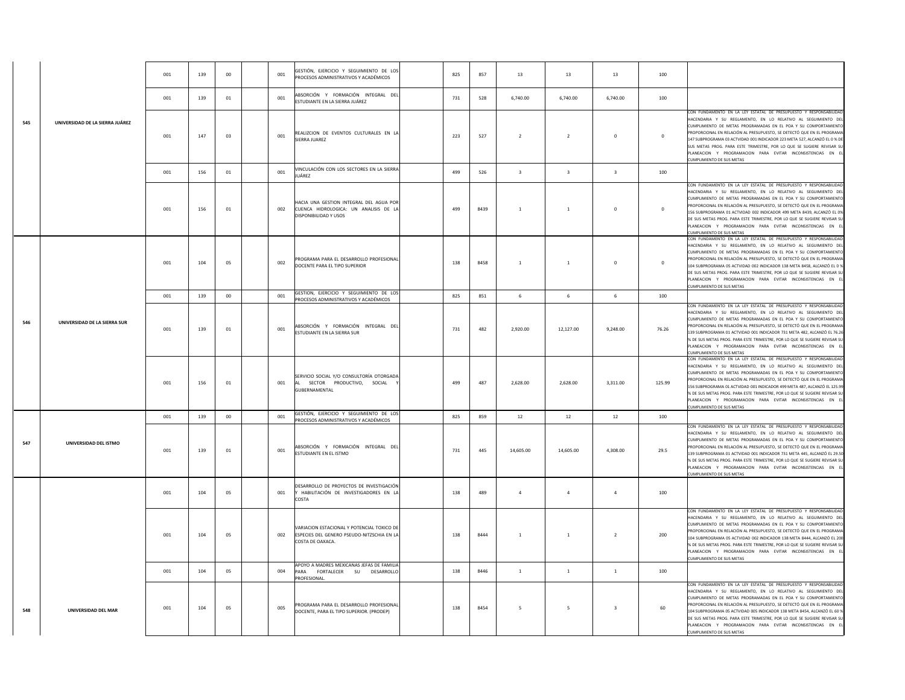| | | | | | | | | | | | | | | | | |
|---|---|---|---|---|---|---|---|---|---|---|---|---|---|---|---|---|
| 545 | UNIVERSIDAD DE LA SIERRA JUÁREZ | 001 | 139 | 00 | | 001 | GESTIÓN, EJERCICIO Y SEGUIMIENTO DE LOS PROCESOS ADMINISTRATIVOS Y ACADÉMICOS | | 825 | 857 | 13 | 13 | 13 | 100 | |
| | | 001 | 139 | 01 | | 001 | ABSORCIÓN Y FORMACIÓN INTEGRAL DEL ESTUDIANTE EN LA SIERRA JUÁREZ | | 731 | 528 | 6,740.00 | 6,740.00 | 6,740.00 | 100 | |
| | | 001 | 147 | 03 | | 001 | REALIZCION DE EVENTOS CULTURALES EN LA SIERRA JUAREZ | | 223 | 527 | 2 | 2 | 0 | 0 | CON FUNDAMENTO EN LA LEY ESTATAL DE PRESUPUESTO Y RESPONSABILIDAD HACENDARIA Y SU REGLAMENTO, EN LO RELATIVO AL SEGUIMIENTO DEL CUMPLIMIENTO DE METAS PROGRAMADAS EN EL POA Y SU COMPORTAMIENTO PROPORCIONAL EN RELACIÓN AL PRESUPUESTO, SE DETECTÓ QUE EN EL PROGRAMA 147 SUBPROGRAMA 03 ACTVIDAD 001 INDICADOR 223 META 527, ALCANZÓ EL 0 % DE SUS METAS PROG. PARA ESTE TRIMESTRE, POR LO QUE SE SUGIERE REVISAR SU PLANEACION Y PROGRAMACION PARA EVITAR INCONSISTENCIAS EN EL CUMPLIMIENTO DE SUS METAS |
| | | 001 | 156 | 01 | | 001 | VINCULACIÓN CON LOS SECTORES EN LA SIERRA JUÁREZ | | 499 | 526 | 3 | 3 | 3 | 100 | |
| | | 001 | 156 | 01 | | 002 | HACIA UNA GESTION INTEGRAL DEL AGUA POR CUENCA HIDROLOGICA: UN ANALISIS DE LA DISPONIBILIDAD Y USOS | | 499 | 8439 | 1 | 1 | 0 | 0 | CON FUNDAMENTO EN LA LEY ESTATAL DE PRESUPUESTO Y RESPONSABILIDAD HACENDARIA Y SU REGLAMENTO, EN LO RELATIVO AL SEGUIMIENTO DEL CUMPLIMIENTO DE METAS PROGRAMADAS EN EL POA Y SU COMPORTAMIENTO PROPORCIONAL EN RELACIÓN AL PRESUPUESTO, SE DETECTÓ QUE EN EL PROGRAMA 156 SUBPROGRAMA 01 ACTVIDAD 002 INDICADOR 499 META 8439, ALCANZÓ EL 0% DE SUS METAS PROG. PARA ESTE TRIMESTRE, POR LO QUE SE SUGIERE REVISAR SU PLANEACION Y PROGRAMACION PARA EVITAR INCONSISTENCIAS EN EL CUMPLIMIENTO DE SUS METAS |
| 546 | UNIVERSIDAD DE LA SIERRA SUR | 001 | 104 | 05 | | 002 | PROGRAMA PARA EL DESARROLLO PROFESIONAL DOCENTE PARA EL TIPO SUPERIOR | | 138 | 8458 | 1 | 1 | 0 | 0 | CON FUNDAMENTO EN LA LEY ESTATAL DE PRESUPUESTO Y RESPONSABILIDAD HACENDARIA Y SU REGLAMENTO, EN LO RELATIVO AL SEGUIMIENTO DEL CUMPLIMIENTO DE METAS PROGRAMADAS EN EL POA Y SU COMPORTAMIENTO PROPORCIONAL EN RELACIÓN AL PRESUPUESTO, SE DETECTÓ QUE EN EL PROGRAMA 104 SUBPROGRAMA 05 ACTVIDAD 002 INDICADOR 138 META 8458, ALCANZÓ EL 0 % DE SUS METAS PROG. PARA ESTE TRIMESTRE, POR LO QUE SE SUGIERE REVISAR SU PLANEACION Y PROGRAMACION PARA EVITAR INCONSISTENCIAS EN EL CUMPLIMIENTO DE SUS METAS |
| | | 001 | 139 | 00 | | 001 | GESTION, EJERCICIO Y SEGUIMIENTO DE LOS PROCESOS ADMINISTRATIVOS Y ACADÉMICOS | | 825 | 851 | 6 | 6 | 6 | 100 | |
| | | 001 | 139 | 01 | | 001 | ABSORCIÓN Y FORMACIÓN INTEGRAL DEL ESTUDIANTE EN LA SIERRA SUR | | 731 | 482 | 2,920.00 | 12,127.00 | 9,248.00 | 76.26 | CON FUNDAMENTO EN LA LEY ESTATAL DE PRESUPUESTO Y RESPONSABILIDAD HACENDARIA Y SU REGLAMENTO, EN LO RELATIVO AL SEGUIMIENTO DEL CUMPLIMIENTO DE METAS PROGRAMADAS EN EL POA Y SU COMPORTAMIENTO PROPORCIONAL EN RELACIÓN AL PRESUPUESTO, SE DETECTÓ QUE EN EL PROGRAMA 139 SUBPROGRAMA 01 ACTVIDAD 001 INDICADOR 731 META 482, ALCANZÓ EL 76.26 % DE SUS METAS PROG. PARA ESTE TRIMESTRE, POR LO QUE SE SUGIERE REVISAR SU PLANEACION Y PROGRAMACION PARA EVITAR INCONSISTENCIAS EN EL CUMPLIMIENTO DE SUS METAS |
| | | 001 | 156 | 01 | | 001 | SERVICIO SOCIAL Y/O CONSULTORÍA OTORGADA AL SECTOR PRODUCTIVO, SOCIAL Y GUBERNAMENTAL | | 499 | 487 | 2,628.00 | 2,628.00 | 3,311.00 | 125.99 | CON FUNDAMENTO EN LA LEY ESTATAL DE PRESUPUESTO Y RESPONSABILIDAD HACENDARIA Y SU REGLAMENTO, EN LO RELATIVO AL SEGUIMIENTO DEL CUMPLIMIENTO DE METAS PROGRAMADAS EN EL POA Y SU COMPORTAMIENTO PROPORCIONAL EN RELACIÓN AL PRESUPUESTO, SE DETECTÓ QUE EN EL PROGRAMA 156 SUBPROGRAMA 01 ACTVIDAD 001 INDICADOR 499 META 487, ALCANZÓ EL 125.99 % DE SUS METAS PROG. PARA ESTE TRIMESTRE, POR LO QUE SE SUGIERE REVISAR SU PLANEACION Y PROGRAMACION PARA EVITAR INCONSISTENCIAS EN EL CUMPLIMIENTO DE SUS METAS |
| 547 | UNIVERSIDAD DEL ISTMO | 001 | 139 | 00 | | 001 | GESTIÓN, EJERCICIO Y SEGUIMIENTO DE LOS PROCESOS ADMINISTRATIVOS Y ACADÉMICOS | | 825 | 859 | 12 | 12 | 12 | 100 | |
| | | 001 | 139 | 01 | | 001 | ABSORCIÓN Y FORMACIÓN INTEGRAL DEL ESTUDIANTE EN EL ISTMO | | 731 | 445 | 14,605.00 | 14,605.00 | 4,308.00 | 29.5 | CON FUNDAMENTO EN LA LEY ESTATAL DE PRESUPUESTO Y RESPONSABILIDAD HACENDARIA Y SU REGLAMENTO, EN LO RELATIVO AL SEGUIMIENTO DEL CUMPLIMIENTO DE METAS PROGRAMADAS EN EL POA Y SU COMPORTAMIENTO PROPORCIONAL EN RELACIÓN AL PRESUPUESTO, SE DETECTÓ QUE EN EL PROGRAMA 139 SUBPROGRAMA 01 ACTVIDAD 001 INDICADOR 731 META 445, ALCANZÓ EL 29.50 % DE SUS METAS PROG. PARA ESTE TRIMESTRE, POR LO QUE SE SUGIERE REVISAR SU PLANEACION Y PROGRAMACION PARA EVITAR INCONSISTENCIAS EN EL CUMPLIMIENTO DE SUS METAS |
| 548 | UNIVERSIDAD DEL MAR | 001 | 104 | 05 | | 001 | DESARROLLO DE PROYECTOS DE INVESTIGACIÓN Y HABILITACIÓN DE INVESTIGADORES EN LA COSTA | | 138 | 489 | 4 | 4 | 4 | 100 | |
| | | 001 | 104 | 05 | | 002 | VARIACION ESTACIONAL Y POTENCIAL TOXICO DE ESPECIES DEL GENERO PSEUDO-NITZSCHIA EN LA COSTA DE OAXACA. | | 138 | 8444 | 1 | 1 | 2 | 200 | CON FUNDAMENTO EN LA LEY ESTATAL DE PRESUPUESTO Y RESPONSABILIDAD HACENDARIA Y SU REGLAMENTO, EN LO RELATIVO AL SEGUIMIENTO DEL CUMPLIMIENTO DE METAS PROGRAMADAS EN EL POA Y SU COMPORTAMIENTO PROPORCIONAL EN RELACIÓN AL PRESUPUESTO, SE DETECTÓ QUE EN EL PROGRAMA 104 SUBPROGRAMA 05 ACTVIDAD 002 INDICADOR 138 META 8444, ALCANZÓ EL 200 % DE SUS METAS PROG. PARA ESTE TRIMESTRE, POR LO QUE SE SUGIERE REVISAR SU PLANEACION Y PROGRAMACION PARA EVITAR INCONSISTENCIAS EN EL CUMPLIMIENTO DE SUS METAS |
| | | 001 | 104 | 05 | | 004 | APOYO A MADRES MEXICANAS JEFAS DE FAMILIA PARA FORTALECER SU DESARROLLO PROFESIONAL. | | 138 | 8446 | 1 | 1 | 1 | 100 | |
| | | 001 | 104 | 05 | | 005 | PROGRAMA PARA EL DESARROLLO PROFESIONAL DOCENTE, PARA EL TIPO SUPERIOR. (PRODEP) | | 138 | 8454 | 5 | 5 | 3 | 60 | CON FUNDAMENTO EN LA LEY ESTATAL DE PRESUPUESTO Y RESPONSABILIDAD HACENDARIA Y SU REGLAMENTO, EN LO RELATIVO AL SEGUIMIENTO DEL CUMPLIMIENTO DE METAS PROGRAMADAS EN EL POA Y SU COMPORTAMIENTO PROPORCIONAL EN RELACIÓN AL PRESUPUESTO, SE DETECTÓ QUE EN EL PROGRAMA 104 SUBPROGRAMA 05 ACTVIDAD 005 INDICADOR 138 META 8454, ALCANZÓ EL 60 % DE SUS METAS PROG. PARA ESTE TRIMESTRE, POR LO QUE SE SUGIERE REVISAR SU PLANEACION Y PROGRAMACION PARA EVITAR INCONSISTENCIAS EN EL CUMPLIMIENTO DE SUS METAS |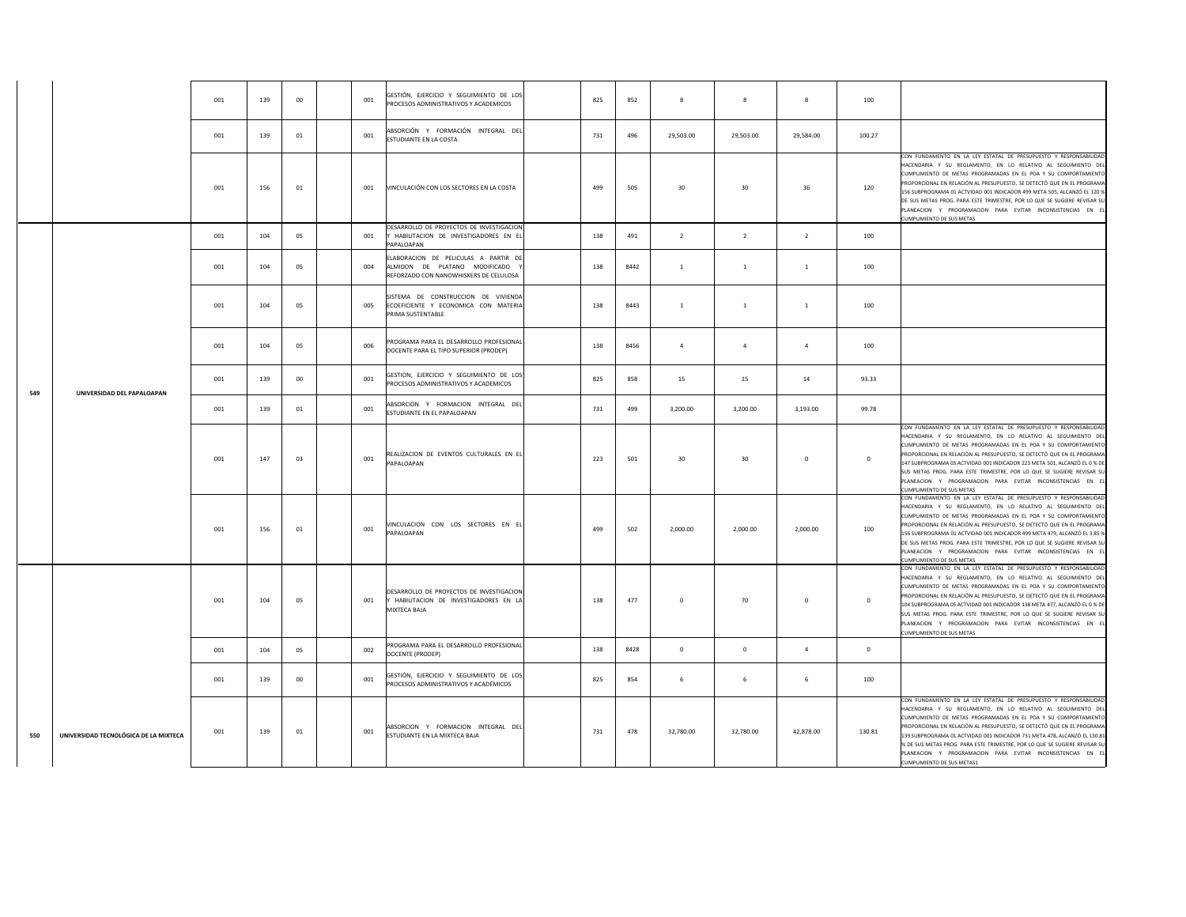| | | 001 | 139 | 00 | | 001 | GESTIÓN, EJERCICIO Y SEGUIMIENTO DE LOS PROCESOS ADMINISTRATIVOS Y ACADEMICOS | | 825 | 852 | 8 | 8 | 8 | 100 | |
|---|---|---|---|---|---|---|---|---|---|---|---|---|---|---|---|
| | | 001 | 139 | 01 | | 001 | ABSORCIÓN Y FORMACIÓN INTEGRAL DEL ESTUDIANTE EN LA COSTA | | 731 | 496 | 29,503.00 | 29,503.00 | 29,584.00 | 100.27 | |
| | | 001 | 156 | 01 | | 001 | VINCULACIÓN CON LOS SECTORES EN LA COSTA | | 499 | 505 | 30 | 30 | 36 | 120 | CON FUNDAMENTO EN LA LEY ESTATAL DE PRESUPUESTO Y RESPONSABILIDAD HACENDARIA Y SU REGLAMENTO, EN LO RELATIVO AL SEGUIMIENTO DEL CUMPLIMIENTO DE METAS PROGRAMADAS EN EL POA Y SU COMPORTAMIENTO PROPORCIONAL EN RELACIÓN AL PRESUPUESTO, SE DETECTÓ QUE EN EL PROGRAMA 156 SUBPROGRAMA 01 ACTVIDAD 001 INDICADOR 499 META 505, ALCANZÓ EL 120 % DE SUS METAS PROG. PARA ESTE TRIMESTRE, POR LO QUE SE SUGIERE REVISAR SU PLANEACION Y PROGRAMACION PARA EVITAR INCONSISTENCIAS EN EL CUMPLIMIENTO DE SUS METAS |
| 549 | UNIVERSIDAD DEL PAPALOAPAN | 001 | 104 | 05 | | 001 | DESARROLLO DE PROYECTOS DE INVESTIGACION Y HABILITACION DE INVESTIGADORES EN EL PAPALOAPAN | | 138 | 491 | 2 | 2 | 2 | 100 | |
| | | 001 | 104 | 05 | | 004 | ELABORACION DE PELICULAS A PARTIR DE ALMIDON DE PLATANO MODIFICADO Y REFORZADO CON NANOWHISKERS DE CELULOSA | | 138 | 8442 | 1 | 1 | 1 | 100 | |
| | | 001 | 104 | 05 | | 005 | SISTEMA DE CONSTRUCCION DE VIVIENDA ECOEFICIENTE Y ECONOMICA CON MATERIA PRIMA SUSTENTABLE | | 138 | 8443 | 1 | 1 | 1 | 100 | |
| | | 001 | 104 | 05 | | 006 | PROGRAMA PARA EL DESARROLLO PROFESIONAL DOCENTE PARA EL TIPO SUPERIOR (PRODEP) | | 138 | 8456 | 4 | 4 | 4 | 100 | |
| | | 001 | 139 | 00 | | 001 | GESTION, EJERCICIO Y SEGUIMIENTO DE LOS PROCESOS ADMINISTRATIVOS Y ACADEMICOS | | 825 | 858 | 15 | 15 | 14 | 93.33 | |
| | | 001 | 139 | 01 | | 001 | ABSORCION Y FORMACION INTEGRAL DEL ESTUDIANTE EN EL PAPALOAPAN | | 731 | 499 | 3,200.00 | 3,200.00 | 3,193.00 | 99.78 | |
| | | 001 | 147 | 03 | | 001 | REALIZACION DE EVENTOS CULTURALES EN EL PAPALOAPAN | | 223 | 501 | 30 | 30 | 0 | 0 | CON FUNDAMENTO EN LA LEY ESTATAL DE PRESUPUESTO Y RESPONSABILIDAD HACENDARIA Y SU REGLAMENTO, EN LO RELATIVO AL SEGUIMIENTO DEL CUMPLIMIENTO DE METAS PROGRAMADAS EN EL POA Y SU COMPORTAMIENTO PROPORCIONAL EN RELACIÓN AL PRESUPUESTO, SE DETECTÓ QUE EN EL PROGRAMA 147 SUBPROGRAMA 03 ACTVIDAD 001 INDICADOR 223 META 501, ALCANZÓ EL 0 % DE SUS METAS PROG. PARA ESTE TRIMESTRE, POR LO QUE SE SUGIERE REVISAR SU PLANEACION Y PROGRAMACION PARA EVITAR INCONSISTENCIAS EN EL CUMPLIMIENTO DE SUS METAS |
| | | 001 | 156 | 01 | | 001 | VINCULACION CON LOS SECTORES EN EL PAPALOAPAN | | 499 | 502 | 2,000.00 | 2,000.00 | 2,000.00 | 100 | CON FUNDAMENTO EN LA LEY ESTATAL DE PRESUPUESTO Y RESPONSABILIDAD HACENDARIA Y SU REGLAMENTO, EN LO RELATIVO AL SEGUIMIENTO DEL CUMPLIMIENTO DE METAS PROGRAMADAS EN EL POA Y SU COMPORTAMIENTO PROPORCIONAL EN RELACIÓN AL PRESUPUESTO, SE DETECTÓ QUE EN EL PROGRAMA 156 SUBPROGRAMA 01 ACTVIDAD 001 INDICADOR 499 META 479, ALCANZÓ EL 3.85 % DE SUS METAS PROG. PARA ESTE TRIMESTRE, POR LO QUE SE SUGIERE REVISAR SU PLANEACION Y PROGRAMACION PARA EVITAR INCONSISTENCIAS EN EL CUMPLIMIENTO DE SUS METAS |
| 550 | UNIVERSIDAD TECNOLÓGICA DE LA MIXTECA | 001 | 104 | 05 | | 001 | DESARROLLO DE PROYECTOS DE INVESTIGACION Y HABILITACION DE INVESTIGADORES EN LA MIXTECA BAJA | | 138 | 477 | 0 | 70 | 0 | 0 | CON FUNDAMENTO EN LA LEY ESTATAL DE PRESUPUESTO Y RESPONSABILIDAD HACENDARIA Y SU REGLAMENTO, EN LO RELATIVO AL SEGUIMIENTO DEL CUMPLIMIENTO DE METAS PROGRAMADAS EN EL POA Y SU COMPORTAMIENTO PROPORCIONAL EN RELACIÓN AL PRESUPUESTO, SE DETECTÓ QUE EN EL PROGRAMA 104 SUBPROGRAMA 05 ACTVIDAD 001 INDICADOR 138 META 477, ALCANZÓ EL 0 % DE SUS METAS PROG. PARA ESTE TRIMESTRE, POR LO QUE SE SUGIERE REVISAR SU PLANEACION Y PROGRAMACION PARA EVITAR INCONSISTENCIAS EN EL CUMPLIMIENTO DE SUS METAS |
| | | 001 | 104 | 05 | | 002 | PROGRAMA PARA EL DESARROLLO PROFESIONAL DOCENTE (PRODEP) | | 138 | 8428 | 0 | 0 | 4 | 0 | |
| | | 001 | 139 | 00 | | 001 | GESTIÓN, EJERCICIO Y SEGUIMIENTO DE LOS PROCESOS ADMINISTRATIVOS Y ACADÉMICOS | | 825 | 854 | 6 | 6 | 6 | 100 | |
| | | 001 | 139 | 01 | | 001 | ABSORCION Y FORMACION INTEGRAL DEL ESTUDIANTE EN LA MIXTECA BAJA | | 731 | 478 | 32,780.00 | 32,780.00 | 42,878.00 | 130.81 | CON FUNDAMENTO EN LA LEY ESTATAL DE PRESUPUESTO Y RESPONSABILIDAD HACENDARIA Y SU REGLAMENTO, EN LO RELATIVO AL SEGUIMIENTO DEL CUMPLIMIENTO DE METAS PROGRAMADAS EN EL POA Y SU COMPORTAMIENTO PROPORCIONAL EN RELACIÓN AL PRESUPUESTO, SE DETECTÓ QUE EN EL PROGRAMA 139 SUBPROGRAMA 01 ACTVIDAD 001 INDICADOR 731 META 479, ALCANZÓ EL 130.81 % DE SUS METAS PROG. PARA ESTE TRIMESTRE, POR LO QUE SE SUGIERE REVISAR SU PLANEACION Y PROGRAMACION PARA EVITAR INCONSISTENCIAS EN EL CUMPLIMIENTO DE SUS METAS1 |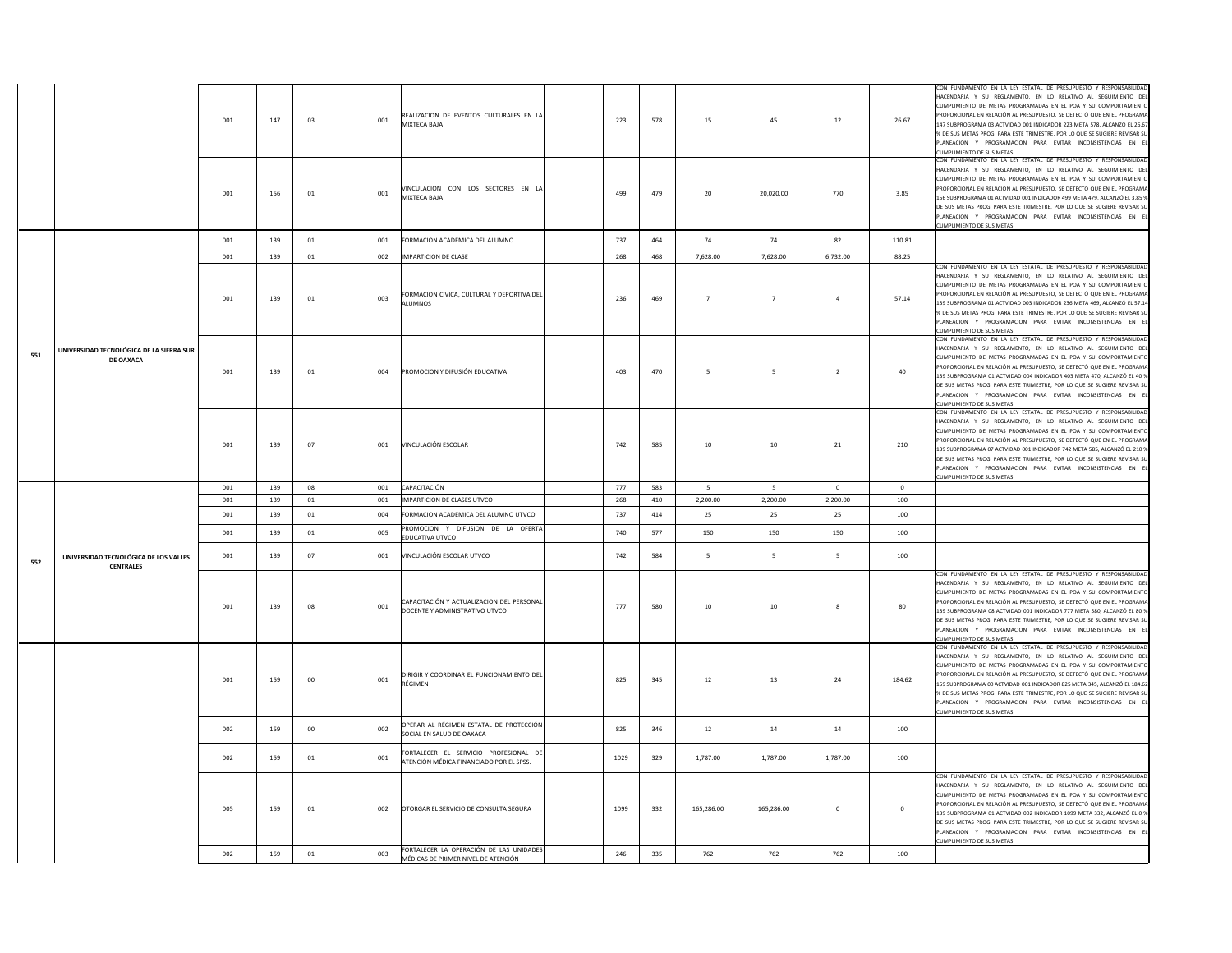| | | | | | | | | | | | | | | | |
|---|---|---|---|---|---|---|---|---|---|---|---|---|---|---|---|
| | | 001 | 147 | 03 | | 001 | REALIZACION DE EVENTOS CULTURALES EN LA MIXTECA BAJA | | 223 | 578 | 15 | 45 | 12 | 26.67 | CON FUNDAMENTO EN LA LEY ESTATAL DE PRESUPUESTO Y RESPONSABILIDAD HACENDARIA Y SU REGLAMENTO, EN LO RELATIVO AL SEGUIMIENTO DEL CUMPLIMIENTO DE METAS PROGRAMADAS EN EL POA Y SU COMPORTAMIENTO PROPORCIONAL EN RELACIÓN AL PRESUPUESTO, SE DETECTÓ QUE EN EL PROGRAMA 147 SUBPROGRAMA 03 ACTVIDAD 001 INDICADOR 223 META 578, ALCANZÓ EL 26.67 % DE SUS METAS PROG. PARA ESTE TRIMESTRE, POR LO QUE SE SUGIERE REVISAR SU PLANEACION Y PROGRAMACION PARA EVITAR INCONSISTENCIAS EN EL CUMPLIMIENTO DE SUS METAS |
| | | 001 | 156 | 01 | | 001 | VINCULACION CON LOS SECTORES EN LA MIXTECA BAJA | | 499 | 479 | 20 | 20,020.00 | 770 | 3.85 | CON FUNDAMENTO EN LA LEY ESTATAL DE PRESUPUESTO Y RESPONSABILIDAD HACENDARIA Y SU REGLAMENTO, EN LO RELATIVO AL SEGUIMIENTO DEL CUMPLIMIENTO DE METAS PROGRAMADAS EN EL POA Y SU COMPORTAMIENTO PROPORCIONAL EN RELACIÓN AL PRESUPUESTO, SE DETECTÓ QUE EN EL PROGRAMA 156 SUBPROGRAMA 01 ACTVIDAD 001 INDICADOR 499 META 479, ALCANZÓ EL 3.85 % DE SUS METAS PROG. PARA ESTE TRIMESTRE, POR LO QUE SE SUGIERE REVISAR SU PLANEACION Y PROGRAMACION PARA EVITAR INCONSISTENCIAS EN EL CUMPLIMIENTO DE SUS METAS |
| 551 | UNIVERSIDAD TECNOLÓGICA DE LA SIERRA SUR DE OAXACA | 001 | 139 | 01 | | 001 | FORMACION ACADEMICA DEL ALUMNO | | 737 | 464 | 74 | 74 | 82 | 110.81 | |
| | | 001 | 139 | 01 | | 002 | IMPARTICION DE CLASE | | 268 | 468 | 7,628.00 | 7,628.00 | 6,732.00 | 88.25 | |
| | | 001 | 139 | 01 | | 003 | FORMACION CIVICA, CULTURAL Y DEPORTIVA DEL ALUMNOS | | 236 | 469 | 7 | 7 | 4 | 57.14 | CON FUNDAMENTO EN LA LEY ESTATAL DE PRESUPUESTO Y RESPONSABILIDAD HACENDARIA Y SU REGLAMENTO, EN LO RELATIVO AL SEGUIMIENTO DEL CUMPLIMIENTO DE METAS PROGRAMADAS EN EL POA Y SU COMPORTAMIENTO PROPORCIONAL EN RELACIÓN AL PRESUPUESTO, SE DETECTÓ QUE EN EL PROGRAMA 139 SUBPROGRAMA 01 ACTVIDAD 003 INDICADOR 236 META 469, ALCANZÓ EL 57.14 % DE SUS METAS PROG. PARA ESTE TRIMESTRE, POR LO QUE SE SUGIERE REVISAR SU PLANEACION Y PROGRAMACION PARA EVITAR INCONSISTENCIAS EN EL CUMPLIMIENTO DE SUS METAS |
| | | 001 | 139 | 01 | | 004 | PROMOCION Y DIFUSIÓN EDUCATIVA | | 403 | 470 | 5 | 5 | 2 | 40 | CON FUNDAMENTO EN LA LEY ESTATAL DE PRESUPUESTO Y RESPONSABILIDAD HACENDARIA Y SU REGLAMENTO, EN LO RELATIVO AL SEGUIMIENTO DEL CUMPLIMIENTO DE METAS PROGRAMADAS EN EL POA Y SU COMPORTAMIENTO PROPORCIONAL EN RELACIÓN AL PRESUPUESTO, SE DETECTÓ QUE EN EL PROGRAMA 139 SUBPROGRAMA 01 ACTVIDAD 004 INDICADOR 403 META 470, ALCANZÓ EL 40 % DE SUS METAS PROG. PARA ESTE TRIMESTRE, POR LO QUE SE SUGIERE REVISAR SU PLANEACION Y PROGRAMACION PARA EVITAR INCONSISTENCIAS EN EL CUMPLIMIENTO DE SUS METAS |
| | | 001 | 139 | 07 | | 001 | VINCULACIÓN ESCOLAR | | 742 | 585 | 10 | 10 | 21 | 210 | CON FUNDAMENTO EN LA LEY ESTATAL DE PRESUPUESTO Y RESPONSABILIDAD HACENDARIA Y SU REGLAMENTO, EN LO RELATIVO AL SEGUIMIENTO DEL CUMPLIMIENTO DE METAS PROGRAMADAS EN EL POA Y SU COMPORTAMIENTO PROPORCIONAL EN RELACIÓN AL PRESUPUESTO, SE DETECTÓ QUE EN EL PROGRAMA 139 SUBPROGRAMA 07 ACTVIDAD 001 INDICADOR 742 META 585, ALCANZÓ EL 210 % DE SUS METAS PROG. PARA ESTE TRIMESTRE, POR LO QUE SE SUGIERE REVISAR SU PLANEACION Y PROGRAMACION PARA EVITAR INCONSISTENCIAS EN EL CUMPLIMIENTO DE SUS METAS |
| | | 001 | 139 | 08 | | 001 | CAPACITACIÓN | | 777 | 583 | 5 | 5 | 0 | 0 | |
| 552 | UNIVERSIDAD TECNOLÓGICA DE LOS VALLES CENTRALES | 001 | 139 | 01 | | 001 | IMPARTICION DE CLASES UTVCO | | 268 | 410 | 2,200.00 | 2,200.00 | 2,200.00 | 100 | |
| | | 001 | 139 | 01 | | 004 | FORMACION ACADEMICA DEL ALUMNO UTVCO | | 737 | 414 | 25 | 25 | 25 | 100 | |
| | | 001 | 139 | 01 | | 005 | PROMOCION Y DIFUSION DE LA OFERTA EDUCATIVA UTVCO | | 740 | 577 | 150 | 150 | 150 | 100 | |
| | | 001 | 139 | 07 | | 001 | VINCULACIÓN ESCOLAR UTVCO | | 742 | 584 | 5 | 5 | 5 | 100 | |
| | | 001 | 139 | 08 | | 001 | CAPACITACIÓN Y ACTUALIZACION DEL PERSONAL DOCENTE Y ADMINISTRATIVO UTVCO | | 777 | 580 | 10 | 10 | 8 | 80 | CON FUNDAMENTO EN LA LEY ESTATAL DE PRESUPUESTO Y RESPONSABILIDAD HACENDARIA Y SU REGLAMENTO, EN LO RELATIVO AL SEGUIMIENTO DEL CUMPLIMIENTO DE METAS PROGRAMADAS EN EL POA Y SU COMPORTAMIENTO PROPORCIONAL EN RELACIÓN AL PRESUPUESTO, SE DETECTÓ QUE EN EL PROGRAMA 139 SUBPROGRAMA 08 ACTVIDAD 001 INDICADOR 777 META 580, ALCANZÓ EL 80 % DE SUS METAS PROG. PARA ESTE TRIMESTRE, POR LO QUE SE SUGIERE REVISAR SU PLANEACION Y PROGRAMACION PARA EVITAR INCONSISTENCIAS EN EL CUMPLIMIENTO DE SUS METAS |
| | | 001 | 159 | 00 | | 001 | DIRIGIR Y COORDINAR EL FUNCIONAMIENTO DEL RÉGIMEN | | 825 | 345 | 12 | 13 | 24 | 184.62 | CON FUNDAMENTO EN LA LEY ESTATAL DE PRESUPUESTO Y RESPONSABILIDAD HACENDARIA Y SU REGLAMENTO, EN LO RELATIVO AL SEGUIMIENTO DEL CUMPLIMIENTO DE METAS PROGRAMADAS EN EL POA Y SU COMPORTAMIENTO PROPORCIONAL EN RELACIÓN AL PRESUPUESTO, SE DETECTÓ QUE EN EL PROGRAMA 159 SUBPROGRAMA 00 ACTVIDAD 001 INDICADOR 825 META 345, ALCANZÓ EL 184.62 % DE SUS METAS PROG. PARA ESTE TRIMESTRE, POR LO QUE SE SUGIERE REVISAR SU PLANEACION Y PROGRAMACION PARA EVITAR INCONSISTENCIAS EN EL CUMPLIMIENTO DE SUS METAS |
| | | 002 | 159 | 00 | | 002 | OPERAR AL RÉGIMEN ESTATAL DE PROTECCIÓN SOCIAL EN SALUD DE OAXACA | | 825 | 346 | 12 | 14 | 14 | 100 | |
| | | 002 | 159 | 01 | | 001 | FORTALECER EL SERVICIO PROFESIONAL DE ATENCIÓN MÉDICA FINANCIADO POR EL SPSS. | | 1029 | 329 | 1,787.00 | 1,787.00 | 1,787.00 | 100 | |
| | | 005 | 159 | 01 | | 002 | OTORGAR EL SERVICIO DE CONSULTA SEGURA | | 1099 | 332 | 165,286.00 | 165,286.00 | 0 | 0 | CON FUNDAMENTO EN LA LEY ESTATAL DE PRESUPUESTO Y RESPONSABILIDAD HACENDARIA Y SU REGLAMENTO, EN LO RELATIVO AL SEGUIMIENTO DEL CUMPLIMIENTO DE METAS PROGRAMADAS EN EL POA Y SU COMPORTAMIENTO PROPORCIONAL EN RELACIÓN AL PRESUPUESTO, SE DETECTÓ QUE EN EL PROGRAMA 139 SUBPROGRAMA 01 ACTVIDAD 002 INDICADOR 1099 META 332, ALCANZÓ EL 0 % DE SUS METAS PROG. PARA ESTE TRIMESTRE, POR LO QUE SE SUGIERE REVISAR SU PLANEACION Y PROGRAMACION PARA EVITAR INCONSISTENCIAS EN EL CUMPLIMIENTO DE SUS METAS |
| | | 002 | 159 | 01 | | 003 | FORTALECER LA OPERACIÓN DE LAS UNIDADES MÉDICAS DE PRIMER NIVEL DE ATENCIÓN | | 246 | 335 | 762 | 762 | 762 | 100 | |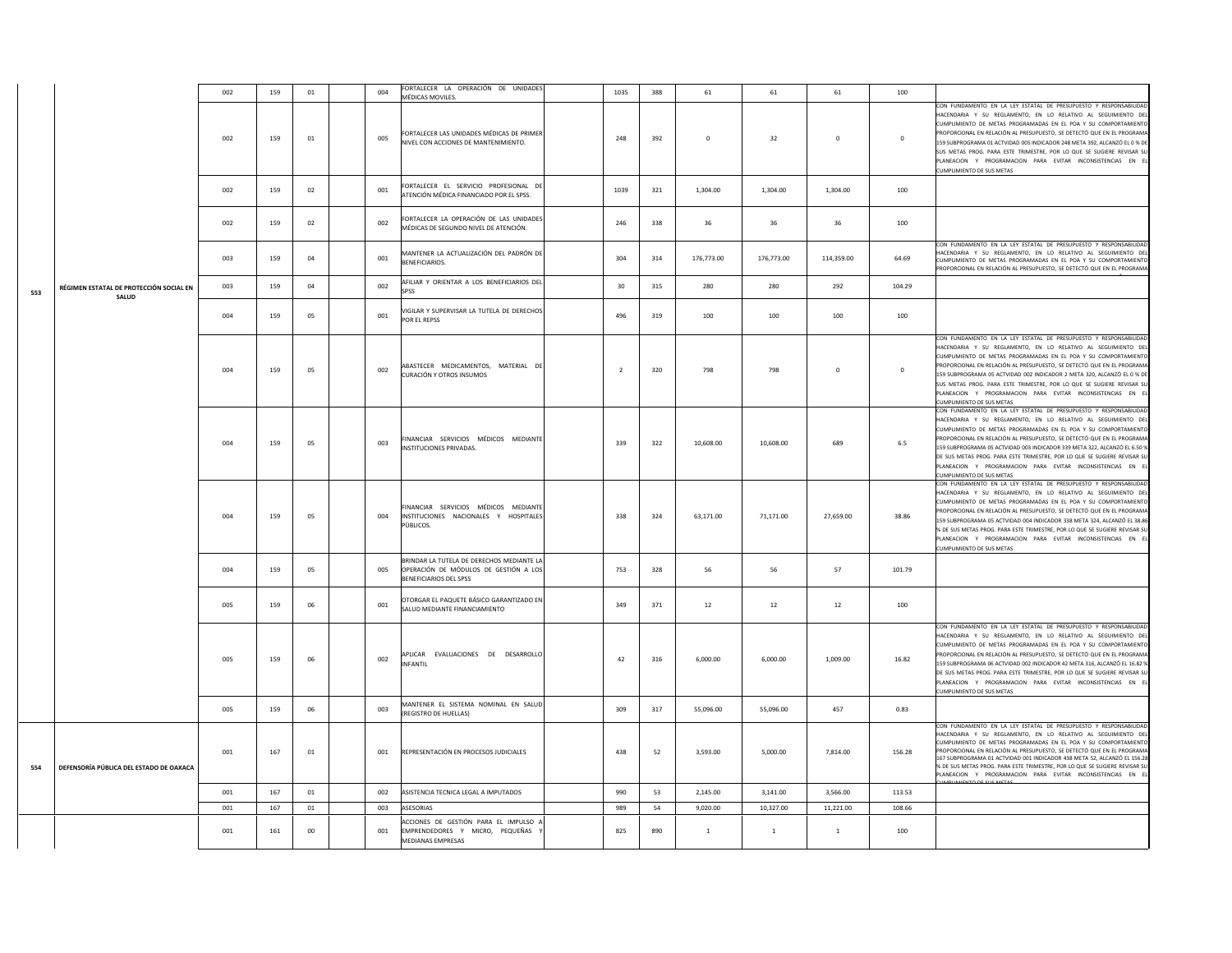| | | | | | | | | | | | | | | | |
|---|---|---|---|---|---|---|---|---|---|---|---|---|---|---|---|
| 553 | RÉGIMEN ESTATAL DE PROTECCIÓN SOCIAL EN SALUD | 002 | 159 | 01 | | 004 | FORTALECER LA OPERACIÓN DE UNIDADES MÉDICAS MOVILES. | | 1035 | 388 | 61 | 61 | 61 | 100 | |
| | | 002 | 159 | 01 | | 005 | FORTALECER LAS UNIDADES MÉDICAS DE PRIMER NIVEL CON ACCIONES DE MANTENIMIENTO. | | 248 | 392 | 0 | 32 | 0 | 0 | CON FUNDAMENTO EN LA LEY ESTATAL DE PRESUPUESTO Y RESPONSABILIDAD HACENDARIA Y SU REGLAMENTO, EN LO RELATIVO AL SEGUIMIENTO DEL CUMPLIMIENTO DE METAS PROGRAMADAS EN EL POA Y SU COMPORTAMIENTO PROPORCIONAL EN RELACIÓN AL PRESUPUESTO, SE DETECTÓ QUE EN EL PROGRAMA 159 SUBPROGRAMA 01 ACTVIDAD 005 INDICADOR 248 META 392, ALCANZÓ EL 0 % DE SUS METAS PROG. PARA ESTE TRIMESTRE, POR LO QUE SE SUGIERE REVISAR SU PLANEACION Y PROGRAMACION PARA EVITAR INCONSISTENCIAS EN EL CUMPLIMIENTO DE SUS METAS |
| | | 002 | 159 | 02 | | 001 | FORTALECER EL SERVICIO PROFESIONAL DE ATENCIÓN MÉDICA FINANCIADO POR EL SPSS. | | 1039 | 321 | 1,304.00 | 1,304.00 | 1,304.00 | 100 | |
| | | 002 | 159 | 02 | | 002 | FORTALECER LA OPERACIÓN DE LAS UNIDADES MÉDICAS DE SEGUNDO NIVEL DE ATENCIÓN. | | 246 | 338 | 36 | 36 | 36 | 100 | |
| | | 003 | 159 | 04 | | 001 | MANTENER LA ACTUALIZACIÓN DEL PADRÓN DE BENEFICIARIOS. | | 304 | 314 | 176,773.00 | 176,773.00 | 114,359.00 | 64.69 | CON FUNDAMENTO EN LA LEY ESTATAL DE PRESUPUESTO Y RESPONSABILIDAD HACENDARIA Y SU REGLAMENTO, EN LO RELATIVO AL SEGUIMIENTO DEL CUMPLIMIENTO DE METAS PROGRAMADAS EN EL POA Y SU COMPORTAMIENTO PROPORCIONAL EN RELACIÓN AL PRESUPUESTO, SE DETECTÓ QUE EN EL PROGRAMA |
| | | 003 | 159 | 04 | | 002 | AFILIAR Y ORIENTAR A LOS BENEFICIARIOS DEL SPSS | | 30 | 315 | 280 | 280 | 292 | 104.29 | |
| | | 004 | 159 | 05 | | 001 | VIGILAR Y SUPERVISAR LA TUTELA DE DERECHOS POR EL REPSS | | 496 | 319 | 100 | 100 | 100 | 100 | |
| | | 004 | 159 | 05 | | 002 | ABASTECER MEDICAMENTOS, MATERIAL DE CURACIÓN Y OTROS INSUMOS | | 2 | 320 | 798 | 798 | 0 | 0 | CON FUNDAMENTO EN LA LEY ESTATAL DE PRESUPUESTO Y RESPONSABILIDAD HACENDARIA Y SU REGLAMENTO, EN LO RELATIVO AL SEGUIMIENTO DEL CUMPLIMIENTO DE METAS PROGRAMADAS EN EL POA Y SU COMPORTAMIENTO PROPORCIONAL EN RELACIÓN AL PRESUPUESTO, SE DETECTÓ QUE EN EL PROGRAMA 159 SUBPROGRAMA 05 ACTVIDAD 002 INDICADOR 2 META 320, ALCANZÓ EL 0 % DE SUS METAS PROG. PARA ESTE TRIMESTRE, POR LO QUE SE SUGIERE REVISAR SU PLANEACION Y PROGRAMACION PARA EVITAR INCONSISTENCIAS EN EL CUMPLIMIENTO DE SUS METAS |
| | | 004 | 159 | 05 | | 003 | FINANCIAR SERVICIOS MÉDICOS MEDIANTE INSTITUCIONES PRIVADAS. | | 339 | 322 | 10,608.00 | 10,608.00 | 689 | 6.5 | CON FUNDAMENTO EN LA LEY ESTATAL DE PRESUPUESTO Y RESPONSABILIDAD HACENDARIA Y SU REGLAMENTO, EN LO RELATIVO AL SEGUIMIENTO DEL CUMPLIMIENTO DE METAS PROGRAMADAS EN EL POA Y SU COMPORTAMIENTO PROPORCIONAL EN RELACIÓN AL PRESUPUESTO, SE DETECTÓ QUE EN EL PROGRAMA 159 SUBPROGRAMA 05 ACTVIDAD 003 INDICADOR 339 META 322, ALCANZÓ EL 6.50 % DE SUS METAS PROG. PARA ESTE TRIMESTRE, POR LO QUE SE SUGIERE REVISAR SU PLANEACION Y PROGRAMACION PARA EVITAR INCONSISTENCIAS EN EL CUMPLIMIENTO DE SUS METAS |
| | | 004 | 159 | 05 | | 004 | FINANCIAR SERVICIOS MÉDICOS MEDIANTE INSTITUCIONES NACIONALES Y HOSPITALES PÚBLICOS. | | 338 | 324 | 63,171.00 | 71,171.00 | 27,659.00 | 38.86 | CON FUNDAMENTO EN LA LEY ESTATAL DE PRESUPUESTO Y RESPONSABILIDAD HACENDARIA Y SU REGLAMENTO, EN LO RELATIVO AL SEGUIMIENTO DEL CUMPLIMIENTO DE METAS PROGRAMADAS EN EL POA Y SU COMPORTAMIENTO PROPORCIONAL EN RELACIÓN AL PRESUPUESTO, SE DETECTÓ QUE EN EL PROGRAMA 159 SUBPROGRAMA 05 ACTVIDAD 004 INDICADOR 338 META 324, ALCANZÓ EL 38.86 % DE SUS METAS PROG. PARA ESTE TRIMESTRE, POR LO QUE SE SUGIERE REVISAR SU PLANEACION Y PROGRAMACION PARA EVITAR INCONSISTENCIAS EN EL CUMPLIMIENTO DE SUS METAS |
| | | 004 | 159 | 05 | | 005 | BRINDAR LA TUTELA DE DERECHOS MEDIANTE LA OPERACIÓN DE MÓDULOS DE GESTIÓN A LOS BENEFICIARIOS DEL SPSS | | 753 | 328 | 56 | 56 | 57 | 101.79 | |
| | | 005 | 159 | 06 | | 001 | OTORGAR EL PAQUETE BÁSICO GARANTIZADO EN SALUD MEDIANTE FINANCIAMIENTO | | 349 | 371 | 12 | 12 | 12 | 100 | |
| | | 005 | 159 | 06 | | 002 | APLICAR EVALUACIONES DE DESARROLLO INFANTIL | | 42 | 316 | 6,000.00 | 6,000.00 | 1,009.00 | 16.82 | CON FUNDAMENTO EN LA LEY ESTATAL DE PRESUPUESTO Y RESPONSABILIDAD HACENDARIA Y SU REGLAMENTO, EN LO RELATIVO AL SEGUIMIENTO DEL CUMPLIMIENTO DE METAS PROGRAMADAS EN EL POA Y SU COMPORTAMIENTO PROPORCIONAL EN RELACIÓN AL PRESUPUESTO, SE DETECTÓ QUE EN EL PROGRAMA 159 SUBPROGRAMA 06 ACTVIDAD 002 INDICADOR 42 META 316, ALCANZÓ EL 16.82 % DE SUS METAS PROG. PARA ESTE TRIMESTRE, POR LO QUE SE SUGIERE REVISAR SU PLANEACION Y PROGRAMACION PARA EVITAR INCONSISTENCIAS EN EL CUMPLIMIENTO DE SUS METAS |
| | | 005 | 159 | 06 | | 003 | MANTENER EL SISTEMA NOMINAL EN SALUD (REGISTRO DE HUELLAS) | | 309 | 317 | 55,096.00 | 55,096.00 | 457 | 0.83 | |
| 554 | DEFENSORÍA PÚBLICA DEL ESTADO DE OAXACA | 001 | 167 | 01 | | 001 | REPRESENTACIÓN EN PROCESOS JUDICIALES | | 438 | 52 | 3,593.00 | 5,000.00 | 7,814.00 | 156.28 | CON FUNDAMENTO EN LA LEY ESTATAL DE PRESUPUESTO Y RESPONSABILIDAD HACENDARIA Y SU REGLAMENTO, EN LO RELATIVO AL SEGUIMIENTO DEL CUMPLIMIENTO DE METAS PROGRAMADAS EN EL POA Y SU COMPORTAMIENTO PROPORCIONAL EN RELACIÓN AL PRESUPUESTO, SE DETECTÓ QUE EN EL PROGRAMA 167 SUBPROGRAMA 01 ACTVIDAD 001 INDICADOR 438 META 52, ALCANZÓ EL 156.28 % DE SUS METAS PROG. PARA ESTE TRIMESTRE, POR LO QUE SE SUGIERE REVISAR SU PLANEACION Y PROGRAMACION PARA EVITAR INCONSISTENCIAS EN EL CUMPLIMIENTO DE SUS METAS |
| | | 001 | 167 | 01 | | 002 | ASISTENCIA TECNICA LEGAL A IMPUTADOS | | 990 | 53 | 2,145.00 | 3,141.00 | 3,566.00 | 113.53 | |
| | | 001 | 167 | 01 | | 003 | ASESORIAS | | 989 | 54 | 9,020.00 | 10,327.00 | 11,221.00 | 108.66 | |
| | | 001 | 161 | 00 | | 001 | ACCIONES DE GESTIÓN PARA EL IMPULSO A EMPRENDEDORES Y MICRO, PEQUEÑAS Y MEDIANAS EMPRESAS | | 825 | 890 | 1 | 1 | 1 | 100 | |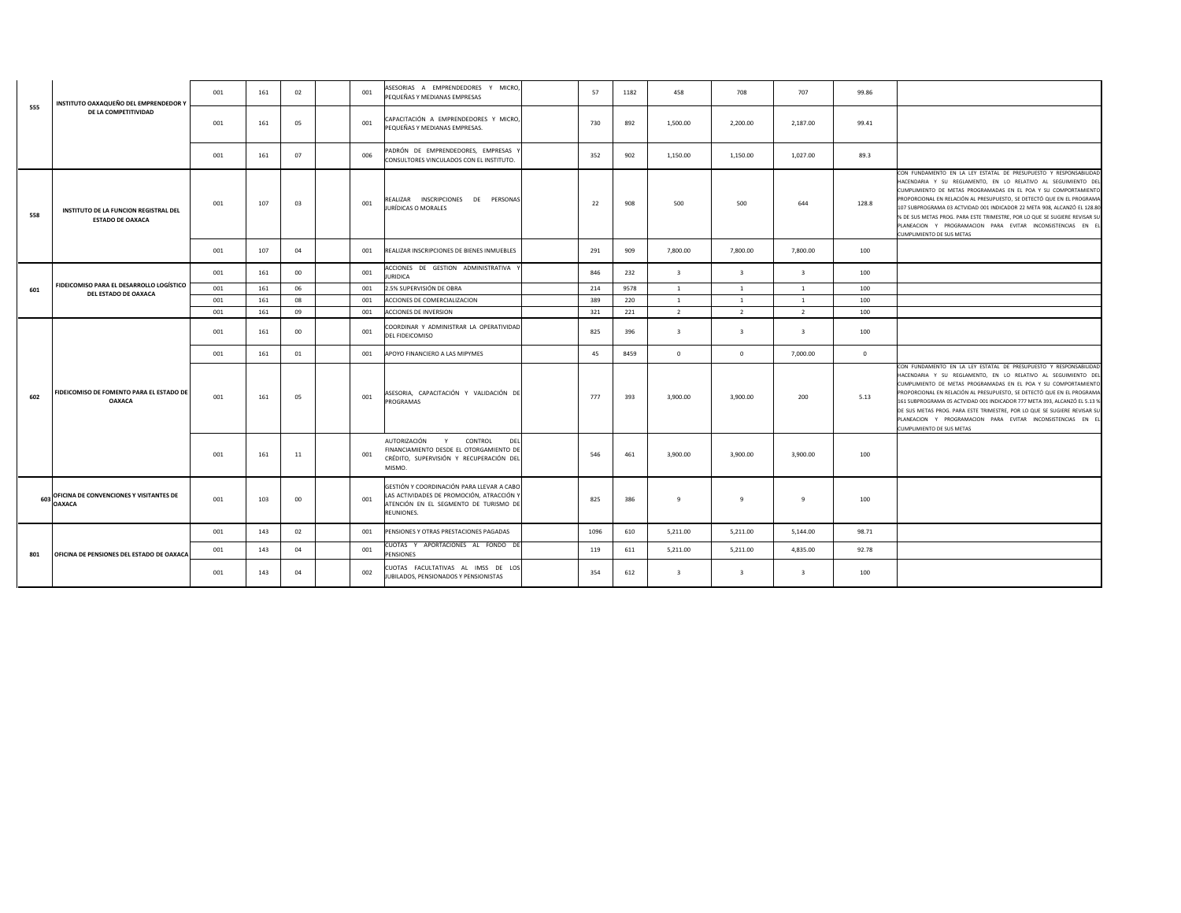| | | | | | | | | | | | | | | | | |
|---|---|---|---|---|---|---|---|---|---|---|---|---|---|---|---|---|
| 555 | INSTITUTO OAXAQUEÑO DEL EMPRENDEDOR Y DE LA COMPETITIVIDAD | 001 | 161 | 02 | | 001 | ASESORIAS A EMPRENDEDORES Y MICRO, PEQUEÑAS Y MEDIANAS EMPRESAS | | 57 | 1182 | 458 | 708 | 707 | 99.86 | |
| | | 001 | 161 | 05 | | 001 | CAPACITACIÓN A EMPRENDEDORES Y MICRO, PEQUEÑAS Y MEDIANAS EMPRESAS. | | 730 | 892 | 1,500.00 | 2,200.00 | 2,187.00 | 99.41 | |
| | | 001 | 161 | 07 | | 006 | PADRÓN DE EMPRENDEDORES, EMPRESAS Y CONSULTORES VINCULADOS CON EL INSTITUTO. | | 352 | 902 | 1,150.00 | 1,150.00 | 1,027.00 | 89.3 | |
| 558 | INSTITUTO DE LA FUNCION REGISTRAL DEL ESTADO DE OAXACA | 001 | 107 | 03 | | 001 | REALIZAR INSCRIPCIONES DE PERSONAS JURÍDICAS O MORALES | | 22 | 908 | 500 | 500 | 644 | 128.8 | CON FUNDAMENTO EN LA LEY ESTATAL DE PRESUPUESTO Y RESPONSABILIDAD HACENDARIA Y SU REGLAMENTO, EN LO RELATIVO AL SEGUIMIENTO DEL CUMPLIMIENTO DE METAS PROGRAMADAS EN EL POA Y SU COMPORTAMIENTO PROPORCIONAL EN RELACIÓN AL PRESUPUESTO, SE DETECTÓ QUE EN EL PROGRAMA 107 SUBPROGRAMA 03 ACTVIDAD 001 INDICADOR 22 META 908, ALCANZÓ EL 128.80 % DE SUS METAS PROG. PARA ESTE TRIMESTRE, POR LO QUE SE SUGIERE REVISAR SU PLANEACION Y PROGRAMACION PARA EVITAR INCONSISTENCIAS EN EL CUMPLIMIENTO DE SUS METAS |
| | | 001 | 107 | 04 | | 001 | REALIZAR INSCRIPCIONES DE BIENES INMUEBLES | | 291 | 909 | 7,800.00 | 7,800.00 | 7,800.00 | 100 | |
| 601 | FIDEICOMISO PARA EL DESARROLLO LOGÍSTICO DEL ESTADO DE OAXACA | 001 | 161 | 00 | | 001 | ACCIONES DE GESTION ADMINISTRATIVA Y JURIDICA | | 846 | 232 | 3 | 3 | 3 | 100 | |
| | | 001 | 161 | 06 | | 001 | 2.5% SUPERVISIÓN DE OBRA | | 214 | 9578 | 1 | 1 | 1 | 100 | |
| | | 001 | 161 | 08 | | 001 | ACCIONES DE COMERCIALIZACION | | 389 | 220 | 1 | 1 | 1 | 100 | |
| | | 001 | 161 | 09 | | 001 | ACCIONES DE INVERSION | | 321 | 221 | 2 | 2 | 2 | 100 | |
| 602 | FIDEICOMISO DE FOMENTO PARA EL ESTADO DE OAXACA | 001 | 161 | 00 | | 001 | COORDINAR Y ADMINISTRAR LA OPERATIVIDAD DEL FIDEICOMISO | | 825 | 396 | 3 | 3 | 3 | 100 | |
| | | 001 | 161 | 01 | | 001 | APOYO FINANCIERO A LAS MIPYMES | | 45 | 8459 | 0 | 0 | 7,000.00 | 0 | |
| | | 001 | 161 | 05 | | 001 | ASESORIA, CAPACITACIÓN Y VALIDACIÓN DE PROGRAMAS | | 777 | 393 | 3,900.00 | 3,900.00 | 200 | 5.13 | CON FUNDAMENTO EN LA LEY ESTATAL DE PRESUPUESTO Y RESPONSABILIDAD HACENDARIA Y SU REGLAMENTO, EN LO RELATIVO AL SEGUIMIENTO DEL CUMPLIMIENTO DE METAS PROGRAMADAS EN EL POA Y SU COMPORTAMIENTO PROPORCIONAL EN RELACIÓN AL PRESUPUESTO, SE DETECTÓ QUE EN EL PROGRAMA 161 SUBPROGRAMA 05 ACTVIDAD 001 INDICADOR 777 META 393, ALCANZÓ EL 5.13 % DE SUS METAS PROG. PARA ESTE TRIMESTRE, POR LO QUE SE SUGIERE REVISAR SU PLANEACION Y PROGRAMACION PARA EVITAR INCONSISTENCIAS EN EL CUMPLIMIENTO DE SUS METAS |
| | | 001 | 161 | 11 | | 001 | AUTORIZACIÓN Y CONTROL DEL FINANCIAMIENTO DESDE EL OTORGAMIENTO DE CRÉDITO, SUPERVISIÓN Y RECUPERACIÓN DEL MISMO. | | 546 | 461 | 3,900.00 | 3,900.00 | 3,900.00 | 100 | |
| 603 | OFICINA DE CONVENCIONES Y VISITANTES DE OAXACA | 001 | 103 | 00 | | 001 | GESTIÓN Y COORDINACIÓN PARA LLEVAR A CABO LAS ACTIVIDADES DE PROMOCIÓN, ATRACCIÓN Y ATENCIÓN EN EL SEGMENTO DE TURISMO DE REUNIONES. | | 825 | 386 | 9 | 9 | 9 | 100 | |
| 801 | OFICINA DE PENSIONES DEL ESTADO DE OAXACA | 001 | 143 | 02 | | 001 | PENSIONES Y OTRAS PRESTACIONES PAGADAS | | 1096 | 610 | 5,211.00 | 5,211.00 | 5,144.00 | 98.71 | |
| | | 001 | 143 | 04 | | 001 | CUOTAS Y APORTACIONES AL FONDO DE PENSIONES | | 119 | 611 | 5,211.00 | 5,211.00 | 4,835.00 | 92.78 | |
| | | 001 | 143 | 04 | | 002 | CUOTAS FACULTATIVAS AL IMSS DE LOS JUBILADOS, PENSIONADOS Y PENSIONISTAS | | 354 | 612 | 3 | 3 | 3 | 100 | |